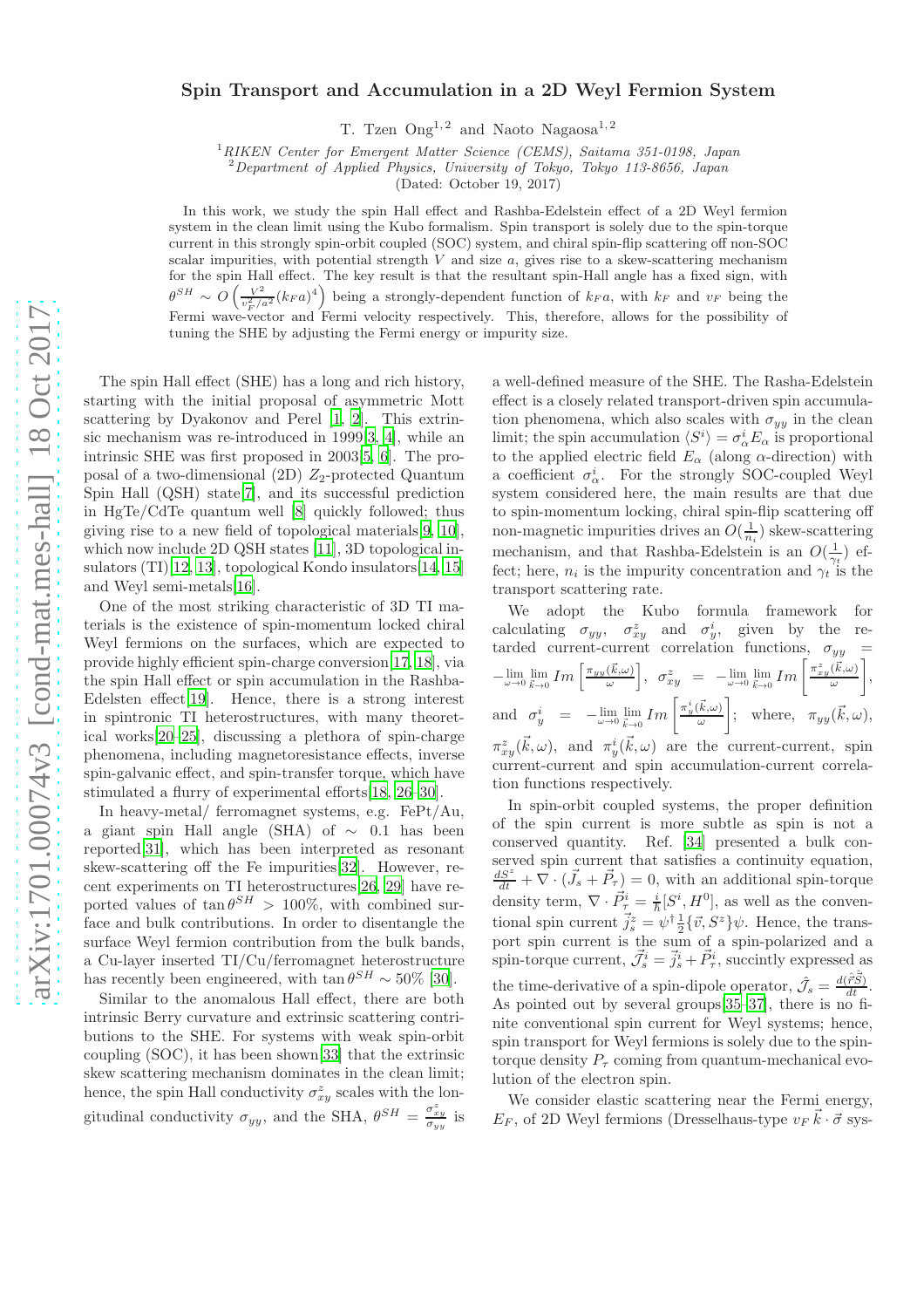# Spin Transport and Accumulation in a 2D Weyl Fermion System

T. Tzen Ong[1,2] and Naoto Nagaosa[1,2]

[1] *RIKEN Center for Emergent Matter Science (CEMS), Saitama 351-0198, Japan*
[2] *Department of Applied Physics, University of Tokyo, Tokyo 113-8656, Japan*

(Dated: October 19, 2017)

In this work, we study the spin Hall effect and Rashba-Edelstein effect of a 2D Weyl fermion system in the clean limit using the Kubo formalism. Spin transport is solely due to the spin-torque current in this strongly spin-orbit coupled (SOC) system, and chiral spin-flip scattering off non-SOC scalar impurities, with potential strength $V$ and size $a$, gives rise to a skew-scattering mechanism for the spin Hall effect. The key result is that the resultant spin-Hall angle has a fixed sign, with $\theta^{SH} \sim O\left(\frac{V^2}{v_F^2/a^2}(k_F a)^4\right)$ being a strongly-dependent function of $k_F a$, with $k_F$ and $v_F$ being the Fermi wave-vector and Fermi velocity respectively. This, therefore, allows for the possibility of tuning the SHE by adjusting the Fermi energy or impurity size.

The spin Hall effect (SHE) has a long and rich history, starting with the initial proposal of asymmetric Mott scattering by Dyakonov and Perel [1, 2]. This extrinsic mechanism was re-introduced in 1999[3, 4], while an intrinsic SHE was first proposed in 2003[5, 6]. The proposal of a two-dimensional (2D) $Z_2$-protected Quantum Spin Hall (QSH) state[7], and its successful prediction in HgTe/CdTe quantum well [8] quickly followed; thus giving rise to a new field of topological materials[9, 10], which now include 2D QSH states [11], 3D topological insulators (TI)[12, 13], topological Kondo insulators[14, 15] and Weyl semi-metals[16].

One of the most striking characteristic of 3D TI materials is the existence of spin-momentum locked chiral Weyl fermions on the surfaces, which are expected to provide highly efficient spin-charge conversion[17, 18], via the spin Hall effect or spin accumulation in the Rashba-Edelsten effect[19]. Hence, there is a strong interest in spintronic TI heterostructures, with many theoretical works[20–25], discussing a plethora of spin-charge phenomena, including magnetoresistance effects, inverse spin-galvanic effect, and spin-transfer torque, which have stimulated a flurry of experimental efforts[18, 26–30].

In heavy-metal/ ferromagnet systems, e.g. FePt/Au, a giant spin Hall angle (SHA) of $\sim 0.1$ has been reported[31], which has been interpreted as resonant skew-scattering off the Fe impurities[32]. However, recent experiments on TI heterostructures[26, 29] have reported values of $\tan\theta^{SH} > 100\%$, with combined surface and bulk contributions. In order to disentangle the surface Weyl fermion contribution from the bulk bands, a Cu-layer inserted TI/Cu/ferromagnet heterostructure has recently been engineered, with $\tan\theta^{SH} \sim 50\%$ [30].

Similar to the anomalous Hall effect, there are both intrinsic Berry curvature and extrinsic scattering contributions to the SHE. For systems with weak spin-orbit coupling (SOC), it has been shown[33] that the extrinsic skew scattering mechanism dominates in the clean limit; hence, the spin Hall conductivity $\sigma^z_{xy}$ scales with the longitudinal conductivity $\sigma_{yy}$, and the SHA, $\theta^{SH} = \frac{\sigma^z_{xy}}{\sigma_{yy}}$ is a well-defined measure of the SHE. The Rasha-Edelstein effect is a closely related transport-driven spin accumulation phenomena, which also scales with $\sigma_{yy}$ in the clean limit; the spin accumulation $\langle S^i \rangle = \sigma^i_\alpha E_\alpha$ is proportional to the applied electric field $E_\alpha$ (along $\alpha$-direction) with a coefficient $\sigma^i_\alpha$. For the strongly SOC-coupled Weyl system considered here, the main results are that due to spin-momentum locking, chiral spin-flip scattering off non-magnetic impurities drives an $O(\frac{1}{n_i})$ skew-scattering mechanism, and that Rashba-Edelstein is an $O(\frac{1}{\gamma_t})$ effect; here, $n_i$ is the impurity concentration and $\gamma_t$ is the transport scattering rate.

We adopt the Kubo formula framework for calculating $\sigma_{yy}$, $\sigma^z_{xy}$ and $\sigma^i_y$, given by the retarded current-current correlation functions, $\sigma_{yy} = -\lim_{\omega\to 0}\lim_{\vec{k}\to 0} Im\left[\frac{\pi_{yy}(\vec{k},\omega)}{\omega}\right]$, $\sigma^z_{xy} = -\lim_{\omega\to 0}\lim_{\vec{k}\to 0} Im\left[\frac{\pi^z_{xy}(\vec{k},\omega)}{\omega}\right]$, and $\sigma^i_y = -\lim_{\omega\to 0}\lim_{\vec{k}\to 0} Im\left[\frac{\pi^i_y(\vec{k},\omega)}{\omega}\right]$; where, $\pi_{yy}(\vec{k},\omega)$, $\pi^z_{xy}(\vec{k},\omega)$, and $\pi^i_y(\vec{k},\omega)$ are the current-current, spin current-current and spin accumulation-current correlation functions respectively.

In spin-orbit coupled systems, the proper definition of the spin current is more subtle as spin is not a conserved quantity. Ref. [34] presented a bulk conserved spin current that satisfies a continuity equation, $\frac{dS^z}{dt} + \nabla\cdot(\vec{J}_s + \vec{P}_\tau) = 0$, with an additional spin-torque density term, $\nabla\cdot\vec{P}^i_\tau = \frac{i}{\hbar}[S^i, H^0]$, as well as the conventional spin current $\vec{j}^z_s = \psi^\dagger\frac{1}{2}\{\vec{v}, S^z\}\psi$. Hence, the transport spin current is the sum of a spin-polarized and a spin-torque current, $\vec{\mathcal{J}}^i_s = \vec{j}^i_s + \vec{P}^i_\tau$, succintly expressed as the time-derivative of a spin-dipole operator, $\hat{\mathcal{J}}_s = \frac{d(\hat{\vec{r}}\hat{\vec{S}})}{dt}$. As pointed out by several groups[35–37], there is no finite conventional spin current for Weyl systems; hence, spin transport for Weyl fermions is solely due to the spin-torque density $P_\tau$ coming from quantum-mechanical evolution of the electron spin.

We consider elastic scattering near the Fermi energy, $E_F$, of 2D Weyl fermions (Dresselhaus-type $v_F\,\vec{k}\cdot\vec{\sigma}$ sys-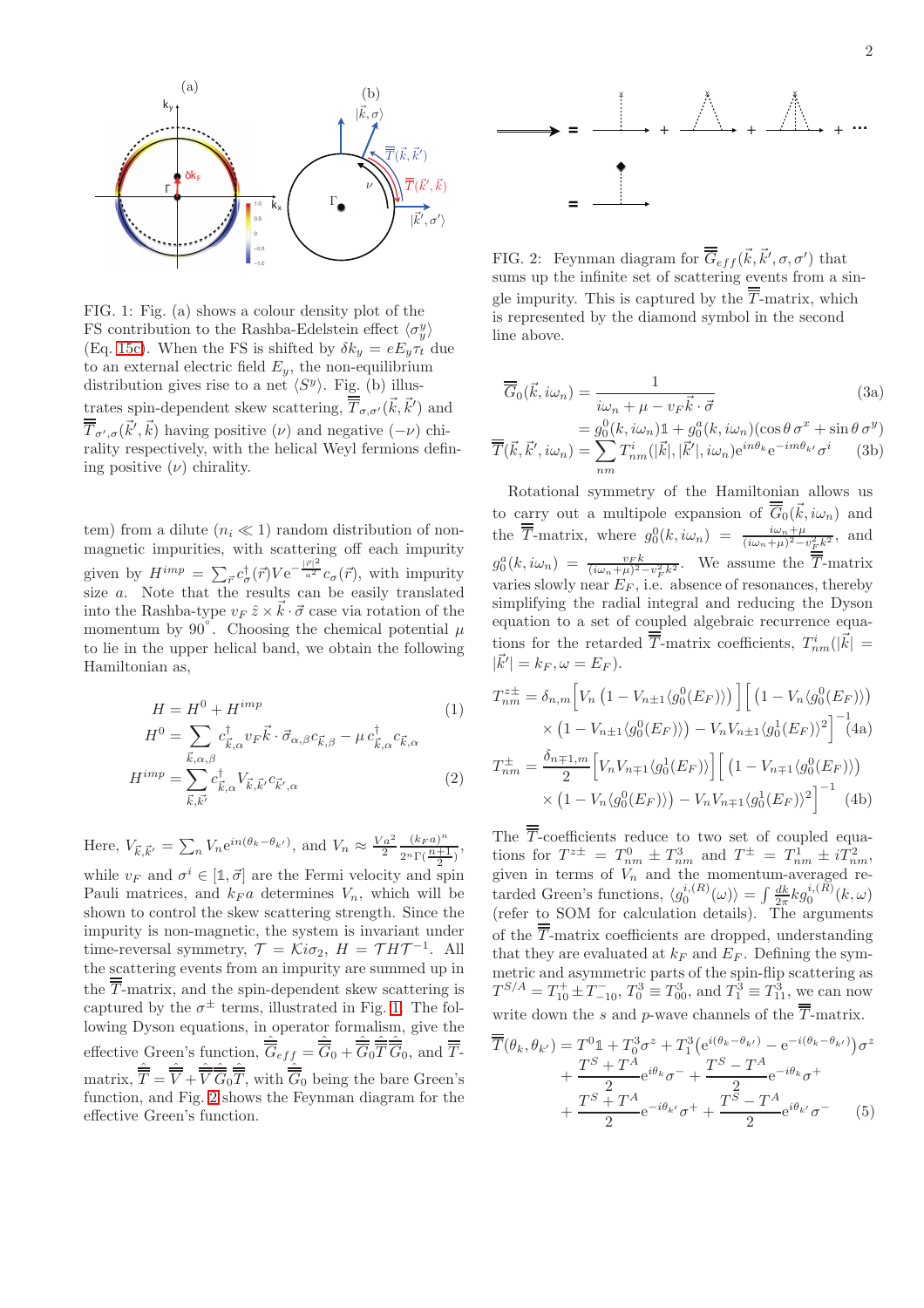FIG. 1: Fig. (a) shows a colour density plot of the FS contribution to the Rashba-Edelstein effect $\langle\sigma^y_y\rangle$ (Eq. 15c). When the FS is shifted by $\delta k_y = eE_y\tau_t$ due to an external electric field $E_y$, the non-equilibrium distribution gives rise to a net $\langle S^y\rangle$. Fig. (b) illustrates spin-dependent skew scattering, $\overline{\overline{T}}_{\sigma,\sigma'}(\vec{k},\vec{k}')$ and $\overline{\overline{T}}_{\sigma',\sigma}(\vec{k}',\vec{k})$ having positive ($\nu$) and negative ($-\nu$) chirality respectively, with the helical Weyl fermions defining positive ($\nu$) chirality.

tem) from a dilute ($n_i \ll 1$) random distribution of non-magnetic impurities, with scattering off each impurity given by $H^{imp} = \sum_{\vec{r}} c^\dagger_\sigma(\vec{r}) V \mathrm{e}^{-\frac{|\vec{r}|^2}{a^2}} c_\sigma(\vec{r})$, with impurity size $a$. Note that the results can be easily translated into the Rashba-type $v_F\,\hat{z}\times\vec{k}\cdot\vec{\sigma}$ case via rotation of the momentum by $90^\circ$. Choosing the chemical potential $\mu$ to lie in the upper helical band, we obtain the following Hamiltonian as,

$$
\begin{aligned}
H &= H^0 + H^{imp} && (1)\\
H^0 &= \sum_{\vec{k},\alpha,\beta} c^\dagger_{\vec{k},\alpha} v_F\vec{k}\cdot\vec{\sigma}_{\alpha,\beta} c_{\vec{k},\beta} - \mu\, c^\dagger_{\vec{k},\alpha} c_{\vec{k},\alpha} && \\
H^{imp} &= \sum_{\vec{k},\vec{k}'} c^\dagger_{\vec{k},\alpha} V_{\vec{k},\vec{k}'} c_{\vec{k}',\alpha} && (2)
\end{aligned}
$$

Here, $V_{\vec{k},\vec{k}'} = \sum_n V_n \mathrm{e}^{in(\theta_k-\theta_{k'})}$, and $V_n \approx \frac{Va^2}{2}\frac{(k_F a)^n}{2^n\Gamma(\frac{n+1}{2})}$, while $v_F$ and $\sigma^i \in [\mathbb{1},\vec{\sigma}]$ are the Fermi velocity and spin Pauli matrices, and $k_F a$ determines $V_n$, which will be shown to control the skew scattering strength. Since the impurity is non-magnetic, the system is invariant under time-reversal symmetry, $\mathcal{T} = \mathcal{K} i\sigma_2$, $H = \mathcal{T} H \mathcal{T}^{-1}$. All the scattering events from an impurity are summed up in the $\overline{\overline{T}}$-matrix, and the spin-dependent skew scattering is captured by the $\sigma^\pm$ terms, illustrated in Fig. 1. The following Dyson equations, in operator formalism, give the effective Green's function, $\hat{\overline{\overline{G}}}_{eff} = \hat{\overline{\overline{G}}}_0 + \hat{\overline{\overline{G}}}_0\hat{\overline{\overline{T}}}\hat{\overline{\overline{G}}}_0$, and $\overline{\overline{T}}$-matrix, $\hat{\overline{\overline{T}}} = \hat{\overline{\overline{V}}} + \hat{\overline{\overline{V}}}\,\hat{\overline{\overline{G}}}_0\hat{\overline{\overline{T}}}$, with $\hat{\overline{\overline{G}}}_0$ being the bare Green's function, and Fig. 2 shows the Feynman diagram for the effective Green's function.

FIG. 2: Feynman diagram for $\overline{\overline{G}}_{eff}(\vec{k},\vec{k}',\sigma,\sigma')$ that sums up the infinite set of scattering events from a single impurity. This is captured by the $\overline{\overline{T}}$-matrix, which is represented by the diamond symbol in the second line above.

$$
\begin{aligned}
\overline{\overline{G}}_0(\vec{k},i\omega_n) &= \frac{1}{i\omega_n + \mu - v_F\vec{k}\cdot\vec{\sigma}} && (3a)\\
&= g^0_0(k,i\omega_n)\mathbb{1} + g^a_0(k,i\omega_n)(\cos\theta\,\sigma^x + \sin\theta\,\sigma^y) && \\
\overline{\overline{T}}(\vec{k},\vec{k}',i\omega_n) &= \sum_{nm} T^i_{nm}(|\vec{k}|,|\vec{k}'|,i\omega_n)\mathrm{e}^{in\theta_k}\mathrm{e}^{-im\theta_{k'}}\sigma^i && (3b)
\end{aligned}
$$

Rotational symmetry of the Hamiltonian allows us to carry out a multipole expansion of $\overline{\overline{G}}_0(\vec{k},i\omega_n)$ and the $\overline{\overline{T}}$-matrix, where $g^0_0(k,i\omega_n) = \frac{i\omega_n+\mu}{(i\omega_n+\mu)^2 - v_F^2k^2}$, and $g^a_0(k,i\omega_n) = \frac{v_F k}{(i\omega_n+\mu)^2-v_F^2k^2}$. We assume the $\overline{\overline{T}}$-matrix varies slowly near $E_F$, i.e. absence of resonances, thereby simplifying the radial integral and reducing the Dyson equation to a set of coupled algebraic recurrence equations for the retarded $\overline{\overline{T}}$-matrix coefficients, $T^i_{nm}(|\vec{k}| = |\vec{k}'| = k_F, \omega = E_F)$.

$$
\begin{aligned}
T^{z\pm}_{nm} &= \delta_{n,m}\Big[V_n\left(1 - V_{n\pm1}\langle g^0_0(E_F)\rangle\right)\Big]\Big[\left(1 - V_n\langle g^0_0(E_F)\rangle\right) \\
&\quad\times\left(1 - V_{n\pm1}\langle g^0_0(E_F)\rangle\right) - V_nV_{n\pm1}\langle g^1_0(E_F)\rangle^2\Big]^{-1} && (4a)\\
T^{\pm}_{nm} &= \frac{\delta_{n\mp1,m}}{2}\Big[V_nV_{n\mp1}\langle g^1_0(E_F)\rangle\Big]\Big[\left(1 - V_{n\mp1}\langle g^0_0(E_F)\rangle\right) \\
&\quad\times\left(1 - V_n\langle g^0_0(E_F)\rangle\right) - V_nV_{n\mp1}\langle g^1_0(E_F)\rangle^2\Big]^{-1} && (4b)
\end{aligned}
$$

The $\overline{\overline{T}}$-coefficients reduce to two set of coupled equations for $T^{z\pm} = T^0_{nm} \pm T^3_{nm}$ and $T^{\pm} = T^1_{nm} \pm iT^2_{nm}$, given in terms of $V_n$ and the momentum-averaged retarded Green's functions, $\langle g^{i,(R)}_0(\omega)\rangle = \int \frac{dk}{2\pi} k g^{i,(R)}_0(k,\omega)$ (refer to SOM for calculation details). The arguments of the $\overline{\overline{T}}$-matrix coefficients are dropped, understanding that they are evaluated at $k_F$ and $E_F$. Defining the symmetric and asymmetric parts of the spin-flip scattering as $T^{S/A} = T^+_{10} \pm T^-_{-10}$, $T^3_0 \equiv T^3_{00}$, and $T^1_1 \equiv T^1_{11}$, we can now write down the $s$ and $p$-wave channels of the $\overline{\overline{T}}$-matrix.

$$
\begin{aligned}
\overline{\overline{T}}(\theta_k,\theta_{k'}) &= T^0\mathbb{1} + T^3_0\sigma^z + T^3_1\left(\mathrm{e}^{i(\theta_k-\theta_{k'})} - \mathrm{e}^{-i(\theta_k-\theta_{k'})}\right)\sigma^z \\
&\quad + \frac{T^S + T^A}{2}\mathrm{e}^{i\theta_k}\sigma^- + \frac{T^S - T^A}{2}\mathrm{e}^{-i\theta_k}\sigma^+ \\
&\quad + \frac{T^S + T^A}{2}\mathrm{e}^{-i\theta_{k'}}\sigma^+ + \frac{T^S - T^A}{2}\mathrm{e}^{i\theta_{k'}}\sigma^- && (5)
\end{aligned}
$$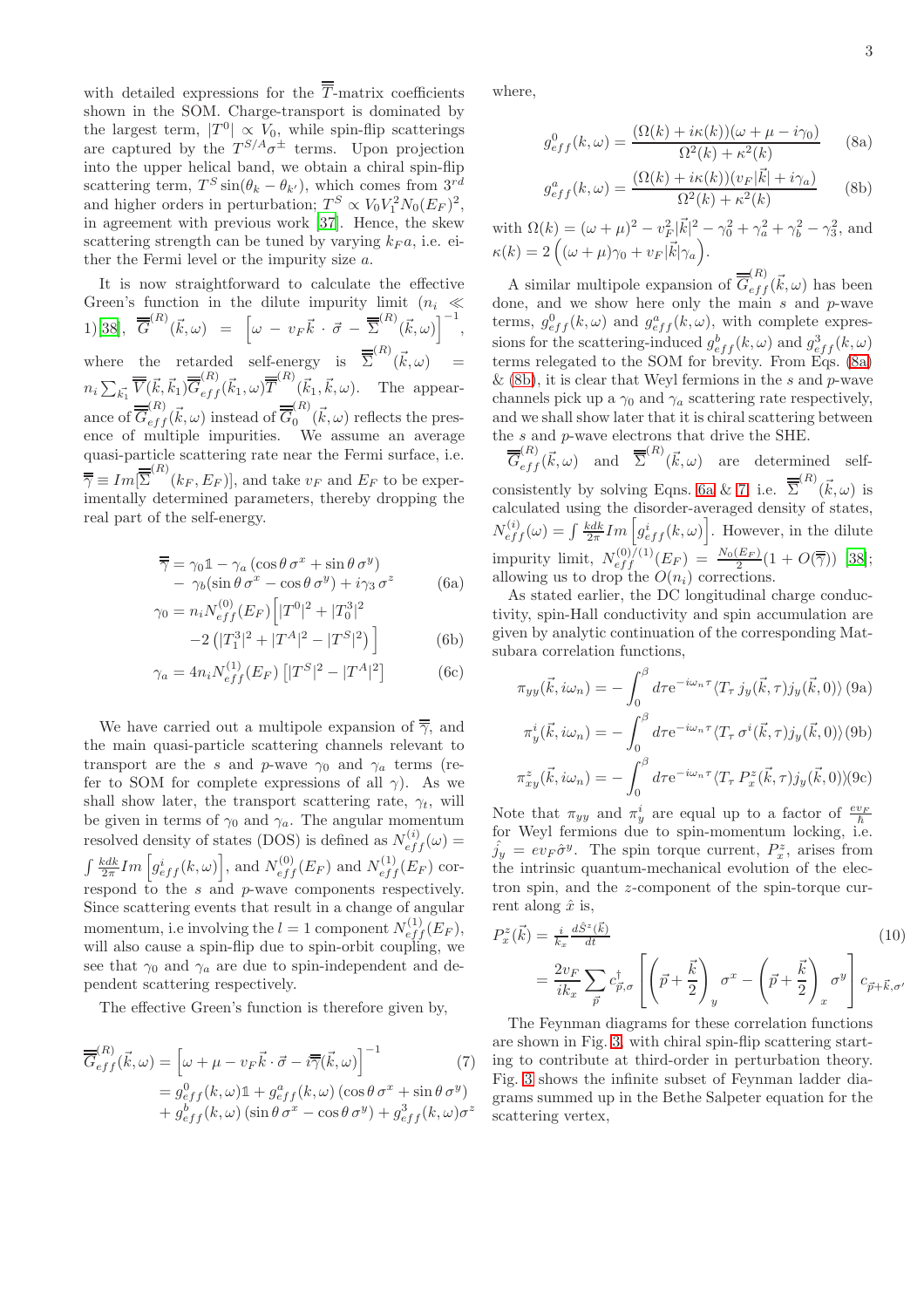with detailed expressions for the $\overline{\overline{T}}$-matrix coefficients shown in the SOM. Charge-transport is dominated by the largest term, $|T^0| \propto V_0$, while spin-flip scatterings are captured by the $T^{S/A}\sigma^{\pm}$ terms. Upon projection into the upper helical band, we obtain a chiral spin-flip scattering term, $T^S \sin(\theta_k - \theta_{k'})$, which comes from $3^{rd}$ and higher orders in perturbation; $T^S \propto V_0 V_1^2 N_0(E_F)^2$, in agreement with previous work [37]. Hence, the skew scattering strength can be tuned by varying $k_F a$, i.e. either the Fermi level or the impurity size $a$.

It is now straightforward to calculate the effective Green's function in the dilute impurity limit ($n_i \ll 1$)[38], $\overline{\overline{G}}^{(R)}(\vec{k},\omega) = \left[\omega - v_F \vec{k}\cdot\vec{\sigma} - \overline{\overline{\Sigma}}^{(R)}(\vec{k},\omega)\right]^{-1}$, where the retarded self-energy is $\overline{\overline{\Sigma}}^{(R)}(\vec{k},\omega) = n_i \sum_{\vec{k}_1} \overline{\overline{V}}(\vec{k},\vec{k}_1)\overline{\overline{G}}^{(R)}_{eff}(\vec{k}_1,\omega)\overline{\overline{T}}^{(R)}(\vec{k}_1,\vec{k},\omega)$. The appearance of $\overline{\overline{G}}^{(R)}_{eff}(\vec{k},\omega)$ instead of $\overline{\overline{G}}^{(R)}_{0}(\vec{k},\omega)$ reflects the presence of multiple impurities. We assume an average quasi-particle scattering rate near the Fermi surface, i.e. $\overline{\overline{\gamma}} \equiv Im[\overline{\overline{\Sigma}}^{(R)}(k_F, E_F)]$, and take $v_F$ and $E_F$ to be experimentally determined parameters, thereby dropping the real part of the self-energy.

$$
\begin{aligned}
\overline{\overline{\gamma}} = \gamma_0 \mathbb{1} - \gamma_a\left(\cos\theta\,\sigma^x + \sin\theta\,\sigma^y\right) \\
-\ \gamma_b(\sin\theta\,\sigma^x - \cos\theta\,\sigma^y) + i\gamma_3\,\sigma^z
\end{aligned} \tag{6a}
$$

$$
\begin{aligned}
\gamma_0 = n_i N^{(0)}_{eff}(E_F)\Big[|T^0|^2 + |T^3_0|^2 \\
-2\left(|T^3_1|^2 + |T^A|^2 - |T^S|^2\right)\Big]
\end{aligned} \tag{6b}
$$

$$
\gamma_a = 4 n_i N^{(1)}_{eff}(E_F)\left[|T^S|^2 - |T^A|^2\right] \tag{6c}
$$

We have carried out a multipole expansion of $\overline{\overline{\gamma}}$, and the main quasi-particle scattering channels relevant to transport are the $s$ and $p$-wave $\gamma_0$ and $\gamma_a$ terms (refer to SOM for complete expressions of all $\gamma$). As we shall show later, the transport scattering rate, $\gamma_t$, will be given in terms of $\gamma_0$ and $\gamma_a$. The angular momentum resolved density of states (DOS) is defined as $N^{(i)}_{eff}(\omega) = \int \frac{kdk}{2\pi} Im\left[g^i_{eff}(k,\omega)\right]$, and $N^{(0)}_{eff}(E_F)$ and $N^{(1)}_{eff}(E_F)$ correspond to the $s$ and $p$-wave components respectively. Since scattering events that result in a change of angular momentum, i.e involving the $l=1$ component $N^{(1)}_{eff}(E_F)$, will also cause a spin-flip due to spin-orbit coupling, we see that $\gamma_0$ and $\gamma_a$ are due to spin-independent and dependent scattering respectively.

The effective Green's function is therefore given by,

$$
\begin{aligned}
\overline{\overline{G}}^{(R)}_{eff}(\vec{k},\omega) &= \left[\omega + \mu - v_F\vec{k}\cdot\vec{\sigma} - i\overline{\overline{\gamma}}(\vec{k},\omega)\right]^{-1} \\
&= g^0_{eff}(k,\omega)\mathbb{1} + g^a_{eff}(k,\omega)\left(\cos\theta\,\sigma^x + \sin\theta\,\sigma^y\right) \\
&+ g^b_{eff}(k,\omega)\left(\sin\theta\,\sigma^x - \cos\theta\,\sigma^y\right) + g^3_{eff}(k,\omega)\sigma^z
\end{aligned} \tag{7}
$$

where,

$$
g^0_{eff}(k,\omega) = \frac{(\Omega(k) + i\kappa(k))(\omega + \mu - i\gamma_0)}{\Omega^2(k) + \kappa^2(k)} \tag{8a}
$$

$$
g^a_{eff}(k,\omega) = \frac{(\Omega(k) + i\kappa(k))(v_F|\vec{k}| + i\gamma_a)}{\Omega^2(k) + \kappa^2(k)} \tag{8b}
$$

with $\Omega(k) = (\omega+\mu)^2 - v_F^2|\vec{k}|^2 - \gamma_0^2 + \gamma_a^2 + \gamma_b^2 - \gamma_3^2$, and $\kappa(k) = 2\left((\omega+\mu)\gamma_0 + v_F|\vec{k}|\gamma_a\right)$.

A similar multipole expansion of $\overline{\overline{G}}^{(R)}_{eff}(\vec{k},\omega)$ has been done, and we show here only the main $s$ and $p$-wave terms, $g^0_{eff}(k,\omega)$ and $g^a_{eff}(k,\omega)$, with complete expressions for the scattering-induced $g^b_{eff}(k,\omega)$ and $g^3_{eff}(k,\omega)$ terms relegated to the SOM for brevity. From Eqs. (8a) & (8b), it is clear that Weyl fermions in the $s$ and $p$-wave channels pick up a $\gamma_0$ and $\gamma_a$ scattering rate respectively, and we shall show later that it is chiral scattering between the $s$ and $p$-wave electrons that drive the SHE.

$\overline{\overline{G}}^{(R)}_{eff}(\vec{k},\omega)$ and $\overline{\overline{\Sigma}}^{(R)}(\vec{k},\omega)$ are determined self-consistently by solving Eqns. 6a & 7, i.e. $\overline{\overline{\Sigma}}^{(R)}(\vec{k},\omega)$ is calculated using the disorder-averaged density of states, $N^{(i)}_{eff}(\omega) = \int \frac{kdk}{2\pi} Im\left[g^i_{eff}(k,\omega)\right]$. However, in the dilute impurity limit, $N^{(0)/(1)}_{eff}(E_F) = \frac{N_0(E_F)}{2}(1 + O(\overline{\overline{\gamma}}))$ [38]; allowing us to drop the $O(n_i)$ corrections.

As stated earlier, the DC longitudinal charge conductivity, spin-Hall conductivity and spin accumulation are given by analytic continuation of the corresponding Matsubara correlation functions,

$$
\pi_{yy}(\vec{k}, i\omega_n) = -\int_0^\beta d\tau \mathrm{e}^{-i\omega_n\tau}\langle T_\tau\, j_y(\vec{k},\tau) j_y(\vec{k},0)\rangle \tag{9a}
$$

$$
\pi^i_{y}(\vec{k}, i\omega_n) = -\int_0^\beta d\tau \mathrm{e}^{-i\omega_n\tau}\langle T_\tau\, \sigma^i(\vec{k},\tau) j_y(\vec{k},0)\rangle \tag{9b}
$$

$$
\pi^z_{xy}(\vec{k}, i\omega_n) = -\int_0^\beta d\tau \mathrm{e}^{-i\omega_n\tau}\langle T_\tau\, P^z_x(\vec{k},\tau) j_y(\vec{k},0)\rangle \tag{9c}
$$

Note that $\pi_{yy}$ and $\pi^i_y$ are equal up to a factor of $\frac{ev_F}{\hbar}$ for Weyl fermions due to spin-momentum locking, i.e. $\hat{j}_y = ev_F\hat{\sigma}^y$. The spin torque current, $P^z_x$, arises from the intrinsic quantum-mechanical evolution of the electron spin, and the $z$-component of the spin-torque current along $\hat{x}$ is,

$$
\begin{aligned}
P^z_x(\vec{k}) &= \frac{i}{k_x}\frac{d\hat{S}^z(\vec{k})}{dt} \\
&= \frac{2v_F}{ik_x}\sum_{\vec{p}} c^\dagger_{\vec{p},\sigma}\left[\left(\vec{p} + \frac{\vec{k}}{2}\right)_y \sigma^x - \left(\vec{p} + \frac{\vec{k}}{2}\right)_x \sigma^y\right] c_{\vec{p}+\vec{k},\sigma'}
\end{aligned} \tag{10}
$$

The Feynman diagrams for these correlation functions are shown in Fig. 3, with chiral spin-flip scattering starting to contribute at third-order in perturbation theory. Fig. 3 shows the infinite subset of Feynman ladder diagrams summed up in the Bethe Salpeter equation for the scattering vertex,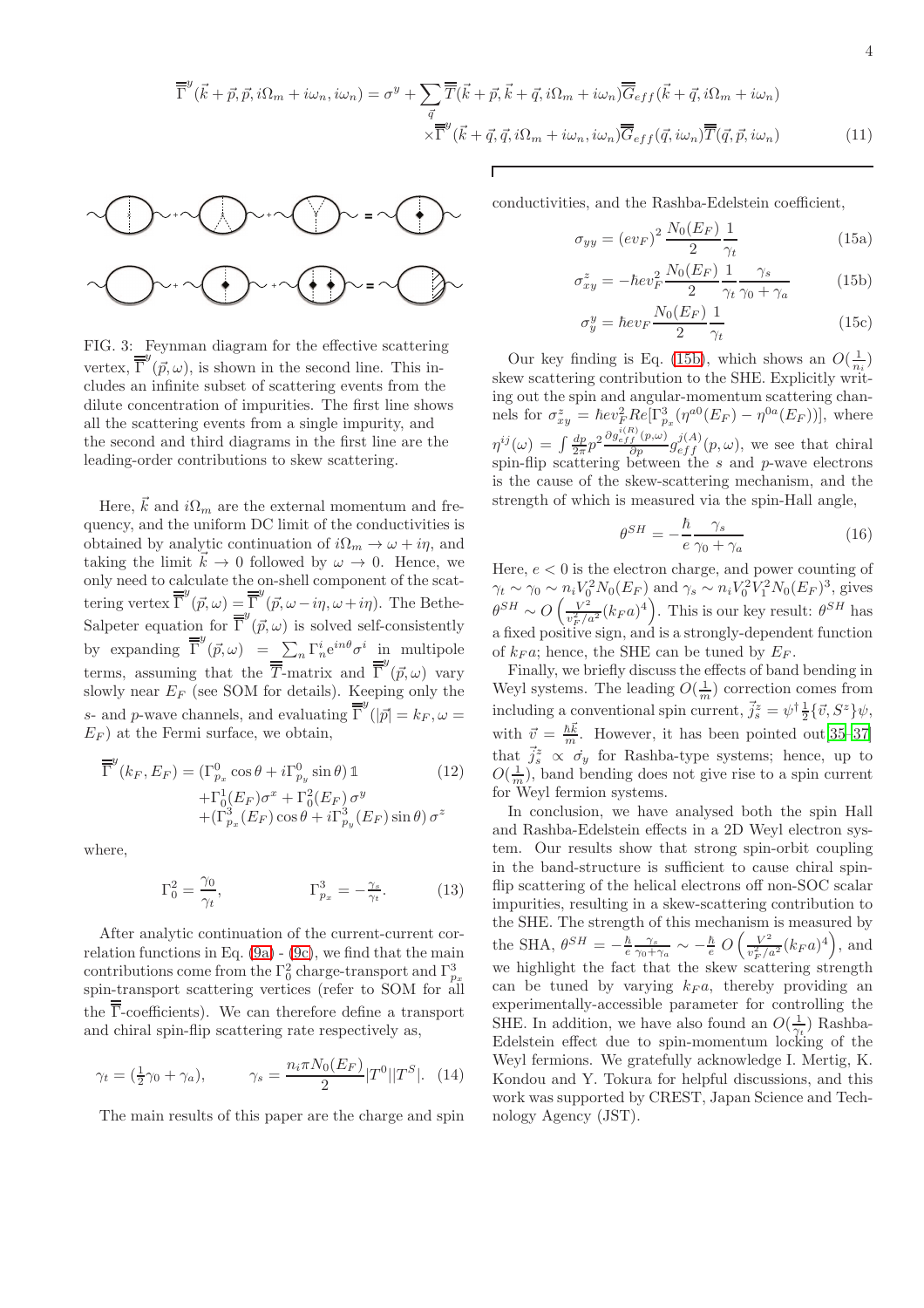$$\overline{\overline{\Gamma}}^y(\vec{k}+\vec{p},\vec{p},i\Omega_m+i\omega_n,i\omega_n) = \sigma^y + \sum_{\vec{q}} \overline{\overline{T}}(\vec{k}+\vec{p},\vec{k}+\vec{q},i\Omega_m+i\omega_n)\overline{\overline{G}}_{eff}(\vec{k}+\vec{q},i\Omega_m+i\omega_n)$$
$$\times \overline{\overline{\Gamma}}^y(\vec{k}+\vec{q},\vec{q},i\Omega_m+i\omega_n,i\omega_n)\overline{\overline{G}}_{eff}(\vec{q},i\omega_n)\overline{\overline{T}}(\vec{q},\vec{p},i\omega_n) \tag{11}$$

FIG. 3: Feynman diagram for the effective scattering vertex, $\overline{\overline{\Gamma}}^y(\vec{p},\omega)$, is shown in the second line. This includes an infinite subset of scattering events from the dilute concentration of impurities. The first line shows all the scattering events from a single impurity, and the second and third diagrams in the first line are the leading-order contributions to skew scattering.

Here, $\vec{k}$ and $i\Omega_m$ are the external momentum and frequency, and the uniform DC limit of the conductivities is obtained by analytic continuation of $i\Omega_m \to \omega + i\eta$, and taking the limit $\vec{k} \to 0$ followed by $\omega \to 0$. Hence, we only need to calculate the on-shell component of the scattering vertex $\overline{\overline{\Gamma}}^y(\vec{p},\omega) = \overline{\overline{\Gamma}}^y(\vec{p},\omega-i\eta,\omega+i\eta)$. The Bethe-Salpeter equation for $\overline{\overline{\Gamma}}^y(\vec{p},\omega)$ is solved self-consistently by expanding $\overline{\overline{\Gamma}}^y(\vec{p},\omega) = \sum_n \Gamma^i_n e^{in\theta}\sigma^i$ in multipole terms, assuming that the $\overline{\overline{T}}$-matrix and $\overline{\overline{\Gamma}}^y(\vec{p},\omega)$ vary slowly near $E_F$ (see SOM for details). Keeping only the $s$- and $p$-wave channels, and evaluating $\overline{\overline{\Gamma}}^y(|\vec{p}| = k_F, \omega = E_F)$ at the Fermi surface, we obtain,

$$\begin{aligned}\overline{\overline{\Gamma}}^y(k_F,E_F) = {} & (\Gamma^0_{p_x}\cos\theta + i\Gamma^0_{p_y}\sin\theta)\,\mathbb{1} \\ & + \Gamma^1_0(E_F)\sigma^x + \Gamma^2_0(E_F)\,\sigma^y \\ & + (\Gamma^3_{p_x}(E_F)\cos\theta + i\Gamma^3_{p_y}(E_F)\sin\theta)\,\sigma^z\end{aligned} \tag{12}$$

where,

$$\Gamma^2_0 = \frac{\gamma_0}{\gamma_t}, \qquad \Gamma^3_{p_x} = -\frac{\gamma_s}{\gamma_t}. \tag{13}$$

After analytic continuation of the current-current correlation functions in Eq. (9a) - (9c), we find that the main contributions come from the $\Gamma^2_0$ charge-transport and $\Gamma^3_{p_x}$ spin-transport scattering vertices (refer to SOM for all the $\overline{\overline{\Gamma}}$-coefficients). We can therefore define a transport and chiral spin-flip scattering rate respectively as,

$$\gamma_t = (\tfrac{1}{2}\gamma_0 + \gamma_a), \qquad \gamma_s = \frac{n_i \pi N_0(E_F)}{2}|T^0||T^S|. \tag{14}$$

The main results of this paper are the charge and spin conductivities, and the Rashba-Edelstein coefficient,

$$\sigma_{yy} = (ev_F)^2\,\frac{N_0(E_F)}{2}\frac{1}{\gamma_t} \tag{15a}$$

$$\sigma^z_{xy} = -\hbar e v_F^2\,\frac{N_0(E_F)}{2}\frac{1}{\gamma_t}\frac{\gamma_s}{\gamma_0+\gamma_a} \tag{15b}$$

$$\sigma^y_y = \hbar e v_F\,\frac{N_0(E_F)}{2}\frac{1}{\gamma_t} \tag{15c}$$

Our key finding is Eq. (15b), which shows an $O(\frac{1}{n_i})$ skew scattering contribution to the SHE. Explicitly writing out the spin and angular-momentum scattering channels for $\sigma^z_{xy} = \hbar e v_F^2 Re[\Gamma^3_{p_x}(\eta^{a0}(E_F) - \eta^{0a}(E_F))]$, where $\eta^{ij}(\omega) = \int \frac{dp}{2\pi}p^2\frac{\partial g^{i(R)}_{eff}(p,\omega)}{\partial p}g^{j(A)}_{eff}(p,\omega)$, we see that chiral spin-flip scattering between the $s$ and $p$-wave electrons is the cause of the skew-scattering mechanism, and the strength of which is measured via the spin-Hall angle,

$$\theta^{SH} = -\frac{\hbar}{e}\frac{\gamma_s}{\gamma_0+\gamma_a} \tag{16}$$

Here, $e < 0$ is the electron charge, and power counting of $\gamma_t \sim \gamma_0 \sim n_i V_0^2 N_0(E_F)$ and $\gamma_s \sim n_i V_0^2 V_1^2 N_0(E_F)^3$, gives $\theta^{SH} \sim O\left(\frac{V^2}{v_F^2/a^2}(k_F a)^4\right)$. This is our key result: $\theta^{SH}$ has a fixed positive sign, and is a strongly-dependent function of $k_F a$; hence, the SHE can be tuned by $E_F$.

Finally, we briefly discuss the effects of band bending in Weyl systems. The leading $O(\frac{1}{m})$ correction comes from including a conventional spin current, $\vec{j}^z_s = \psi^\dagger\frac{1}{2}\{\vec{v},S^z\}\psi$, with $\vec{v} = \frac{\hbar\vec{k}}{m}$. However, it has been pointed out[35–37] that $\vec{j}^z_s \propto \dot{\sigma_y}$ for Rashba-type systems; hence, up to $O(\frac{1}{m})$, band bending does not give rise to a spin current for Weyl fermion systems.

In conclusion, we have analysed both the spin Hall and Rashba-Edelstein effects in a 2D Weyl electron system. Our results show that strong spin-orbit coupling in the band-structure is sufficient to cause chiral spin-flip scattering of the helical electrons off non-SOC scalar impurities, resulting in a skew-scattering contribution to the SHE. The strength of this mechanism is measured by the SHA, $\theta^{SH} = -\frac{\hbar}{e}\frac{\gamma_s}{\gamma_0+\gamma_a} \sim -\frac{\hbar}{e}\,O\left(\frac{V^2}{v_F^2/a^2}(k_F a)^4\right)$, and we highlight the fact that the skew scattering strength can be tuned by varying $k_F a$, thereby providing an experimentally-accessible parameter for controlling the SHE. In addition, we have also found an $O(\frac{1}{\gamma_t})$ Rashba-Edelstein effect due to spin-momentum locking of the Weyl fermions. We gratefully acknowledge I. Mertig, K. Kondou and Y. Tokura for helpful discussions, and this work was supported by CREST, Japan Science and Technology Agency (JST).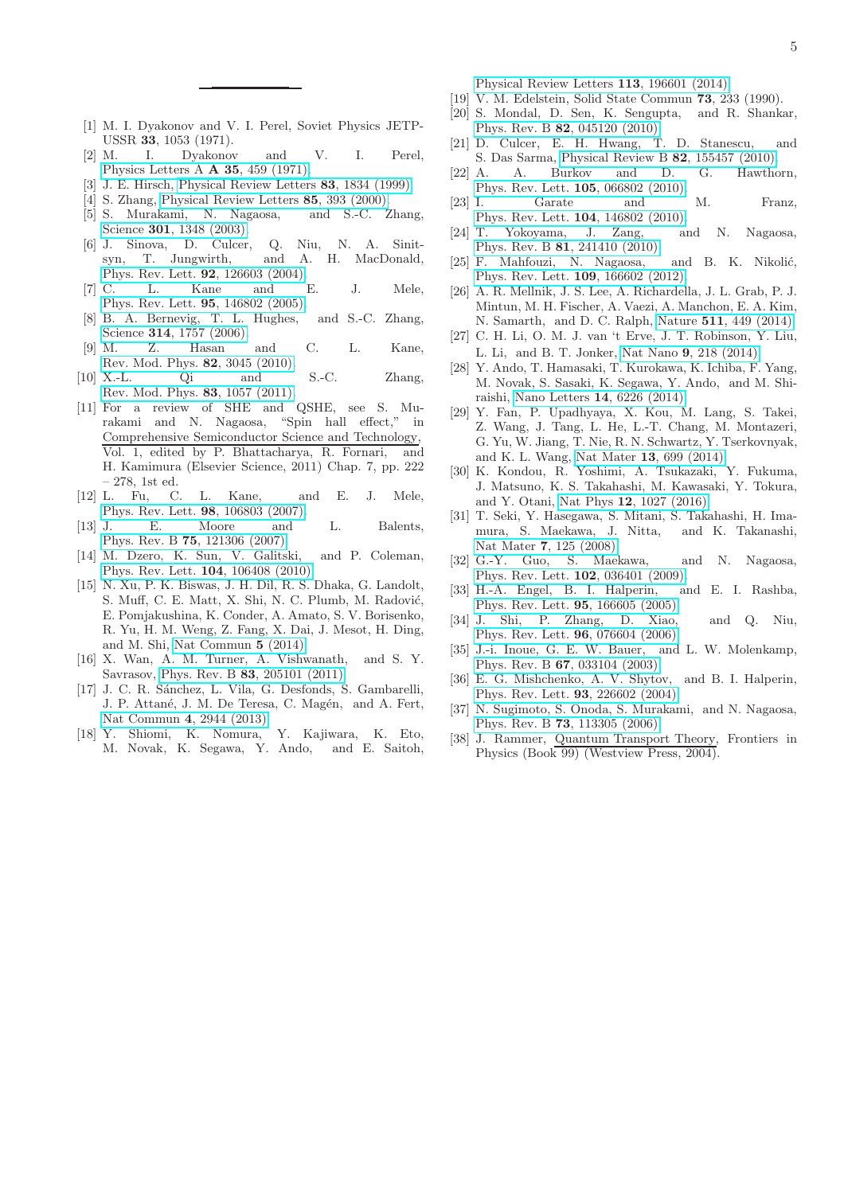[1] M. I. Dyakonov and V. I. Perel, Soviet Physics JETP-USSR **33**, 1053 (1971).

[2] M. I. Dyakonov and V. I. Perel, Physics Letters A **A 35**, 459 (1971).

[3] J. E. Hirsch, Physical Review Letters **83**, 1834 (1999).

[4] S. Zhang, Physical Review Letters **85**, 393 (2000).

[5] S. Murakami, N. Nagaosa, and S.-C. Zhang, Science **301**, 1348 (2003).

[6] J. Sinova, D. Culcer, Q. Niu, N. A. Sinitsyn, T. Jungwirth, and A. H. MacDonald, Phys. Rev. Lett. **92**, 126603 (2004).

[7] C. L. Kane and E. J. Mele, Phys. Rev. Lett. **95**, 146802 (2005).

[8] B. A. Bernevig, T. L. Hughes, and S.-C. Zhang, Science **314**, 1757 (2006).

[9] M. Z. Hasan and C. L. Kane, Rev. Mod. Phys. **82**, 3045 (2010).

[10] X.-L. Qi and S.-C. Zhang, Rev. Mod. Phys. **83**, 1057 (2011).

[11] For a review of SHE and QSHE, see S. Murakami and N. Nagaosa, "Spin hall effect," in Comprehensive Semiconductor Science and Technology, Vol. 1, edited by P. Bhattacharya, R. Fornari, and H. Kamimura (Elsevier Science, 2011) Chap. 7, pp. 222 – 278, 1st ed.

[12] L. Fu, C. L. Kane, and E. J. Mele, Phys. Rev. Lett. **98**, 106803 (2007).

[13] J. E. Moore and L. Balents, Phys. Rev. B **75**, 121306 (2007).

[14] M. Dzero, K. Sun, V. Galitski, and P. Coleman, Phys. Rev. Lett. **104**, 106408 (2010).

[15] N. Xu, P. K. Biswas, J. H. Dil, R. S. Dhaka, G. Landolt, S. Muff, C. E. Matt, X. Shi, N. C. Plumb, M. Radović, E. Pomjakushina, K. Conder, A. Amato, S. V. Borisenko, R. Yu, H. M. Weng, Z. Fang, X. Dai, J. Mesot, H. Ding, and M. Shi, Nat Commun **5** (2014).

[16] X. Wan, A. M. Turner, A. Vishwanath, and S. Y. Savrasov, Phys. Rev. B **83**, 205101 (2011).

[17] J. C. R. Sánchez, L. Vila, G. Desfonds, S. Gambarelli, J. P. Attané, J. M. De Teresa, C. Magén, and A. Fert, Nat Commun **4**, 2944 (2013).

[18] Y. Shiomi, K. Nomura, Y. Kajiwara, K. Eto, M. Novak, K. Segawa, Y. Ando, and E. Saitoh, Physical Review Letters **113**, 196601 (2014).

[19] V. M. Edelstein, Solid State Commun **73**, 233 (1990).

[20] S. Mondal, D. Sen, K. Sengupta, and R. Shankar, Phys. Rev. B **82**, 045120 (2010).

[21] D. Culcer, E. H. Hwang, T. D. Stanescu, and S. Das Sarma, Physical Review B **82**, 155457 (2010).

[22] A. A. Burkov and D. G. Hawthorn, Phys. Rev. Lett. **105**, 066802 (2010).

[23] I. Garate and M. Franz, Phys. Rev. Lett. **104**, 146802 (2010).

[24] T. Yokoyama, J. Zang, and N. Nagaosa, Phys. Rev. B **81**, 241410 (2010).

[25] F. Mahfouzi, N. Nagaosa, and B. K. Nikolić, Phys. Rev. Lett. **109**, 166602 (2012).

[26] A. R. Mellnik, J. S. Lee, A. Richardella, J. L. Grab, P. J. Mintun, M. H. Fischer, A. Vaezi, A. Manchon, E. A. Kim, N. Samarth, and D. C. Ralph, Nature **511**, 449 (2014).

[27] C. H. Li, O. M. J. van 't Erve, J. T. Robinson, Y. Liu, L. Li, and B. T. Jonker, Nat Nano **9**, 218 (2014).

[28] Y. Ando, T. Hamasaki, T. Kurokawa, K. Ichiba, F. Yang, M. Novak, S. Sasaki, K. Segawa, Y. Ando, and M. Shiraishi, Nano Letters **14**, 6226 (2014).

[29] Y. Fan, P. Upadhyaya, X. Kou, M. Lang, S. Takei, Z. Wang, J. Tang, L. He, L.-T. Chang, M. Montazeri, G. Yu, W. Jiang, T. Nie, R. N. Schwartz, Y. Tserkovnyak, and K. L. Wang, Nat Mater **13**, 699 (2014).

[30] K. Kondou, R. Yoshimi, A. Tsukazaki, Y. Fukuma, J. Matsuno, K. S. Takahashi, M. Kawasaki, Y. Tokura, and Y. Otani, Nat Phys **12**, 1027 (2016).

[31] T. Seki, Y. Hasegawa, S. Mitani, S. Takahashi, H. Imamura, S. Maekawa, J. Nitta, and K. Takanashi, Nat Mater **7**, 125 (2008).

[32] G.-Y. Guo, S. Maekawa, and N. Nagaosa, Phys. Rev. Lett. **102**, 036401 (2009).

[33] H.-A. Engel, B. I. Halperin, and E. I. Rashba, Phys. Rev. Lett. **95**, 166605 (2005).

[34] J. Shi, P. Zhang, D. Xiao, and Q. Niu, Phys. Rev. Lett. **96**, 076604 (2006).

[35] J.-i. Inoue, G. E. W. Bauer, and L. W. Molenkamp, Phys. Rev. B **67**, 033104 (2003).

[36] E. G. Mishchenko, A. V. Shytov, and B. I. Halperin, Phys. Rev. Lett. **93**, 226602 (2004).

[37] N. Sugimoto, S. Onoda, S. Murakami, and N. Nagaosa, Phys. Rev. B **73**, 113305 (2006).

[38] J. Rammer, Quantum Transport Theory, Frontiers in Physics (Book 99) (Westview Press, 2004).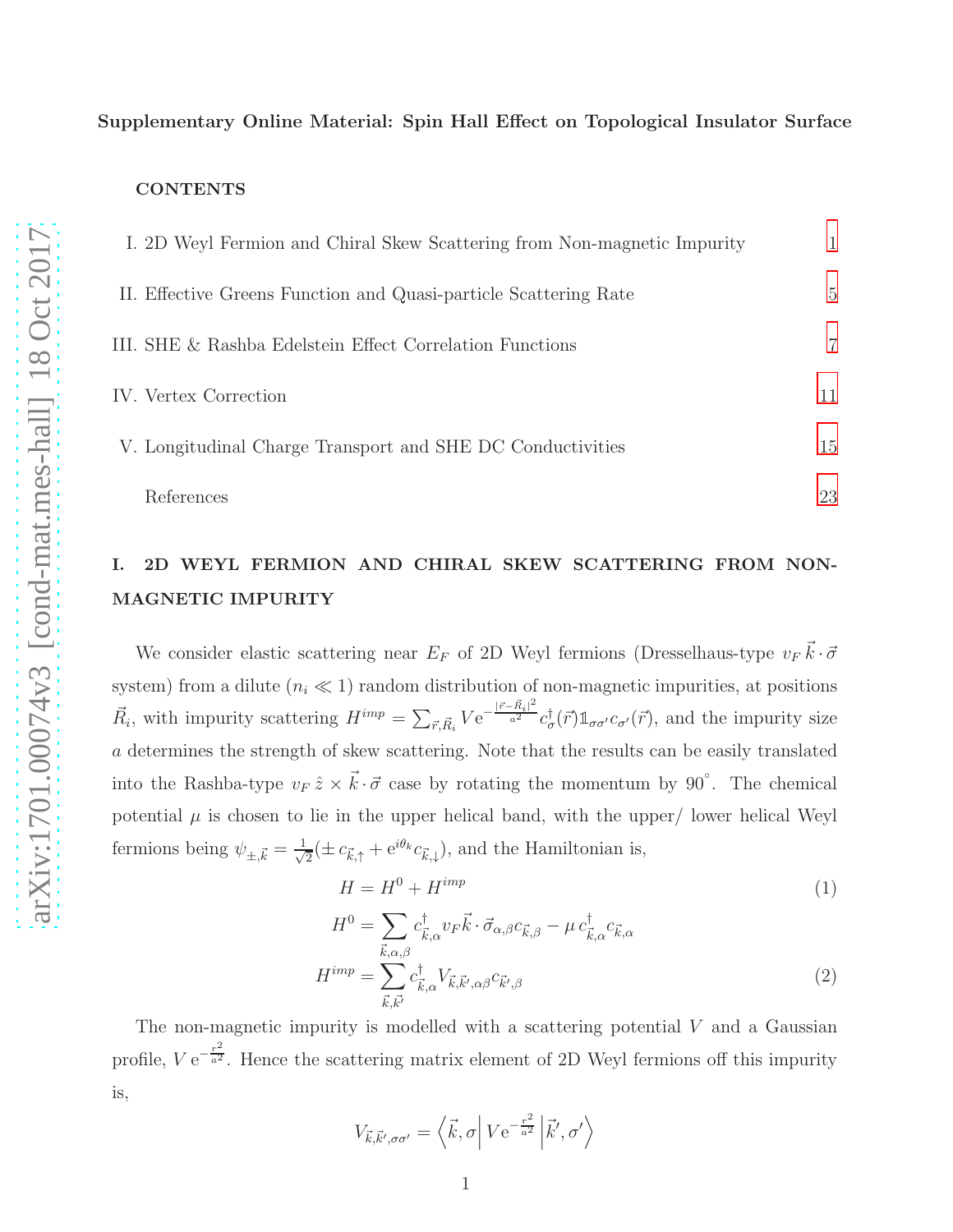**Supplementary Online Material: Spin Hall Effect on Topological Insulator Surface**

**CONTENTS**

I. 2D Weyl Fermion and Chiral Skew Scattering from Non-magnetic Impurity — 1

II. Effective Greens Function and Quasi-particle Scattering Rate — 5

III. SHE & Rashba Edelstein Effect Correlation Functions — 7

IV. Vertex Correction — 11

V. Longitudinal Charge Transport and SHE DC Conductivities — 15

References — 23

## I. 2D WEYL FERMION AND CHIRAL SKEW SCATTERING FROM NON-MAGNETIC IMPURITY

We consider elastic scattering near $E_F$ of 2D Weyl fermions (Dresselhaus-type $v_F\,\vec{k}\cdot\vec{\sigma}$ system) from a dilute ($n_i \ll 1$) random distribution of non-magnetic impurities, at positions $\vec{R}_i$, with impurity scattering $H^{imp} = \sum_{\vec{r},\vec{R}_i} V \mathrm{e}^{-\frac{|\vec{r}-\vec{R}_i|^2}{a^2}} c^\dagger_\sigma(\vec{r}) \mathbb{1}_{\sigma\sigma'} c_{\sigma'}(\vec{r})$, and the impurity size $a$ determines the strength of skew scattering. Note that the results can be easily translated into the Rashba-type $v_F\,\hat{z}\times\vec{k}\cdot\vec{\sigma}$ case by rotating the momentum by $90^\circ$. The chemical potential $\mu$ is chosen to lie in the upper helical band, with the upper/ lower helical Weyl fermions being $\psi_{\pm,\vec{k}} = \frac{1}{\sqrt{2}}(\pm\, c_{\vec{k},\uparrow} + \mathrm{e}^{i\theta_k} c_{\vec{k},\downarrow})$, and the Hamiltonian is,

$$
\begin{aligned}
H &= H^0 + H^{imp} && (1)\\
H^0 &= \sum_{\vec{k},\alpha,\beta} c^\dagger_{\vec{k},\alpha} v_F \vec{k}\cdot\vec{\sigma}_{\alpha,\beta} c_{\vec{k},\beta} - \mu\, c^\dagger_{\vec{k},\alpha} c_{\vec{k},\alpha} \\
H^{imp} &= \sum_{\vec{k},\vec{k}'} c^\dagger_{\vec{k},\alpha} V_{\vec{k},\vec{k}',\alpha\beta} c_{\vec{k}',\beta} && (2)
\end{aligned}
$$

The non-magnetic impurity is modelled with a scattering potential $V$ and a Gaussian profile, $V\,\mathrm{e}^{-\frac{r^2}{a^2}}$. Hence the scattering matrix element of 2D Weyl fermions off this impurity is,

$$
V_{\vec{k},\vec{k}',\sigma\sigma'} = \left\langle \vec{k},\sigma \right| V \mathrm{e}^{-\frac{r^2}{a^2}} \left| \vec{k}',\sigma' \right\rangle
$$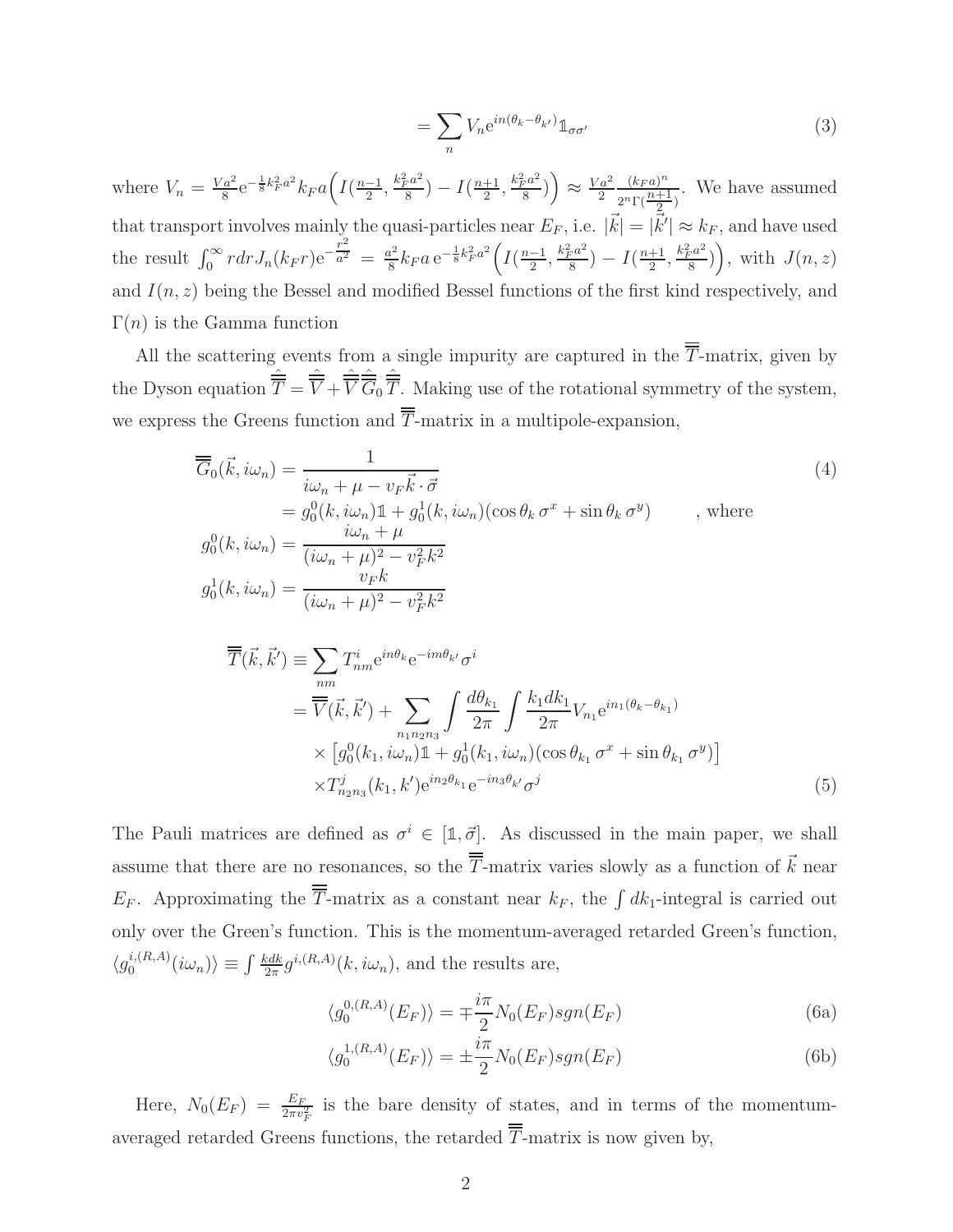$$= \sum_n V_n \mathrm{e}^{in(\theta_k - \theta_{k'})} \mathbb{1}_{\sigma\sigma'} \tag{3}$$

where $V_n = \frac{Va^2}{8}\mathrm{e}^{-\frac{1}{8}k_F^2 a^2} k_F a\Big(I(\frac{n-1}{2}, \frac{k_F^2 a^2}{8}) - I(\frac{n+1}{2}, \frac{k_F^2 a^2}{8})\Big) \approx \frac{Va^2}{2}\frac{(k_F a)^n}{2^n \Gamma(\frac{n+1}{2})}$. We have assumed that transport involves mainly the quasi-particles near $E_F$, i.e. $|\vec{k}| = |\vec{k}'| \approx k_F$, and have used the result $\int_0^\infty r dr J_n(k_F r)\mathrm{e}^{-\frac{r^2}{a^2}} = \frac{a^2}{8}k_F a\,\mathrm{e}^{-\frac{1}{8}k_F^2 a^2}\Big(I(\frac{n-1}{2}, \frac{k_F^2 a^2}{8}) - I(\frac{n+1}{2}, \frac{k_F^2 a^2}{8})\Big)$, with $J(n, z)$ and $I(n, z)$ being the Bessel and modified Bessel functions of the first kind respectively, and $\Gamma(n)$ is the Gamma function

All the scattering events from a single impurity are captured in the $\overline{\overline{T}}$-matrix, given by the Dyson equation $\hat{\overline{\overline{T}}} = \hat{\overline{\overline{V}}} + \hat{\overline{\overline{V}}}\,\hat{\overline{\overline{G}}}_0\,\hat{\overline{\overline{T}}}$. Making use of the rotational symmetry of the system, we express the Greens function and $\overline{\overline{T}}$-matrix in a multipole-expansion,

$$\begin{aligned}
\overline{\overline{G}}_0(\vec{k}, i\omega_n) &= \frac{1}{i\omega_n + \mu - v_F \vec{k}\cdot\vec{\sigma}} \\
&= g_0^0(k, i\omega_n)\mathbb{1} + g_0^1(k, i\omega_n)(\cos\theta_k\,\sigma^x + \sin\theta_k\,\sigma^y) \qquad \text{, where} \\
g_0^0(k, i\omega_n) &= \frac{i\omega_n + \mu}{(i\omega_n + \mu)^2 - v_F^2 k^2} \\
g_0^1(k, i\omega_n) &= \frac{v_F k}{(i\omega_n + \mu)^2 - v_F^2 k^2}
\end{aligned} \tag{4}$$

$$\begin{aligned}
\overline{\overline{T}}(\vec{k}, \vec{k}') &\equiv \sum_{nm} T^i_{nm}\mathrm{e}^{in\theta_k}\mathrm{e}^{-im\theta_{k'}}\sigma^i \\
&= \overline{\overline{V}}(\vec{k}, \vec{k}') + \sum_{n_1 n_2 n_3}\int\frac{d\theta_{k_1}}{2\pi}\int\frac{k_1 dk_1}{2\pi}V_{n_1}\mathrm{e}^{in_1(\theta_k - \theta_{k_1})} \\
&\quad \times \left[g_0^0(k_1, i\omega_n)\mathbb{1} + g_0^1(k_1, i\omega_n)(\cos\theta_{k_1}\,\sigma^x + \sin\theta_{k_1}\,\sigma^y)\right] \\
&\quad \times T^j_{n_2 n_3}(k_1, k')\mathrm{e}^{in_2\theta_{k_1}}\mathrm{e}^{-in_3\theta_{k'}}\sigma^j
\end{aligned} \tag{5}$$

The Pauli matrices are defined as $\sigma^i \in [\mathbb{1}, \vec{\sigma}]$. As discussed in the main paper, we shall assume that there are no resonances, so the $\overline{\overline{T}}$-matrix varies slowly as a function of $\vec{k}$ near $E_F$. Approximating the $\overline{\overline{T}}$-matrix as a constant near $k_F$, the $\int dk_1$-integral is carried out only over the Green's function. This is the momentum-averaged retarded Green's function, $\langle g_0^{i,(R,A)}(i\omega_n)\rangle \equiv \int \frac{kdk}{2\pi} g^{i,(R,A)}(k, i\omega_n)$, and the results are,

$$\langle g_0^{0,(R,A)}(E_F)\rangle = \mp\frac{i\pi}{2}N_0(E_F)sgn(E_F) \tag{6a}$$

$$\langle g_0^{1,(R,A)}(E_F)\rangle = \pm\frac{i\pi}{2}N_0(E_F)sgn(E_F) \tag{6b}$$

Here, $N_0(E_F) = \frac{E_F}{2\pi v_F^2}$ is the bare density of states, and in terms of the momentum-averaged retarded Greens functions, the retarded $\overline{\overline{T}}$-matrix is now given by,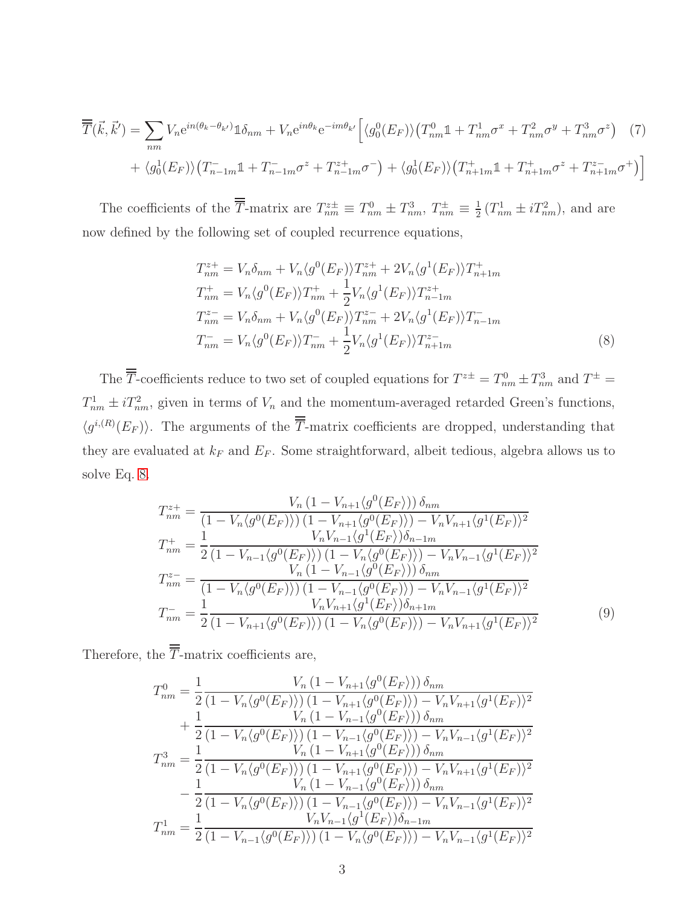$$
\begin{aligned}
\overline{\overline{T}}(\vec{k},\vec{k}') = \sum_{nm} & V_n \mathrm{e}^{in(\theta_k-\theta_{k'})}\mathbb{1}\delta_{nm} + V_n \mathrm{e}^{in\theta_k}\mathrm{e}^{-im\theta_{k'}}\Big[\langle g_0^0(E_F)\rangle\big(T^0_{nm}\mathbb{1} + T^1_{nm}\sigma^x + T^2_{nm}\sigma^y + T^3_{nm}\sigma^z\big) \\
&+ \langle g_0^1(E_F)\rangle\big(T^-_{n-1m}\mathbb{1} + T^-_{n-1m}\sigma^z + T^{z+}_{n-1m}\sigma^-\big) + \langle g_0^1(E_F)\rangle\big(T^+_{n+1m}\mathbb{1} + T^+_{n+1m}\sigma^z + T^{z-}_{n+1m}\sigma^+\big)\Big]
\end{aligned} \tag{7}
$$

The coefficients of the $\overline{\overline{T}}$-matrix are $T^{z\pm}_{nm} \equiv T^0_{nm} \pm T^3_{nm}$, $T^{\pm}_{nm} \equiv \frac{1}{2}\left(T^1_{nm} \pm iT^2_{nm}\right)$, and are now defined by the following set of coupled recurrence equations,

$$
\begin{aligned}
T^{z+}_{nm} &= V_n\delta_{nm} + V_n\langle g^0(E_F)\rangle T^{z+}_{nm} + 2V_n\langle g^1(E_F)\rangle T^+_{n+1m} \\
T^{+}_{nm} &= V_n\langle g^0(E_F)\rangle T^+_{nm} + \frac{1}{2}V_n\langle g^1(E_F)\rangle T^{z+}_{n-1m} \\
T^{z-}_{nm} &= V_n\delta_{nm} + V_n\langle g^0(E_F)\rangle T^{z-}_{nm} + 2V_n\langle g^1(E_F)\rangle T^-_{n-1m} \\
T^{-}_{nm} &= V_n\langle g^0(E_F)\rangle T^-_{nm} + \frac{1}{2}V_n\langle g^1(E_F)\rangle T^{z-}_{n+1m}
\end{aligned} \tag{8}
$$

The $\overline{\overline{T}}$-coefficients reduce to two set of coupled equations for $T^{z\pm} = T^0_{nm} \pm T^3_{nm}$ and $T^{\pm} = T^1_{nm} \pm iT^2_{nm}$, given in terms of $V_n$ and the momentum-averaged retarded Green's functions, $\langle g^{i,(R)}(E_F)\rangle$. The arguments of the $\overline{\overline{T}}$-matrix coefficients are dropped, understanding that they are evaluated at $k_F$ and $E_F$. Some straightforward, albeit tedious, algebra allows us to solve Eq. 8.

$$
\begin{aligned}
T^{z+}_{nm} &= \frac{V_n\left(1 - V_{n+1}\langle g^0(E_F)\rangle\right)\delta_{nm}}{\left(1 - V_n\langle g^0(E_F)\rangle\right)\left(1 - V_{n+1}\langle g^0(E_F)\rangle\right) - V_nV_{n+1}\langle g^1(E_F)\rangle^2} \\
T^{+}_{nm} &= \frac{1}{2}\frac{V_nV_{n-1}\langle g^1(E_F)\rangle\delta_{n-1m}}{\left(1 - V_{n-1}\langle g^0(E_F)\rangle\right)\left(1 - V_n\langle g^0(E_F)\rangle\right) - V_nV_{n-1}\langle g^1(E_F)\rangle^2} \\
T^{z-}_{nm} &= \frac{V_n\left(1 - V_{n-1}\langle g^0(E_F)\rangle\right)\delta_{nm}}{\left(1 - V_n\langle g^0(E_F)\rangle\right)\left(1 - V_{n-1}\langle g^0(E_F)\rangle\right) - V_nV_{n-1}\langle g^1(E_F)\rangle^2} \\
T^{-}_{nm} &= \frac{1}{2}\frac{V_nV_{n+1}\langle g^1(E_F)\rangle\delta_{n+1m}}{\left(1 - V_{n+1}\langle g^0(E_F)\rangle\right)\left(1 - V_n\langle g^0(E_F)\rangle\right) - V_nV_{n+1}\langle g^1(E_F)\rangle^2}
\end{aligned} \tag{9}
$$

Therefore, the $\overline{\overline{T}}$-matrix coefficients are,

$$
\begin{aligned}
T^0_{nm} &= \frac{1}{2}\frac{V_n\left(1 - V_{n+1}\langle g^0(E_F)\rangle\right)\delta_{nm}}{\left(1 - V_n\langle g^0(E_F)\rangle\right)\left(1 - V_{n+1}\langle g^0(E_F)\rangle\right) - V_nV_{n+1}\langle g^1(E_F)\rangle^2} \\
&+ \frac{1}{2}\frac{V_n\left(1 - V_{n-1}\langle g^0(E_F)\rangle\right)\delta_{nm}}{\left(1 - V_n\langle g^0(E_F)\rangle\right)\left(1 - V_{n-1}\langle g^0(E_F)\rangle\right) - V_nV_{n-1}\langle g^1(E_F)\rangle^2} \\
T^3_{nm} &= \frac{1}{2}\frac{V_n\left(1 - V_{n+1}\langle g^0(E_F)\rangle\right)\delta_{nm}}{\left(1 - V_n\langle g^0(E_F)\rangle\right)\left(1 - V_{n+1}\langle g^0(E_F)\rangle\right) - V_nV_{n+1}\langle g^1(E_F)\rangle^2} \\
&- \frac{1}{2}\frac{V_n\left(1 - V_{n-1}\langle g^0(E_F)\rangle\right)\delta_{nm}}{\left(1 - V_n\langle g^0(E_F)\rangle\right)\left(1 - V_{n-1}\langle g^0(E_F)\rangle\right) - V_nV_{n-1}\langle g^1(E_F)\rangle^2} \\
T^1_{nm} &= \frac{1}{2}\frac{V_nV_{n-1}\langle g^1(E_F)\rangle\delta_{n-1m}}{\left(1 - V_{n-1}\langle g^0(E_F)\rangle\right)\left(1 - V_n\langle g^0(E_F)\rangle\right) - V_nV_{n-1}\langle g^1(E_F)\rangle^2}
\end{aligned}
$$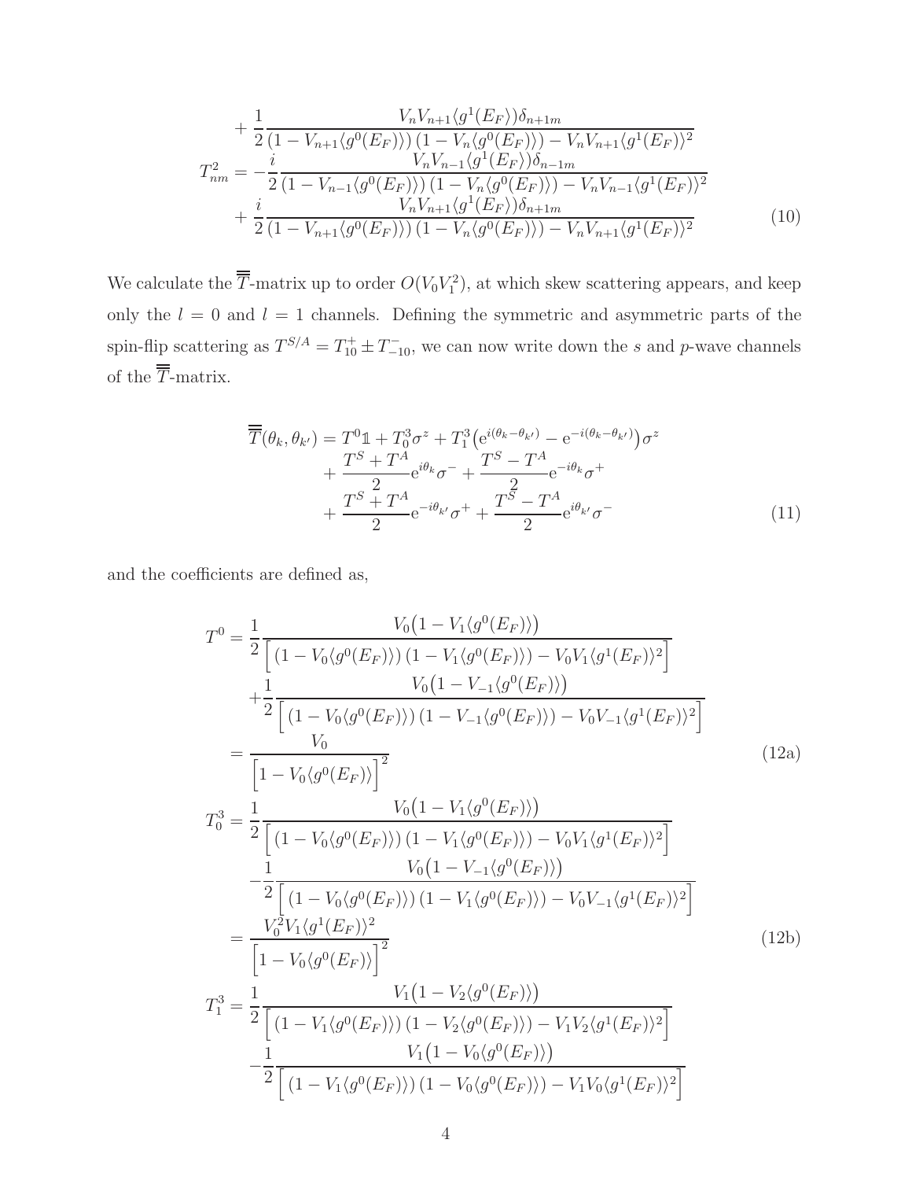$$
\begin{aligned}
&+\frac{1}{2}\frac{V_nV_{n+1}\langle g^1(E_F)\rangle\delta_{n+1m}}{(1-V_{n+1}\langle g^0(E_F)\rangle)(1-V_n\langle g^0(E_F)\rangle)-V_nV_{n+1}\langle g^1(E_F)\rangle^2}\\
T^2_{nm}=&-\frac{i}{2}\frac{V_nV_{n-1}\langle g^1(E_F)\rangle\delta_{n-1m}}{(1-V_{n-1}\langle g^0(E_F)\rangle)(1-V_n\langle g^0(E_F)\rangle)-V_nV_{n-1}\langle g^1(E_F)\rangle^2}\\
&+\frac{i}{2}\frac{V_nV_{n+1}\langle g^1(E_F)\rangle\delta_{n+1m}}{(1-V_{n+1}\langle g^0(E_F)\rangle)(1-V_n\langle g^0(E_F)\rangle)-V_nV_{n+1}\langle g^1(E_F)\rangle^2}
\end{aligned}
\tag{10}
$$

We calculate the $\overline{\overline{T}}$-matrix up to order $O(V_0V_1^2)$, at which skew scattering appears, and keep only the $l=0$ and $l=1$ channels. Defining the symmetric and asymmetric parts of the spin-flip scattering as $T^{S/A}=T^+_{10}\pm T^-_{-10}$, we can now write down the $s$ and $p$-wave channels of the $\overline{\overline{T}}$-matrix.

$$
\begin{aligned}
\overline{\overline{T}}(\theta_k,\theta_{k'})=&\,T^0\mathbb{1}+T^3_0\sigma^z+T^3_1\big(\mathrm{e}^{i(\theta_k-\theta_{k'})}-\mathrm{e}^{-i(\theta_k-\theta_{k'})}\big)\sigma^z\\
&+\frac{T^S+T^A}{2}\mathrm{e}^{i\theta_k}\sigma^-+\frac{T^S-T^A}{2}\mathrm{e}^{-i\theta_k}\sigma^+\\
&+\frac{T^S+T^A}{2}\mathrm{e}^{-i\theta_{k'}}\sigma^++\frac{T^S-T^A}{2}\mathrm{e}^{i\theta_{k'}}\sigma^-
\end{aligned}
\tag{11}
$$

and the coefficients are defined as,

$$
\begin{aligned}
T^0=&\,\frac{1}{2}\frac{V_0\big(1-V_1\langle g^0(E_F)\rangle\big)}{\Big[(1-V_0\langle g^0(E_F)\rangle)(1-V_1\langle g^0(E_F)\rangle)-V_0V_1\langle g^1(E_F)\rangle^2\Big]}\\
&+\frac{1}{2}\frac{V_0\big(1-V_{-1}\langle g^0(E_F)\rangle\big)}{\Big[(1-V_0\langle g^0(E_F)\rangle)(1-V_{-1}\langle g^0(E_F)\rangle)-V_0V_{-1}\langle g^1(E_F)\rangle^2\Big]}\\
=&\,\frac{V_0}{\Big[1-V_0\langle g^0(E_F)\rangle\Big]^2}
\end{aligned}
\tag{12a}
$$

$$
\begin{aligned}
T^3_0=&\,\frac{1}{2}\frac{V_0\big(1-V_1\langle g^0(E_F)\rangle\big)}{\Big[(1-V_0\langle g^0(E_F)\rangle)(1-V_1\langle g^0(E_F)\rangle)-V_0V_1\langle g^1(E_F)\rangle^2\Big]}\\
&-\frac{1}{2}\frac{V_0\big(1-V_{-1}\langle g^0(E_F)\rangle\big)}{\Big[(1-V_0\langle g^0(E_F)\rangle)(1-V_1\langle g^0(E_F)\rangle)-V_0V_{-1}\langle g^1(E_F)\rangle^2\Big]}\\
=&\,\frac{V_0^2V_1\langle g^1(E_F)\rangle^2}{\Big[1-V_0\langle g^0(E_F)\rangle\Big]^2}
\end{aligned}
\tag{12b}
$$

$$
\begin{aligned}
T^3_1=&\,\frac{1}{2}\frac{V_1\big(1-V_2\langle g^0(E_F)\rangle\big)}{\Big[(1-V_1\langle g^0(E_F)\rangle)(1-V_2\langle g^0(E_F)\rangle)-V_1V_2\langle g^1(E_F)\rangle^2\Big]}\\
&-\frac{1}{2}\frac{V_1\big(1-V_0\langle g^0(E_F)\rangle\big)}{\Big[(1-V_1\langle g^0(E_F)\rangle)(1-V_0\langle g^0(E_F)\rangle)-V_1V_0\langle g^1(E_F)\rangle^2\Big]}
\end{aligned}
$$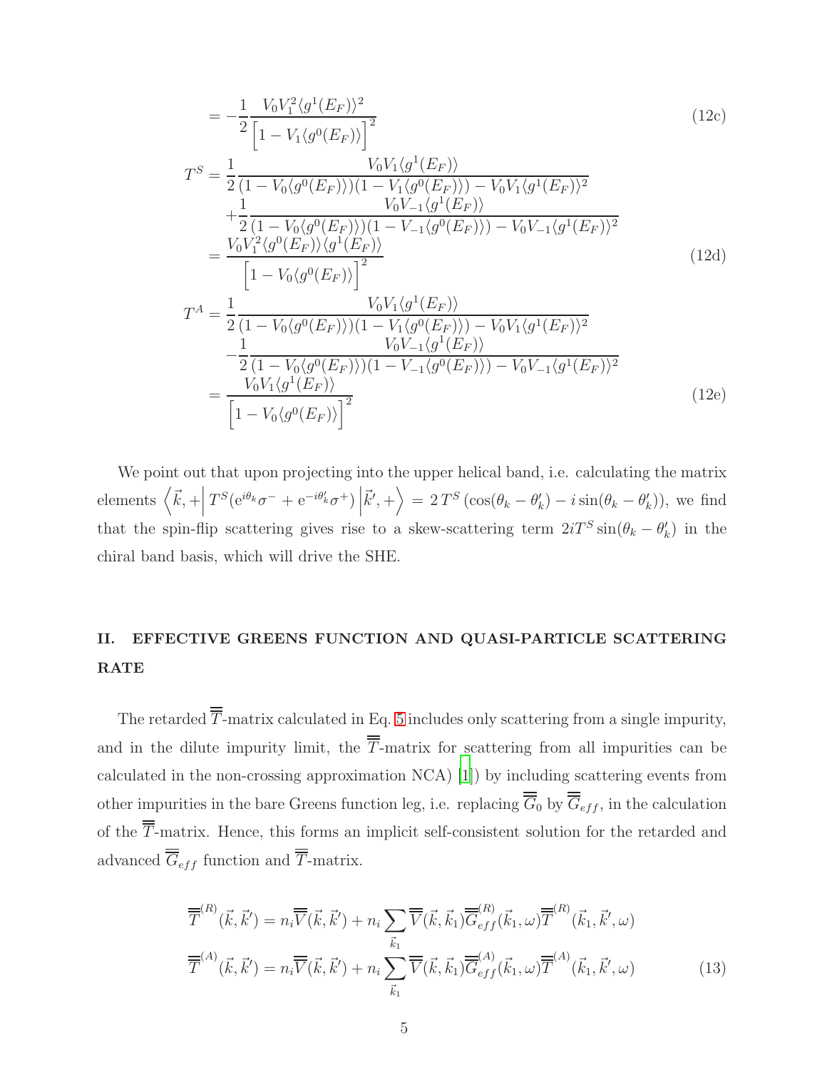$$
= -\frac{1}{2}\frac{V_0 V_1^2 \langle g^1(E_F)\rangle^2}{\Big[1 - V_1\langle g^0(E_F)\rangle\Big]^2} \tag{12c}
$$

$$
\begin{aligned}
T^S &= \frac{1}{2}\frac{V_0 V_1 \langle g^1(E_F)\rangle}{(1 - V_0\langle g^0(E_F)\rangle)(1 - V_1\langle g^0(E_F)\rangle) - V_0 V_1 \langle g^1(E_F)\rangle^2} \\
&\quad + \frac{1}{2}\frac{V_0 V_{-1} \langle g^1(E_F)\rangle}{(1 - V_0\langle g^0(E_F)\rangle)(1 - V_{-1}\langle g^0(E_F)\rangle) - V_0 V_{-1} \langle g^1(E_F)\rangle^2} \\
&= \frac{V_0 V_1^2 \langle g^0(E_F)\rangle\langle g^1(E_F)\rangle}{\Big[1 - V_0\langle g^0(E_F)\rangle\Big]^2}
\end{aligned} \tag{12d}
$$

$$
\begin{aligned}
T^A &= \frac{1}{2}\frac{V_0 V_1 \langle g^1(E_F)\rangle}{(1 - V_0\langle g^0(E_F)\rangle)(1 - V_1\langle g^0(E_F)\rangle) - V_0 V_1 \langle g^1(E_F)\rangle^2} \\
&\quad - \frac{1}{2}\frac{V_0 V_{-1} \langle g^1(E_F)\rangle}{(1 - V_0\langle g^0(E_F)\rangle)(1 - V_{-1}\langle g^0(E_F)\rangle) - V_0 V_{-1} \langle g^1(E_F)\rangle^2} \\
&= \frac{V_0 V_1 \langle g^1(E_F)\rangle}{\Big[1 - V_0\langle g^0(E_F)\rangle\Big]^2}
\end{aligned} \tag{12e}
$$

We point out that upon projecting into the upper helical band, i.e. calculating the matrix elements $\left\langle \vec{k}, + \middle| T^S(\mathrm{e}^{i\theta_k}\sigma^- + \mathrm{e}^{-i\theta_k'}\sigma^+) \middle| \vec{k}', + \right\rangle = 2\, T^S\,(\cos(\theta_k - \theta_k') - i\sin(\theta_k - \theta_k'))$, we find that the spin-flip scattering gives rise to a skew-scattering term $2iT^S\sin(\theta_k - \theta_k')$ in the chiral band basis, which will drive the SHE.

## II. EFFECTIVE GREENS FUNCTION AND QUASI-PARTICLE SCATTERING RATE

The retarded $\overline{\overline{T}}$-matrix calculated in Eq. 5 includes only scattering from a single impurity, and in the dilute impurity limit, the $\overline{\overline{T}}$-matrix for scattering from all impurities can be calculated in the non-crossing approximation NCA) [1]) by including scattering events from other impurities in the bare Greens function leg, i.e. replacing $\overline{\overline{G}}_0$ by $\overline{\overline{G}}_{eff}$, in the calculation of the $\overline{\overline{T}}$-matrix. Hence, this forms an implicit self-consistent solution for the retarded and advanced $\overline{\overline{G}}_{eff}$ function and $\overline{\overline{T}}$-matrix.

$$
\begin{aligned}
\overline{\overline{T}}^{(R)}(\vec{k}, \vec{k}') &= n_i \overline{\overline{V}}(\vec{k}, \vec{k}') + n_i \sum_{\vec{k}_1} \overline{\overline{V}}(\vec{k}, \vec{k}_1)\overline{\overline{G}}^{(R)}_{eff}(\vec{k}_1, \omega)\overline{\overline{T}}^{(R)}(\vec{k}_1, \vec{k}', \omega) \\
\overline{\overline{T}}^{(A)}(\vec{k}, \vec{k}') &= n_i \overline{\overline{V}}(\vec{k}, \vec{k}') + n_i \sum_{\vec{k}_1} \overline{\overline{V}}(\vec{k}, \vec{k}_1)\overline{\overline{G}}^{(A)}_{eff}(\vec{k}_1, \omega)\overline{\overline{T}}^{(A)}(\vec{k}_1, \vec{k}', \omega)
\end{aligned} \tag{13}
$$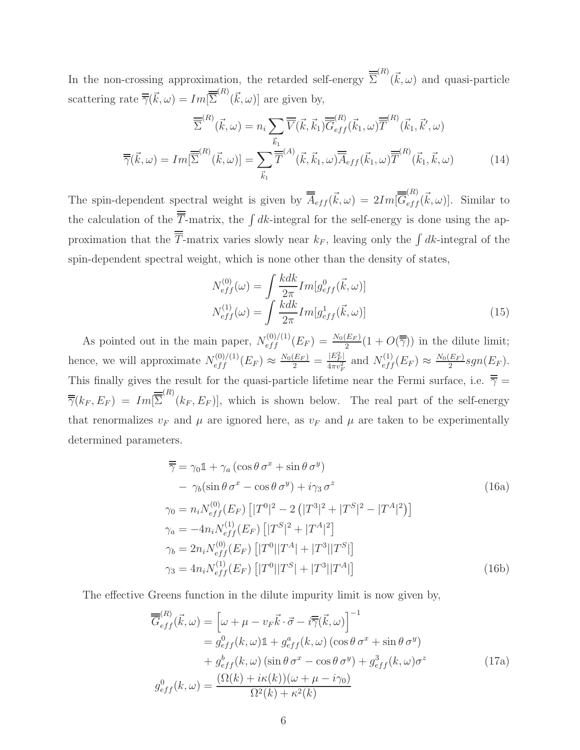In the non-crossing approximation, the retarded self-energy $\overline{\overline{\Sigma}}^{(R)}(\vec{k},\omega)$ and quasi-particle scattering rate $\overline{\overline{\gamma}}(\vec{k},\omega) = Im[\overline{\overline{\Sigma}}^{(R)}(\vec{k},\omega)]$ are given by,

$$
\begin{aligned}
\overline{\overline{\Sigma}}^{(R)}(\vec{k},\omega) &= n_i \sum_{\vec{k}_1} \overline{\overline{V}}(\vec{k},\vec{k}_1)\overline{\overline{G}}^{(R)}_{eff}(\vec{k}_1,\omega)\overline{\overline{T}}^{(R)}(\vec{k}_1,\vec{k}',\omega) \\
\overline{\overline{\gamma}}(\vec{k},\omega) = Im[\overline{\overline{\Sigma}}^{(R)}(\vec{k},\omega)] &= \sum_{\vec{k}_1} \overline{\overline{T}}^{(A)}(\vec{k},\vec{k}_1,\omega)\overline{\overline{A}}_{eff}(\vec{k}_1,\omega)\overline{\overline{T}}^{(R)}(\vec{k}_1,\vec{k},\omega)
\end{aligned} \tag{14}
$$

The spin-dependent spectral weight is given by $\overline{\overline{A}}_{eff}(\vec{k},\omega) = 2Im[\overline{\overline{G}}^{(R)}_{eff}(\vec{k},\omega)]$. Similar to the calculation of the $\overline{\overline{T}}$-matrix, the $\int dk$-integral for the self-energy is done using the approximation that the $\overline{\overline{T}}$-matrix varies slowly near $k_F$, leaving only the $\int dk$-integral of the spin-dependent spectral weight, which is none other than the density of states,

$$
\begin{aligned}
N^{(0)}_{eff}(\omega) &= \int \frac{kdk}{2\pi} Im[g^0_{eff}(\vec{k},\omega)] \\
N^{(1)}_{eff}(\omega) &= \int \frac{kdk}{2\pi} Im[g^1_{eff}(\vec{k},\omega)]
\end{aligned} \tag{15}
$$

As pointed out in the main paper, $N^{(0)/(1)}_{eff}(E_F) = \frac{N_0(E_F)}{2}(1 + O(\overline{\overline{\gamma}}))$ in the dilute limit; hence, we will approximate $N^{(0)/(1)}_{eff}(E_F) \approx \frac{N_0(E_F)}{2} = \frac{|E_F^2|}{4\pi v_F^2}$ and $N^{(1)}_{eff}(E_F) \approx \frac{N_0(E_F)}{2} sgn(E_F)$. This finally gives the result for the quasi-particle lifetime near the Fermi surface, i.e. $\overline{\overline{\gamma}} = \overline{\overline{\gamma}}(k_F, E_F) = Im[\overline{\overline{\Sigma}}^{(R)}(k_F,E_F)]$, which is shown below. The real part of the self-energy that renormalizes $v_F$ and $\mu$ are ignored here, as $v_F$ and $\mu$ are taken to be experimentally determined parameters.

$$
\begin{aligned}
\overline{\overline{\gamma}} &= \gamma_0 \mathbb{1} + \gamma_a (\cos\theta\, \sigma^x + \sin\theta\, \sigma^y) \\
&- \gamma_b(\sin\theta\, \sigma^x - \cos\theta\, \sigma^y) + i\gamma_3\, \sigma^z
\end{aligned} \tag{16a}
$$

$$
\begin{aligned}
\gamma_0 &= n_i N^{(0)}_{eff}(E_F)\left[|T^0|^2 - 2\left(|T^3|^2 + |T^S|^2 - |T^A|^2\right)\right] \\
\gamma_a &= -4n_i N^{(1)}_{eff}(E_F)\left[|T^S|^2 + |T^A|^2\right] \\
\gamma_b &= 2n_i N^{(0)}_{eff}(E_F)\left[|T^0||T^A| + |T^3||T^S|\right] \\
\gamma_3 &= 4n_i N^{(1)}_{eff}(E_F)\left[|T^0||T^S| + |T^3||T^A|\right]
\end{aligned} \tag{16b}
$$

The effective Greens function in the dilute impurity limit is now given by,

$$
\begin{aligned}
\overline{\overline{G}}^{(R)}_{eff}(\vec{k},\omega) &= \left[\omega + \mu - v_F\vec{k}\cdot\vec{\sigma} - i\overline{\overline{\gamma}}(\vec{k},\omega)\right]^{-1} \\
&= g^0_{eff}(k,\omega)\mathbb{1} + g^a_{eff}(k,\omega)\left(\cos\theta\,\sigma^x + \sin\theta\,\sigma^y\right) \\
&+ g^b_{eff}(k,\omega)\left(\sin\theta\,\sigma^x - \cos\theta\,\sigma^y\right) + g^3_{eff}(k,\omega)\sigma^z
\end{aligned} \tag{17a}
$$

$$
g^0_{eff}(k,\omega) = \frac{(\Omega(k) + i\kappa(k))(\omega + \mu - i\gamma_0)}{\Omega^2(k) + \kappa^2(k)}
$$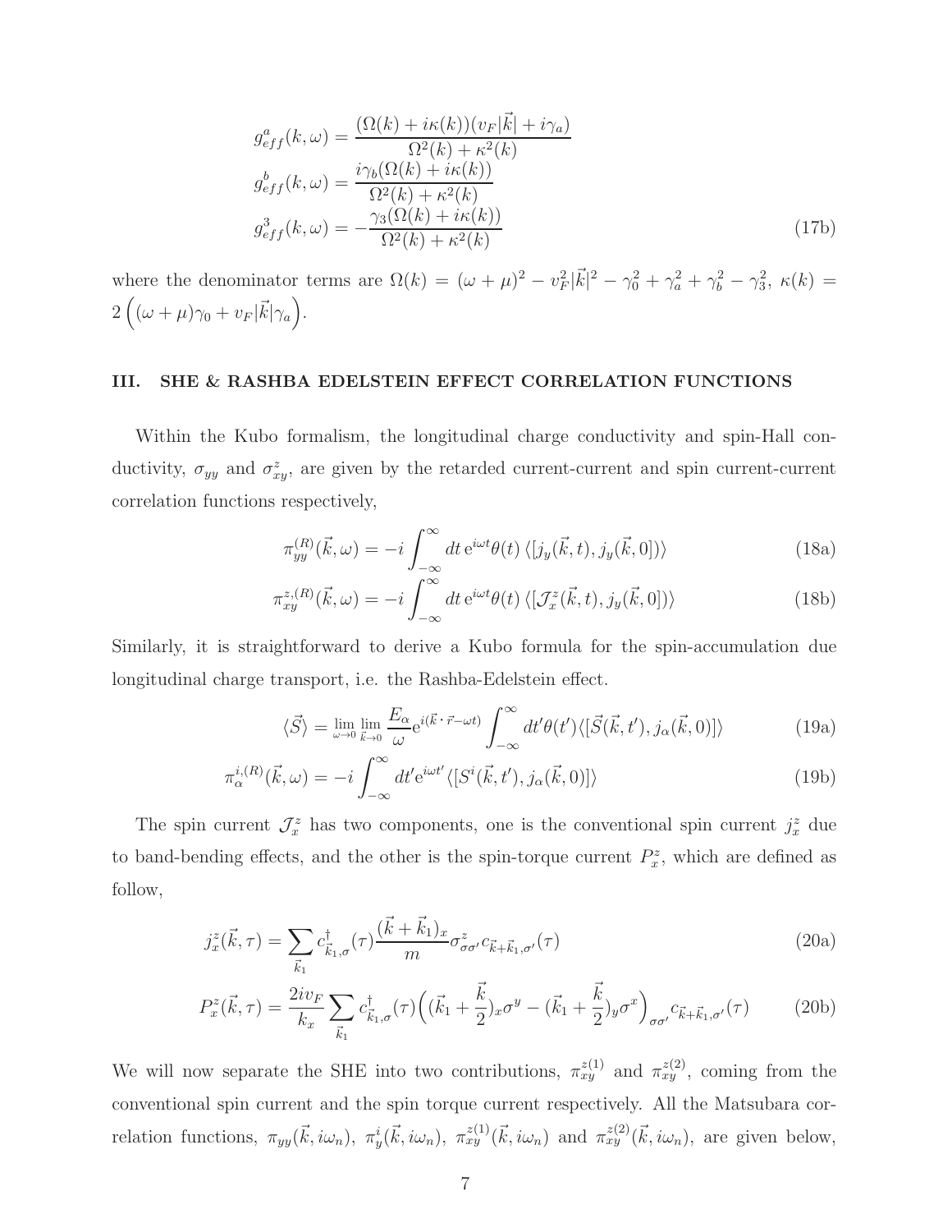$$
\begin{aligned}
g^a_{eff}(k,\omega) &= \frac{(\Omega(k)+i\kappa(k))(v_F|\vec{k}|+i\gamma_a)}{\Omega^2(k)+\kappa^2(k)} \\
g^b_{eff}(k,\omega) &= \frac{i\gamma_b(\Omega(k)+i\kappa(k))}{\Omega^2(k)+\kappa^2(k)} \\
g^3_{eff}(k,\omega) &= -\frac{\gamma_3(\Omega(k)+i\kappa(k))}{\Omega^2(k)+\kappa^2(k)}
\end{aligned} \tag{17b}
$$

where the denominator terms are $\Omega(k) = (\omega+\mu)^2 - v_F^2|\vec{k}|^2 - \gamma_0^2 + \gamma_a^2 + \gamma_b^2 - \gamma_3^2$, $\kappa(k) = 2\left((\omega+\mu)\gamma_0 + v_F|\vec{k}|\gamma_a\right)$.

## III. SHE & RASHBA EDELSTEIN EFFECT CORRELATION FUNCTIONS

Within the Kubo formalism, the longitudinal charge conductivity and spin-Hall conductivity, $\sigma_{yy}$ and $\sigma^z_{xy}$, are given by the retarded current-current and spin current-current correlation functions respectively,

$$
\pi^{(R)}_{yy}(\vec{k},\omega) = -i\int_{-\infty}^{\infty} dt\, \mathrm{e}^{i\omega t}\theta(t)\,\langle[j_y(\vec{k},t), j_y(\vec{k},0]\rangle \tag{18a}
$$

$$
\pi^{z,(R)}_{xy}(\vec{k},\omega) = -i\int_{-\infty}^{\infty} dt\, \mathrm{e}^{i\omega t}\theta(t)\,\langle[\mathcal{J}^z_x(\vec{k},t), j_y(\vec{k},0]\rangle \tag{18b}
$$

Similarly, it is straightforward to derive a Kubo formula for the spin-accumulation due longitudinal charge transport, i.e. the Rashba-Edelstein effect.

$$
\langle\vec{S}\rangle = \lim_{\omega\to 0}\lim_{\vec{k}\to 0}\frac{E_\alpha}{\omega}\mathrm{e}^{i(\vec{k}\cdot\vec{r}-\omega t)}\int_{-\infty}^{\infty} dt'\theta(t')\langle[\vec{S}(\vec{k},t'), j_\alpha(\vec{k},0)]\rangle \tag{19a}
$$

$$
\pi^{i,(R)}_{\alpha}(\vec{k},\omega) = -i\int_{-\infty}^{\infty} dt'\mathrm{e}^{i\omega t'}\langle[S^i(\vec{k},t'), j_\alpha(\vec{k},0)]\rangle \tag{19b}
$$

The spin current $\mathcal{J}^z_x$ has two components, one is the conventional spin current $j^z_x$ due to band-bending effects, and the other is the spin-torque current $P^z_x$, which are defined as follow,

$$
j^z_x(\vec{k},\tau) = \sum_{\vec{k}_1} c^\dagger_{\vec{k}_1,\sigma}(\tau)\frac{(\vec{k}+\vec{k}_1)_x}{m}\sigma^z_{\sigma\sigma'}c_{\vec{k}+\vec{k}_1,\sigma'}(\tau) \tag{20a}
$$

$$
P^z_x(\vec{k},\tau) = \frac{2iv_F}{k_x}\sum_{\vec{k}_1} c^\dagger_{\vec{k}_1,\sigma}(\tau)\Big((\vec{k}_1+\frac{\vec{k}}{2})_x\sigma^y - (\vec{k}_1+\frac{\vec{k}}{2})_y\sigma^x\Big)_{\sigma\sigma'}c_{\vec{k}+\vec{k}_1,\sigma'}(\tau) \tag{20b}
$$

We will now separate the SHE into two contributions, $\pi^{z(1)}_{xy}$ and $\pi^{z(2)}_{xy}$, coming from the conventional spin current and the spin torque current respectively. All the Matsubara correlation functions, $\pi_{yy}(\vec{k},i\omega_n)$, $\pi^i_y(\vec{k},i\omega_n)$, $\pi^{z(1)}_{xy}(\vec{k},i\omega_n)$ and $\pi^{z(2)}_{xy}(\vec{k},i\omega_n)$, are given below,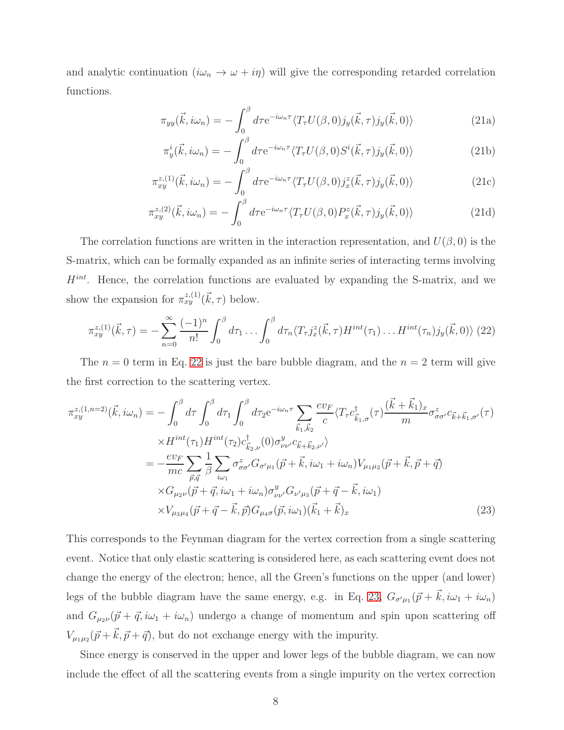and analytic continuation ($i\omega_n \to \omega + i\eta$) will give the corresponding retarded correlation functions.

$$\pi_{yy}(\vec{k}, i\omega_n) = -\int_0^\beta d\tau \mathrm{e}^{-i\omega_n\tau}\langle T_\tau U(\beta,0) j_y(\vec{k},\tau) j_y(\vec{k},0)\rangle \tag{21a}$$

$$\pi_y^i(\vec{k}, i\omega_n) = -\int_0^\beta d\tau \mathrm{e}^{-i\omega_n\tau}\langle T_\tau U(\beta,0) S^i(\vec{k},\tau) j_y(\vec{k},0)\rangle \tag{21b}$$

$$\pi_{xy}^{z,(1)}(\vec{k}, i\omega_n) = -\int_0^\beta d\tau \mathrm{e}^{-i\omega_n\tau}\langle T_\tau U(\beta,0) j_x^z(\vec{k},\tau) j_y(\vec{k},0)\rangle \tag{21c}$$

$$\pi_{xy}^{z,(2)}(\vec{k}, i\omega_n) = -\int_0^\beta d\tau \mathrm{e}^{-i\omega_n\tau}\langle T_\tau U(\beta,0) P_x^z(\vec{k},\tau) j_y(\vec{k},0)\rangle \tag{21d}$$

The correlation functions are written in the interaction representation, and $U(\beta, 0)$ is the S-matrix, which can be formally expanded as an infinite series of interacting terms involving $H^{int}$. Hence, the correlation functions are evaluated by expanding the S-matrix, and we show the expansion for $\pi_{xy}^{z,(1)}(\vec{k}, \tau)$ below.

$$\pi_{xy}^{z,(1)}(\vec{k},\tau) = -\sum_{n=0}^{\infty}\frac{(-1)^n}{n!}\int_0^\beta d\tau_1 \ldots \int_0^\beta d\tau_n \langle T_\tau j_x^z(\vec{k},\tau) H^{int}(\tau_1)\ldots H^{int}(\tau_n) j_y(\vec{k},0)\rangle \tag{22}$$

The $n = 0$ term in Eq. 22 is just the bare bubble diagram, and the $n = 2$ term will give the first correction to the scattering vertex.

$$\begin{aligned}
\pi_{xy}^{z,(1,n=2)}(\vec{k}, i\omega_n) &= -\int_0^\beta d\tau \int_0^\beta d\tau_1 \int_0^\beta d\tau_2 \mathrm{e}^{-i\omega_n\tau} \sum_{\vec{k}_1,\vec{k}_2} \frac{ev_F}{c}\langle T_\tau c^\dagger_{\vec{k}_1,\sigma}(\tau)\frac{(\vec{k}+\vec{k}_1)_x}{m}\sigma^z_{\sigma\sigma'} c_{\vec{k}+\vec{k}_1,\sigma'}(\tau) \\
&\quad \times H^{int}(\tau_1) H^{int}(\tau_2) c^\dagger_{\vec{k}_2,\nu}(0)\sigma^y_{\nu\nu'} c_{\vec{k}+\vec{k}_2,\nu'}\rangle \\
&= -\frac{ev_F}{mc}\sum_{\vec{p},\vec{q}}\frac{1}{\beta}\sum_{i\omega_1}\sigma^z_{\sigma\sigma'} G_{\sigma'\mu_1}(\vec{p}+\vec{k}, i\omega_1+i\omega_n) V_{\mu_1\mu_2}(\vec{p}+\vec{k},\vec{p}+\vec{q}) \\
&\quad \times G_{\mu_2\nu}(\vec{p}+\vec{q}, i\omega_1+i\omega_n)\sigma^y_{\nu\nu'} G_{\nu'\mu_3}(\vec{p}+\vec{q}-\vec{k}, i\omega_1) \\
&\quad \times V_{\mu_3\mu_4}(\vec{p}+\vec{q}-\vec{k},\vec{p}) G_{\mu_4\sigma}(\vec{p}, i\omega_1)(\vec{k}_1+\vec{k})_x
\end{aligned} \tag{23}$$

This corresponds to the Feynman diagram for the vertex correction from a single scattering event. Notice that only elastic scattering is considered here, as each scattering event does not change the energy of the electron; hence, all the Green's functions on the upper (and lower) legs of the bubble diagram have the same energy, e.g. in Eq. 23, $G_{\sigma'\mu_1}(\vec{p}+\vec{k}, i\omega_1 + i\omega_n)$ and $G_{\mu_2\nu}(\vec{p}+\vec{q}, i\omega_1+i\omega_n)$ undergo a change of momentum and spin upon scattering off $V_{\mu_1\mu_2}(\vec{p}+\vec{k}, \vec{p}+\vec{q})$, but do not exchange energy with the impurity.

Since energy is conserved in the upper and lower legs of the bubble diagram, we can now include the effect of all the scattering events from a single impurity on the vertex correction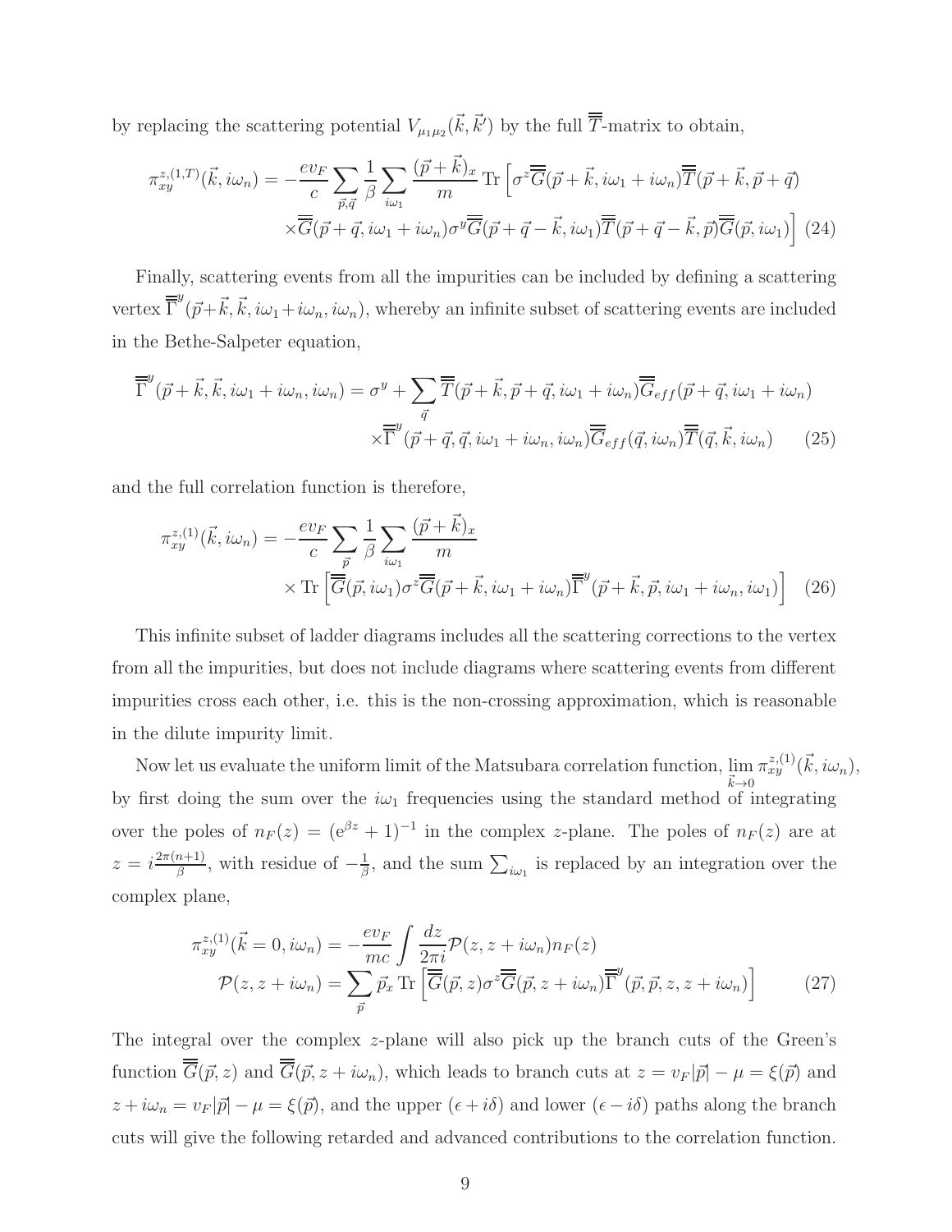by replacing the scattering potential $V_{\mu_1\mu_2}(\vec{k},\vec{k}')$ by the full $\overline{\overline{T}}$-matrix to obtain,

$$
\begin{aligned}
\pi_{xy}^{z,(1,T)}(\vec{k},i\omega_n) = -\frac{ev_F}{c}\sum_{\vec{p},\vec{q}}\frac{1}{\beta}\sum_{i\omega_1}\frac{(\vec{p}+\vec{k})_x}{m}\,\mathrm{Tr}\Big[\sigma^z\overline{\overline{G}}(\vec{p}+\vec{k},i\omega_1+i\omega_n)\overline{\overline{T}}(\vec{p}+\vec{k},\vec{p}+\vec{q})\\
\times\overline{\overline{G}}(\vec{p}+\vec{q},i\omega_1+i\omega_n)\sigma^y\overline{\overline{G}}(\vec{p}+\vec{q}-\vec{k},i\omega_1)\overline{\overline{T}}(\vec{p}+\vec{q}-\vec{k},\vec{p})\overline{\overline{G}}(\vec{p},i\omega_1)\Big] \quad (24)
\end{aligned}
$$

Finally, scattering events from all the impurities can be included by defining a scattering vertex $\overline{\overline{\Gamma}}^y(\vec{p}+\vec{k},\vec{k},i\omega_1+i\omega_n,i\omega_n)$, whereby an infinite subset of scattering events are included in the Bethe-Salpeter equation,

$$
\begin{aligned}
\overline{\overline{\Gamma}}^y(\vec{p}+\vec{k},\vec{k},i\omega_1+i\omega_n,i\omega_n) = \sigma^y + \sum_{\vec{q}}\overline{\overline{T}}(\vec{p}+\vec{k},\vec{p}+\vec{q},i\omega_1+i\omega_n)\overline{\overline{G}}_{eff}(\vec{p}+\vec{q},i\omega_1+i\omega_n)\\
\times\overline{\overline{\Gamma}}^y(\vec{p}+\vec{q},\vec{q},i\omega_1+i\omega_n,i\omega_n)\overline{\overline{G}}_{eff}(\vec{q},i\omega_n)\overline{\overline{T}}(\vec{q},\vec{k},i\omega_n) \quad (25)
\end{aligned}
$$

and the full correlation function is therefore,

$$
\begin{aligned}
\pi_{xy}^{z,(1)}(\vec{k},i\omega_n) = -\frac{ev_F}{c}\sum_{\vec{p}}\frac{1}{\beta}\sum_{i\omega_1}\frac{(\vec{p}+\vec{k})_x}{m}\\
\times\,\mathrm{Tr}\Big[\overline{\overline{G}}(\vec{p},i\omega_1)\sigma^z\overline{\overline{G}}(\vec{p}+\vec{k},i\omega_1+i\omega_n)\overline{\overline{\Gamma}}^y(\vec{p}+\vec{k},\vec{p},i\omega_1+i\omega_n,i\omega_1)\Big] \quad (26)
\end{aligned}
$$

This infinite subset of ladder diagrams includes all the scattering corrections to the vertex from all the impurities, but does not include diagrams where scattering events from different impurities cross each other, i.e. this is the non-crossing approximation, which is reasonable in the dilute impurity limit.

Now let us evaluate the uniform limit of the Matsubara correlation function, $\lim_{\vec{k}\to 0}\pi_{xy}^{z,(1)}(\vec{k},i\omega_n)$, by first doing the sum over the $i\omega_1$ frequencies using the standard method of integrating over the poles of $n_F(z) = (\mathrm{e}^{\beta z}+1)^{-1}$ in the complex $z$-plane. The poles of $n_F(z)$ are at $z = i\frac{2\pi(n+1)}{\beta}$, with residue of $-\frac{1}{\beta}$, and the sum $\sum_{i\omega_1}$ is replaced by an integration over the complex plane,

$$
\begin{aligned}
\pi_{xy}^{z,(1)}(\vec{k}=0,i\omega_n) = -\frac{ev_F}{mc}\int\frac{dz}{2\pi i}\mathcal{P}(z,z+i\omega_n)n_F(z)\\
\mathcal{P}(z,z+i\omega_n) = \sum_{\vec{p}}\vec{p}_x\,\mathrm{Tr}\Big[\overline{\overline{G}}(\vec{p},z)\sigma^z\overline{\overline{G}}(\vec{p},z+i\omega_n)\overline{\overline{\Gamma}}^y(\vec{p},\vec{p},z,z+i\omega_n)\Big] \quad (27)
\end{aligned}
$$

The integral over the complex $z$-plane will also pick up the branch cuts of the Green's function $\overline{\overline{G}}(\vec{p},z)$ and $\overline{\overline{G}}(\vec{p},z+i\omega_n)$, which leads to branch cuts at $z = v_F|\vec{p}|-\mu = \xi(\vec{p})$ and $z+i\omega_n = v_F|\vec{p}|-\mu = \xi(\vec{p})$, and the upper $(\epsilon+i\delta)$ and lower $(\epsilon-i\delta)$ paths along the branch cuts will give the following retarded and advanced contributions to the correlation function.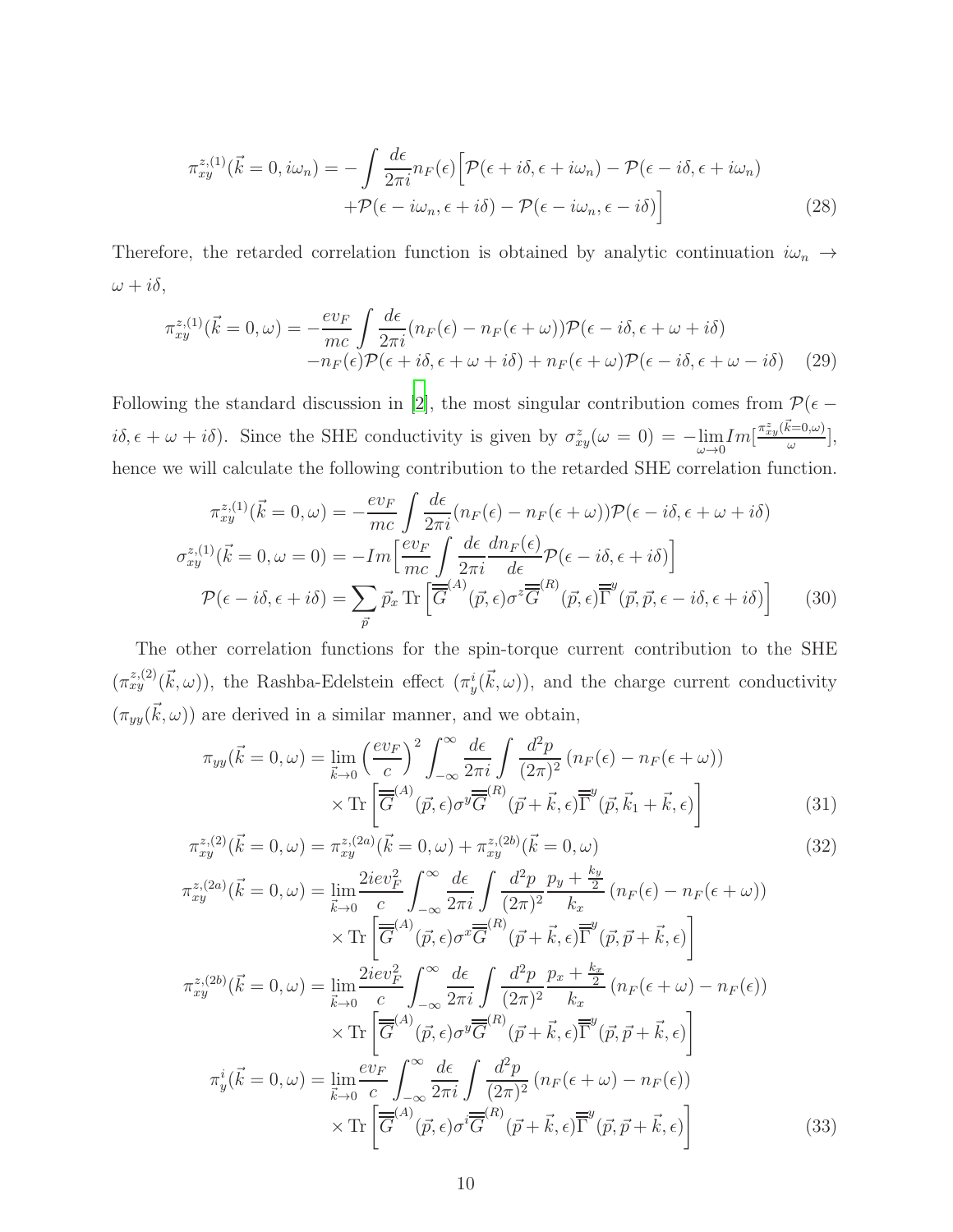$$\pi_{xy}^{z,(1)}(\vec{k}=0, i\omega_n) = -\int \frac{d\epsilon}{2\pi i} n_F(\epsilon) \Big[ \mathcal{P}(\epsilon + i\delta, \epsilon + i\omega_n) - \mathcal{P}(\epsilon - i\delta, \epsilon + i\omega_n) + \mathcal{P}(\epsilon - i\omega_n, \epsilon + i\delta) - \mathcal{P}(\epsilon - i\omega_n, \epsilon - i\delta) \Big] \tag{28}$$

Therefore, the retarded correlation function is obtained by analytic continuation $i\omega_n \rightarrow \omega + i\delta$,

$$\pi_{xy}^{z,(1)}(\vec{k}=0, \omega) = -\frac{ev_F}{mc} \int \frac{d\epsilon}{2\pi i} (n_F(\epsilon) - n_F(\epsilon+\omega)) \mathcal{P}(\epsilon - i\delta, \epsilon + \omega + i\delta) - n_F(\epsilon)\mathcal{P}(\epsilon + i\delta, \epsilon + \omega + i\delta) + n_F(\epsilon+\omega)\mathcal{P}(\epsilon - i\delta, \epsilon + \omega - i\delta) \tag{29}$$

Following the standard discussion in [2], the most singular contribution comes from $\mathcal{P}(\epsilon - i\delta, \epsilon + \omega + i\delta)$. Since the SHE conductivity is given by $\sigma_{xy}^z(\omega=0) = -\lim\limits_{\omega\to 0} Im[\frac{\pi_{xy}^z(\vec{k}=0,\omega)}{\omega}]$, hence we will calculate the following contribution to the retarded SHE correlation function.

$$\begin{aligned}
\pi_{xy}^{z,(1)}(\vec{k}=0, \omega) &= -\frac{ev_F}{mc} \int \frac{d\epsilon}{2\pi i} (n_F(\epsilon) - n_F(\epsilon+\omega)) \mathcal{P}(\epsilon - i\delta, \epsilon + \omega + i\delta) \\
\sigma_{xy}^{z,(1)}(\vec{k}=0, \omega=0) &= -Im\Big[ \frac{ev_F}{mc} \int \frac{d\epsilon}{2\pi i} \frac{dn_F(\epsilon)}{d\epsilon} \mathcal{P}(\epsilon - i\delta, \epsilon + i\delta) \Big] \\
\mathcal{P}(\epsilon - i\delta, \epsilon + i\delta) &= \sum_{\vec{p}} \vec{p}_x \, \mathrm{Tr} \Big[ \overline{\overline{G}}^{(A)}(\vec{p}, \epsilon) \sigma^z \overline{\overline{G}}^{(R)}(\vec{p}, \epsilon) \overline{\overline{\Gamma}}^y(\vec{p}, \vec{p}, \epsilon - i\delta, \epsilon + i\delta) \Big]
\end{aligned} \tag{30}$$

The other correlation functions for the spin-torque current contribution to the SHE $(\pi_{xy}^{z,(2)}(\vec{k},\omega))$, the Rashba-Edelstein effect $(\pi_y^i(\vec{k},\omega))$, and the charge current conductivity $(\pi_{yy}(\vec{k},\omega))$ are derived in a similar manner, and we obtain,

$$\begin{aligned}
\pi_{yy}(\vec{k}=0, \omega) &= \lim_{\vec{k}\to 0} \Big(\frac{ev_F}{c}\Big)^2 \int_{-\infty}^{\infty} \frac{d\epsilon}{2\pi i} \int \frac{d^2p}{(2\pi)^2} \left(n_F(\epsilon) - n_F(\epsilon+\omega)\right) \\
&\quad \times \mathrm{Tr} \Big[ \overline{\overline{G}}^{(A)}(\vec{p}, \epsilon) \sigma^y \overline{\overline{G}}^{(R)}(\vec{p}+\vec{k}, \epsilon) \overline{\overline{\Gamma}}^y(\vec{p}, \vec{k}_1 + \vec{k}, \epsilon) \Big]
\end{aligned} \tag{31}$$

$$\pi_{xy}^{z,(2)}(\vec{k}=0, \omega) = \pi_{xy}^{z,(2a)}(\vec{k}=0, \omega) + \pi_{xy}^{z,(2b)}(\vec{k}=0, \omega) \tag{32}$$

$$\begin{aligned}
\pi_{xy}^{z,(2a)}(\vec{k}=0, \omega) &= \lim_{\vec{k}\to 0} \frac{2iev_F^2}{c} \int_{-\infty}^{\infty} \frac{d\epsilon}{2\pi i} \int \frac{d^2p}{(2\pi)^2} \frac{p_y + \frac{k_y}{2}}{k_x} \left(n_F(\epsilon) - n_F(\epsilon+\omega)\right) \\
&\quad \times \mathrm{Tr} \Big[ \overline{\overline{G}}^{(A)}(\vec{p}, \epsilon) \sigma^x \overline{\overline{G}}^{(R)}(\vec{p}+\vec{k}, \epsilon) \overline{\overline{\Gamma}}^y(\vec{p}, \vec{p}+\vec{k}, \epsilon) \Big] \\
\pi_{xy}^{z,(2b)}(\vec{k}=0, \omega) &= \lim_{\vec{k}\to 0} \frac{2iev_F^2}{c} \int_{-\infty}^{\infty} \frac{d\epsilon}{2\pi i} \int \frac{d^2p}{(2\pi)^2} \frac{p_x + \frac{k_x}{2}}{k_x} \left(n_F(\epsilon+\omega) - n_F(\epsilon)\right) \\
&\quad \times \mathrm{Tr} \Big[ \overline{\overline{G}}^{(A)}(\vec{p}, \epsilon) \sigma^y \overline{\overline{G}}^{(R)}(\vec{p}+\vec{k}, \epsilon) \overline{\overline{\Gamma}}^y(\vec{p}, \vec{p}+\vec{k}, \epsilon) \Big] \\
\pi_y^i(\vec{k}=0, \omega) &= \lim_{\vec{k}\to 0} \frac{ev_F}{c} \int_{-\infty}^{\infty} \frac{d\epsilon}{2\pi i} \int \frac{d^2p}{(2\pi)^2} \left(n_F(\epsilon+\omega) - n_F(\epsilon)\right) \\
&\quad \times \mathrm{Tr} \Big[ \overline{\overline{G}}^{(A)}(\vec{p}, \epsilon) \sigma^i \overline{\overline{G}}^{(R)}(\vec{p}+\vec{k}, \epsilon) \overline{\overline{\Gamma}}^y(\vec{p}, \vec{p}+\vec{k}, \epsilon) \Big]
\end{aligned} \tag{33}$$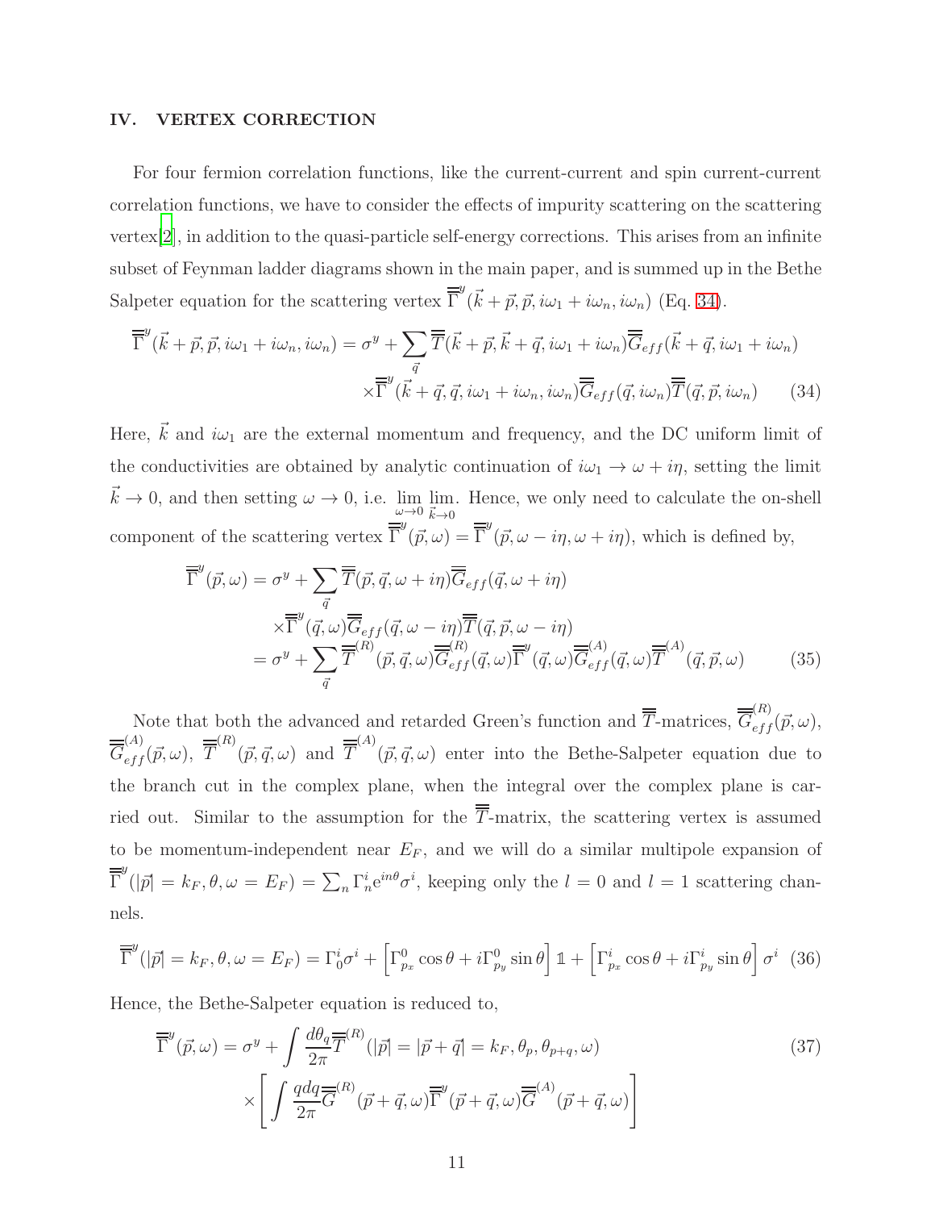## IV. VERTEX CORRECTION

For four fermion correlation functions, like the current-current and spin current-current correlation functions, we have to consider the effects of impurity scattering on the scattering vertex[2], in addition to the quasi-particle self-energy corrections. This arises from an infinite subset of Feynman ladder diagrams shown in the main paper, and is summed up in the Bethe Salpeter equation for the scattering vertex $\overline{\overline{\Gamma}}^y(\vec{k}+\vec{p},\vec{p},i\omega_1+i\omega_n,i\omega_n)$ (Eq. 34).

$$\overline{\overline{\Gamma}}^y(\vec{k}+\vec{p},\vec{p},i\omega_1+i\omega_n,i\omega_n) = \sigma^y + \sum_{\vec{q}} \overline{\overline{T}}(\vec{k}+\vec{p},\vec{k}+\vec{q},i\omega_1+i\omega_n)\overline{\overline{G}}_{eff}(\vec{k}+\vec{q},i\omega_1+i\omega_n) \times \overline{\overline{\Gamma}}^y(\vec{k}+\vec{q},\vec{q},i\omega_1+i\omega_n,i\omega_n)\overline{\overline{G}}_{eff}(\vec{q},i\omega_n)\overline{\overline{T}}(\vec{q},\vec{p},i\omega_n) \tag{34}$$

Here, $\vec{k}$ and $i\omega_1$ are the external momentum and frequency, and the DC uniform limit of the conductivities are obtained by analytic continuation of $i\omega_1 \to \omega + i\eta$, setting the limit $\vec{k} \to 0$, and then setting $\omega \to 0$, i.e. $\lim\limits_{\omega\to 0}\lim\limits_{\vec{k}\to 0}$. Hence, we only need to calculate the on-shell component of the scattering vertex $\overline{\overline{\Gamma}}^y(\vec{p},\omega) = \overline{\overline{\Gamma}}^y(\vec{p},\omega-i\eta,\omega+i\eta)$, which is defined by,

$$\begin{aligned}
\overline{\overline{\Gamma}}^y(\vec{p},\omega) &= \sigma^y + \sum_{\vec{q}} \overline{\overline{T}}(\vec{p},\vec{q},\omega+i\eta)\overline{\overline{G}}_{eff}(\vec{q},\omega+i\eta) \\
&\quad \times \overline{\overline{\Gamma}}^y(\vec{q},\omega)\overline{\overline{G}}_{eff}(\vec{q},\omega-i\eta)\overline{\overline{T}}(\vec{q},\vec{p},\omega-i\eta) \\
&= \sigma^y + \sum_{\vec{q}} \overline{\overline{T}}^{(R)}(\vec{p},\vec{q},\omega)\overline{\overline{G}}^{(R)}_{eff}(\vec{q},\omega)\overline{\overline{\Gamma}}^y(\vec{q},\omega)\overline{\overline{G}}^{(A)}_{eff}(\vec{q},\omega)\overline{\overline{T}}^{(A)}(\vec{q},\vec{p},\omega)
\end{aligned} \tag{35}$$

Note that both the advanced and retarded Green's function and $\overline{\overline{T}}$-matrices, $\overline{\overline{G}}^{(R)}_{eff}(\vec{p},\omega)$, $\overline{\overline{G}}^{(A)}_{eff}(\vec{p},\omega)$, $\overline{\overline{T}}^{(R)}(\vec{p},\vec{q},\omega)$ and $\overline{\overline{T}}^{(A)}(\vec{p},\vec{q},\omega)$ enter into the Bethe-Salpeter equation due to the branch cut in the complex plane, when the integral over the complex plane is carried out. Similar to the assumption for the $\overline{\overline{T}}$-matrix, the scattering vertex is assumed to be momentum-independent near $E_F$, and we will do a similar multipole expansion of $\overline{\overline{\Gamma}}^y(|\vec{p}|=k_F,\theta,\omega=E_F) = \sum_n \Gamma^i_n e^{in\theta}\sigma^i$, keeping only the $l=0$ and $l=1$ scattering channels.

$$\overline{\overline{\Gamma}}^y(|\vec{p}|=k_F,\theta,\omega=E_F) = \Gamma^i_0\sigma^i + \left[\Gamma^0_{p_x}\cos\theta + i\Gamma^0_{p_y}\sin\theta\right]\mathbb{1} + \left[\Gamma^i_{p_x}\cos\theta + i\Gamma^i_{p_y}\sin\theta\right]\sigma^i \tag{36}$$

Hence, the Bethe-Salpeter equation is reduced to,

$$\overline{\overline{\Gamma}}^y(\vec{p},\omega) = \sigma^y + \int \frac{d\theta_q}{2\pi}\overline{\overline{T}}^{(R)}(|\vec{p}|=|\vec{p}+\vec{q}|=k_F,\theta_p,\theta_{p+q},\omega) \times \left[\int \frac{qdq}{2\pi}\overline{\overline{G}}^{(R)}(\vec{p}+\vec{q},\omega)\overline{\overline{\Gamma}}^y(\vec{p}+\vec{q},\omega)\overline{\overline{G}}^{(A)}(\vec{p}+\vec{q},\omega)\right] \tag{37}$$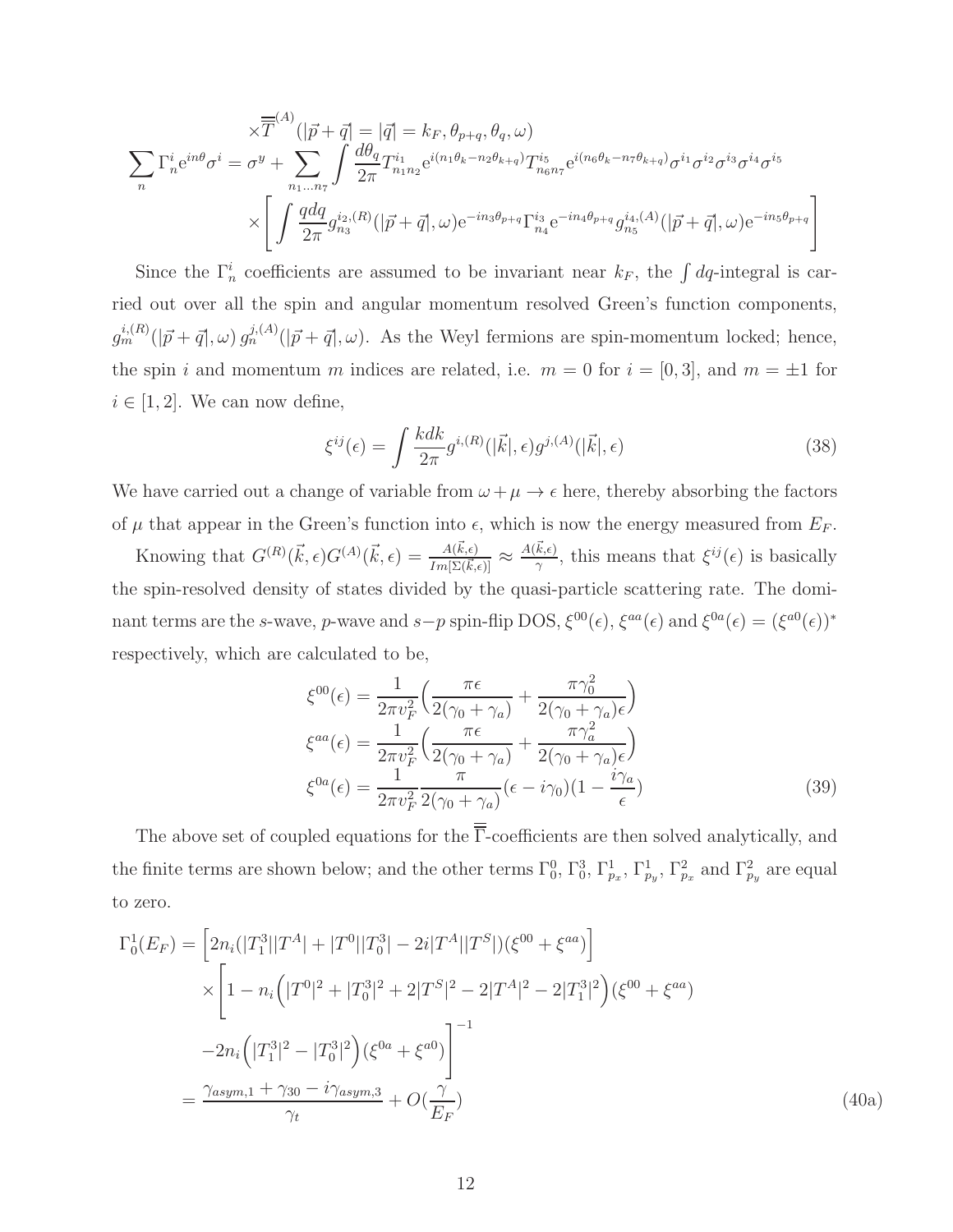$$\times\overline{\overline{T}}^{(A)}(|\vec{p}+\vec{q}|=|\vec{q}|=k_F,\theta_{p+q},\theta_q,\omega)$$

$$\sum_n \Gamma^i_n e^{in\theta}\sigma^i = \sigma^y + \sum_{n_1\ldots n_7}\int\frac{d\theta_q}{2\pi}T^{i_1}_{n_1n_2}e^{i(n_1\theta_k-n_2\theta_{k+q})}T^{i_5}_{n_6n_7}e^{i(n_6\theta_k-n_7\theta_{k+q})}\sigma^{i_1}\sigma^{i_2}\sigma^{i_3}\sigma^{i_4}\sigma^{i_5}$$
$$\times\left[\int\frac{qdq}{2\pi}g^{i_2,(R)}_{n_3}(|\vec{p}+\vec{q}|,\omega)e^{-in_3\theta_{p+q}}\Gamma^{i_3}_{n_4}e^{-in_4\theta_{p+q}}g^{i_4,(A)}_{n_5}(|\vec{p}+\vec{q}|,\omega)e^{-in_5\theta_{p+q}}\right]$$

Since the $\Gamma^i_n$ coefficients are assumed to be invariant near $k_F$, the $\int dq$-integral is carried out over all the spin and angular momentum resolved Green's function components, $g^{i,(R)}_m(|\vec{p}+\vec{q}|,\omega)\, g^{j,(A)}_n(|\vec{p}+\vec{q}|,\omega)$. As the Weyl fermions are spin-momentum locked; hence, the spin $i$ and momentum $m$ indices are related, i.e. $m=0$ for $i=[0,3]$, and $m=\pm1$ for $i\in[1,2]$. We can now define,

$$\xi^{ij}(\epsilon)=\int\frac{kdk}{2\pi}g^{i,(R)}(|\vec{k}|,\epsilon)g^{j,(A)}(|\vec{k}|,\epsilon) \tag{38}$$

We have carried out a change of variable from $\omega+\mu\rightarrow\epsilon$ here, thereby absorbing the factors of $\mu$ that appear in the Green's function into $\epsilon$, which is now the energy measured from $E_F$.

Knowing that $G^{(R)}(\vec{k},\epsilon)G^{(A)}(\vec{k},\epsilon)=\frac{A(\vec{k},\epsilon)}{Im[\Sigma(\vec{k},\epsilon)]}\approx\frac{A(\vec{k},\epsilon)}{\gamma}$, this means that $\xi^{ij}(\epsilon)$ is basically the spin-resolved density of states divided by the quasi-particle scattering rate. The dominant terms are the $s$-wave, $p$-wave and $s-p$ spin-flip DOS, $\xi^{00}(\epsilon)$, $\xi^{aa}(\epsilon)$ and $\xi^{0a}(\epsilon)=(\xi^{a0}(\epsilon))^*$ respectively, which are calculated to be,

$$\begin{aligned}
\xi^{00}(\epsilon)&=\frac{1}{2\pi v_F^2}\Big(\frac{\pi\epsilon}{2(\gamma_0+\gamma_a)}+\frac{\pi\gamma_0^2}{2(\gamma_0+\gamma_a)\epsilon}\Big)\\
\xi^{aa}(\epsilon)&=\frac{1}{2\pi v_F^2}\Big(\frac{\pi\epsilon}{2(\gamma_0+\gamma_a)}+\frac{\pi\gamma_a^2}{2(\gamma_0+\gamma_a)\epsilon}\Big)\\
\xi^{0a}(\epsilon)&=\frac{1}{2\pi v_F^2}\frac{\pi}{2(\gamma_0+\gamma_a)}(\epsilon-i\gamma_0)(1-\frac{i\gamma_a}{\epsilon})
\end{aligned} \tag{39}$$

The above set of coupled equations for the $\overline{\overline{\Gamma}}$-coefficients are then solved analytically, and the finite terms are shown below; and the other terms $\Gamma^0_0$, $\Gamma^3_0$, $\Gamma^1_{p_x}$, $\Gamma^1_{p_y}$, $\Gamma^2_{p_x}$ and $\Gamma^2_{p_y}$ are equal to zero.

$$\begin{aligned}
\Gamma^1_0(E_F)&=\Big[2n_i(|T^3_1||T^A|+|T^0||T^3_0|-2i|T^A||T^S|)(\xi^{00}+\xi^{aa})\Big]\\
&\times\Bigg[1-n_i\Big(|T^0|^2+|T^3_0|^2+2|T^S|^2-2|T^A|^2-2|T^3_1|^2\Big)(\xi^{00}+\xi^{aa})\\
&\quad-2n_i\Big(|T^3_1|^2-|T^3_0|^2\Big)(\xi^{0a}+\xi^{a0})\Bigg]^{-1}\\
&=\frac{\gamma_{asym,1}+\gamma_{30}-i\gamma_{asym,3}}{\gamma_t}+O(\frac{\gamma}{E_F})
\end{aligned} \tag{40a}$$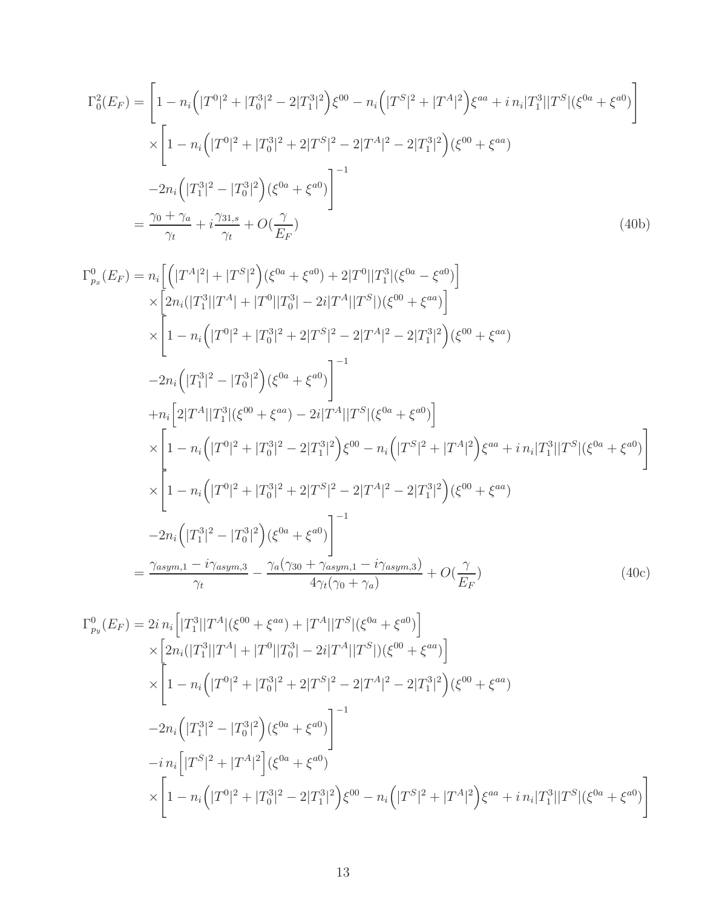$$
\begin{aligned}
\Gamma_0^2(E_F) = &\Bigg[1 - n_i\Big(|T^0|^2 + |T_0^3|^2 - 2|T_1^3|^2\Big)\xi^{00} - n_i\Big(|T^S|^2 + |T^A|^2\Big)\xi^{aa} + i\,n_i|T_1^3||T^S|(\xi^{0a} + \xi^{a0})\Bigg] \\
&\times\Bigg[1 - n_i\Big(|T^0|^2 + |T_0^3|^2 + 2|T^S|^2 - 2|T^A|^2 - 2|T_1^3|^2\Big)(\xi^{00} + \xi^{aa}) \\
&-2n_i\Big(|T_1^3|^2 - |T_0^3|^2\Big)(\xi^{0a} + \xi^{a0})\Bigg]^{-1} \\
= &\frac{\gamma_0 + \gamma_a}{\gamma_t} + i\frac{\gamma_{31,s}}{\gamma_t} + O(\frac{\gamma}{E_F})
\end{aligned}
\tag{40b}
$$

$$
\begin{aligned}
\Gamma_{p_x}^0(E_F) = &\,n_i\Big[\Big(|T^A|^2| + |T^S|^2\Big)(\xi^{0a} + \xi^{a0}) + 2|T^0||T_1^3|(\xi^{0a} - \xi^{a0})\Big] \\
&\times\Big[2n_i(|T_1^3||T^A| + |T^0||T_0^3| - 2i|T^A||T^S|)(\xi^{00} + \xi^{aa})\Big] \\
&\times\Bigg[1 - n_i\Big(|T^0|^2 + |T_0^3|^2 + 2|T^S|^2 - 2|T^A|^2 - 2|T_1^3|^2\Big)(\xi^{00} + \xi^{aa}) \\
&-2n_i\Big(|T_1^3|^2 - |T_0^3|^2\Big)(\xi^{0a} + \xi^{a0})\Bigg]^{-1} \\
&+n_i\Big[2|T^A||T_1^3|(\xi^{00} + \xi^{aa}) - 2i|T^A||T^S|(\xi^{0a} + \xi^{a0})\Big] \\
&\times\Bigg[1 - n_i\Big(|T^0|^2 + |T_0^3|^2 - 2|T_1^3|^2\Big)\xi^{00} - n_i\Big(|T^S|^2 + |T^A|^2\Big)\xi^{aa} + i\,n_i|T_1^3||T^S|(\xi^{0a} + \xi^{a0})\Bigg] \\
&\times\Bigg[1 - n_i\Big(|T^0|^2 + |T_0^3|^2 + 2|T^S|^2 - 2|T^A|^2 - 2|T_1^3|^2\Big)(\xi^{00} + \xi^{aa}) \\
&-2n_i\Big(|T_1^3|^2 - |T_0^3|^2\Big)(\xi^{0a} + \xi^{a0})\Bigg]^{-1} \\
= &\frac{\gamma_{asym,1} - i\gamma_{asym,3}}{\gamma_t} - \frac{\gamma_a(\gamma_{30} + \gamma_{asym,1} - i\gamma_{asym,3})}{4\gamma_t(\gamma_0 + \gamma_a)} + O(\frac{\gamma}{E_F})
\end{aligned}
\tag{40c}
$$

$$
\begin{aligned}
\Gamma_{p_y}^0(E_F) = &\,2i\,n_i\Big[|T_1^3||T^A|(\xi^{00} + \xi^{aa}) + |T^A||T^S|(\xi^{0a} + \xi^{a0})\Big] \\
&\times\Big[2n_i(|T_1^3||T^A| + |T^0||T_0^3| - 2i|T^A||T^S|)(\xi^{00} + \xi^{aa})\Big] \\
&\times\Bigg[1 - n_i\Big(|T^0|^2 + |T_0^3|^2 + 2|T^S|^2 - 2|T^A|^2 - 2|T_1^3|^2\Big)(\xi^{00} + \xi^{aa}) \\
&-2n_i\Big(|T_1^3|^2 - |T_0^3|^2\Big)(\xi^{0a} + \xi^{a0})\Bigg]^{-1} \\
&-i\,n_i\Big[|T^S|^2 + |T^A|^2\Big](\xi^{0a} + \xi^{a0}) \\
&\times\Bigg[1 - n_i\Big(|T^0|^2 + |T_0^3|^2 - 2|T_1^3|^2\Big)\xi^{00} - n_i\Big(|T^S|^2 + |T^A|^2\Big)\xi^{aa} + i\,n_i|T_1^3||T^S|(\xi^{0a} + \xi^{a0})\Bigg]
\end{aligned}
$$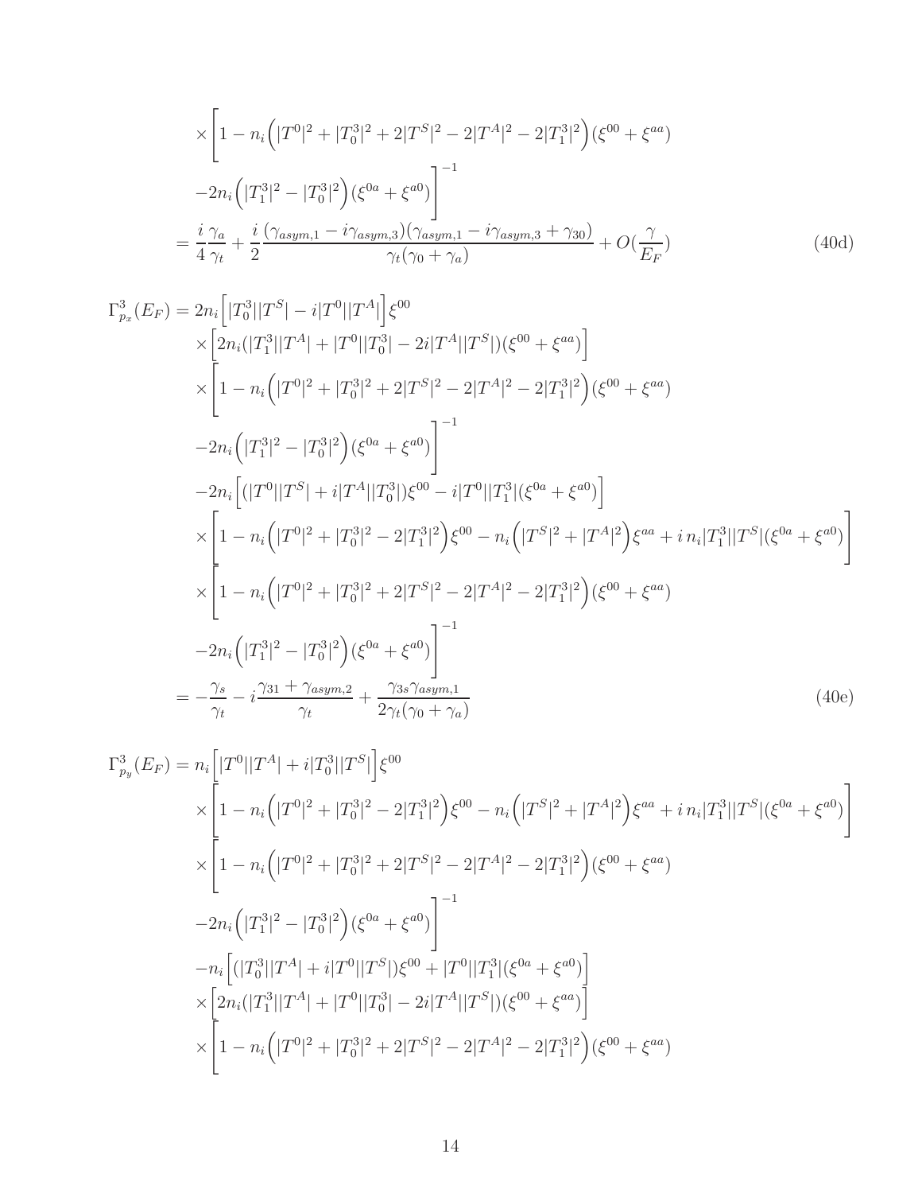$$
\times\Bigg[1-n_i\Big(|T^0|^2+|T_0^3|^2+2|T^S|^2-2|T^A|^2-2|T_1^3|^2\Big)(\xi^{00}+\xi^{aa})
$$

$$
-2n_i\Big(|T_1^3|^2-|T_0^3|^2\Big)(\xi^{0a}+\xi^{a0})\Bigg]^{-1}
$$

$$
=\frac{i}{4}\frac{\gamma_a}{\gamma_t}+\frac{i}{2}\frac{(\gamma_{asym,1}-i\gamma_{asym,3})(\gamma_{asym,1}-i\gamma_{asym,3}+\gamma_{30})}{\gamma_t(\gamma_0+\gamma_a)}+O(\frac{\gamma}{E_F}) \tag{40d}
$$

$$
\begin{aligned}
\Gamma^3_{p_x}(E_F) &= 2n_i\Big[|T_0^3||T^S|-i|T^0||T^A|\Big]\xi^{00} \\
&\times\Big[2n_i(|T_1^3||T^A|+|T^0||T_0^3|-2i|T^A||T^S|)(\xi^{00}+\xi^{aa})\Big] \\
&\times\Bigg[1-n_i\Big(|T^0|^2+|T_0^3|^2+2|T^S|^2-2|T^A|^2-2|T_1^3|^2\Big)(\xi^{00}+\xi^{aa}) \\
&-2n_i\Big(|T_1^3|^2-|T_0^3|^2\Big)(\xi^{0a}+\xi^{a0})\Bigg]^{-1} \\
&-2n_i\Big[(|T^0||T^S|+i|T^A||T_0^3|)\xi^{00}-i|T^0||T_1^3|(\xi^{0a}+\xi^{a0})\Big] \\
&\times\Bigg[1-n_i\Big(|T^0|^2+|T_0^3|^2-2|T_1^3|^2\Big)\xi^{00}-n_i\Big(|T^S|^2+|T^A|^2\Big)\xi^{aa}+i\,n_i|T_1^3||T^S|(\xi^{0a}+\xi^{a0})\Bigg] \\
&\times\Bigg[1-n_i\Big(|T^0|^2+|T_0^3|^2+2|T^S|^2-2|T^A|^2-2|T_1^3|^2\Big)(\xi^{00}+\xi^{aa}) \\
&-2n_i\Big(|T_1^3|^2-|T_0^3|^2\Big)(\xi^{0a}+\xi^{a0})\Bigg]^{-1} \\
&=-\frac{\gamma_s}{\gamma_t}-i\frac{\gamma_{31}+\gamma_{asym,2}}{\gamma_t}+\frac{\gamma_{3s}\gamma_{asym,1}}{2\gamma_t(\gamma_0+\gamma_a)}
\end{aligned} \tag{40e}
$$

$$
\begin{aligned}
\Gamma^3_{p_y}(E_F) &= n_i\Big[|T^0||T^A|+i|T_0^3||T^S|\Big]\xi^{00} \\
&\times\Bigg[1-n_i\Big(|T^0|^2+|T_0^3|^2-2|T_1^3|^2\Big)\xi^{00}-n_i\Big(|T^S|^2+|T^A|^2\Big)\xi^{aa}+i\,n_i|T_1^3||T^S|(\xi^{0a}+\xi^{a0})\Bigg] \\
&\times\Bigg[1-n_i\Big(|T^0|^2+|T_0^3|^2+2|T^S|^2-2|T^A|^2-2|T_1^3|^2\Big)(\xi^{00}+\xi^{aa}) \\
&-2n_i\Big(|T_1^3|^2-|T_0^3|^2\Big)(\xi^{0a}+\xi^{a0})\Bigg]^{-1} \\
&-n_i\Big[(|T_0^3||T^A|+i|T^0||T^S|)\xi^{00}+|T^0||T_1^3|(\xi^{0a}+\xi^{a0})\Big] \\
&\times\Big[2n_i(|T_1^3||T^A|+|T^0||T_0^3|-2i|T^A||T^S|)(\xi^{00}+\xi^{aa})\Big] \\
&\times\Bigg[1-n_i\Big(|T^0|^2+|T_0^3|^2+2|T^S|^2-2|T^A|^2-2|T_1^3|^2\Big)(\xi^{00}+\xi^{aa})
\end{aligned}
$$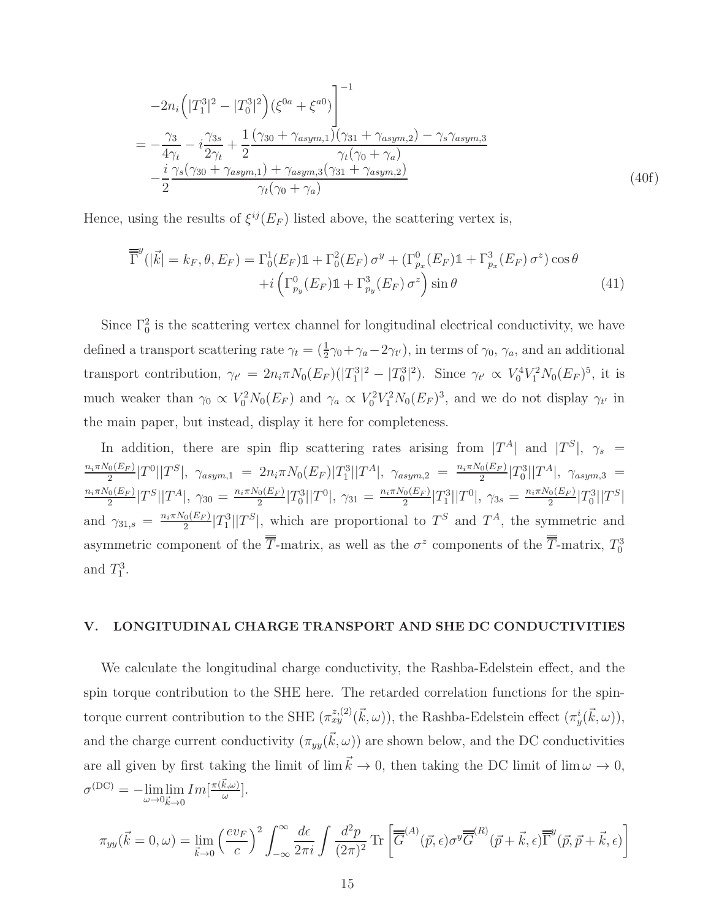$$
\begin{aligned}
&-2n_i\Big(|T_1^3|^2 - |T_0^3|^2\Big)(\xi^{0a} + \xi^{a0})\Bigg]^{-1} \\
&= -\frac{\gamma_3}{4\gamma_t} - i\frac{\gamma_{3s}}{2\gamma_t} + \frac{1}{2}\frac{(\gamma_{30} + \gamma_{asym,1})(\gamma_{31} + \gamma_{asym,2}) - \gamma_s\gamma_{asym,3}}{\gamma_t(\gamma_0 + \gamma_a)} \\
&\quad -\frac{i}{2}\frac{\gamma_s(\gamma_{30} + \gamma_{asym,1}) + \gamma_{asym,3}(\gamma_{31} + \gamma_{asym,2})}{\gamma_t(\gamma_0 + \gamma_a)}
\end{aligned}
\tag{40f}
$$

Hence, using the results of $\xi^{ij}(E_F)$ listed above, the scattering vertex is,

$$
\begin{aligned}
\overline{\overline{\Gamma}}^y(|\vec{k}| = k_F, \theta, E_F) = \Gamma_0^1(E_F)\mathbb{1} + \Gamma_0^2(E_F)\,\sigma^y + (\Gamma_{p_x}^0(E_F)\mathbb{1} + \Gamma_{p_x}^3(E_F)\,\sigma^z)\cos\theta \\
+ i\left(\Gamma_{p_y}^0(E_F)\mathbb{1} + \Gamma_{p_y}^3(E_F)\,\sigma^z\right)\sin\theta
\end{aligned}
\tag{41}
$$

Since $\Gamma_0^2$ is the scattering vertex channel for longitudinal electrical conductivity, we have defined a transport scattering rate $\gamma_t = (\frac{1}{2}\gamma_0 + \gamma_a - 2\gamma_{t'})$, in terms of $\gamma_0$, $\gamma_a$, and an additional transport contribution, $\gamma_{t'} = 2n_i\pi N_0(E_F)(|T_1^3|^2 - |T_0^3|^2)$. Since $\gamma_{t'} \propto V_0^4 V_1^2 N_0(E_F)^5$, it is much weaker than $\gamma_0 \propto V_0^2 N_0(E_F)$ and $\gamma_a \propto V_0^2 V_1^2 N_0(E_F)^3$, and we do not display $\gamma_{t'}$ in the main paper, but instead, display it here for completeness.

In addition, there are spin flip scattering rates arising from $|T^A|$ and $|T^S|$, $\gamma_s = \frac{n_i\pi N_0(E_F)}{2}|T^0||T^S|$, $\gamma_{asym,1} = 2n_i\pi N_0(E_F)|T_1^3||T^A|$, $\gamma_{asym,2} = \frac{n_i\pi N_0(E_F)}{2}|T_0^3||T^A|$, $\gamma_{asym,3} = \frac{n_i\pi N_0(E_F)}{2}|T^S||T^A|$, $\gamma_{30} = \frac{n_i\pi N_0(E_F)}{2}|T_0^3||T^0|$, $\gamma_{31} = \frac{n_i\pi N_0(E_F)}{2}|T_1^3||T^0|$, $\gamma_{3s} = \frac{n_i\pi N_0(E_F)}{2}|T_0^3||T^S|$ and $\gamma_{31,s} = \frac{n_i\pi N_0(E_F)}{2}|T_1^3||T^S|$, which are proportional to $T^S$ and $T^A$, the symmetric and asymmetric component of the $\overline{\overline{T}}$-matrix, as well as the $\sigma^z$ components of the $\overline{\overline{T}}$-matrix, $T_0^3$ and $T_1^3$.

## V. LONGITUDINAL CHARGE TRANSPORT AND SHE DC CONDUCTIVITIES

We calculate the longitudinal charge conductivity, the Rashba-Edelstein effect, and the spin torque contribution to the SHE here. The retarded correlation functions for the spin-torque current contribution to the SHE ($\pi_{xy}^{z,(2)}(\vec{k},\omega)$), the Rashba-Edelstein effect ($\pi_y^i(\vec{k},\omega)$), and the charge current conductivity ($\pi_{yy}(\vec{k},\omega)$) are shown below, and the DC conductivities are all given by first taking the limit of $\lim \vec{k} \to 0$, then taking the DC limit of $\lim \omega \to 0$, $\sigma^{(\mathrm{DC})} = -\lim_{\omega\to 0}\lim_{\vec{k}\to 0} Im[\frac{\pi(\vec{k},\omega)}{\omega}]$.

$$
\pi_{yy}(\vec{k}=0,\omega) = \lim_{\vec{k}\to 0}\left(\frac{ev_F}{c}\right)^2 \int_{-\infty}^{\infty}\frac{d\epsilon}{2\pi i}\int\frac{d^2p}{(2\pi)^2}\,\mathrm{Tr}\left[\overline{\overline{G}}^{(A)}(\vec{p},\epsilon)\sigma^y\overline{\overline{G}}^{(R)}(\vec{p}+\vec{k},\epsilon)\overline{\overline{\Gamma}}^y(\vec{p},\vec{p}+\vec{k},\epsilon)\right]
$$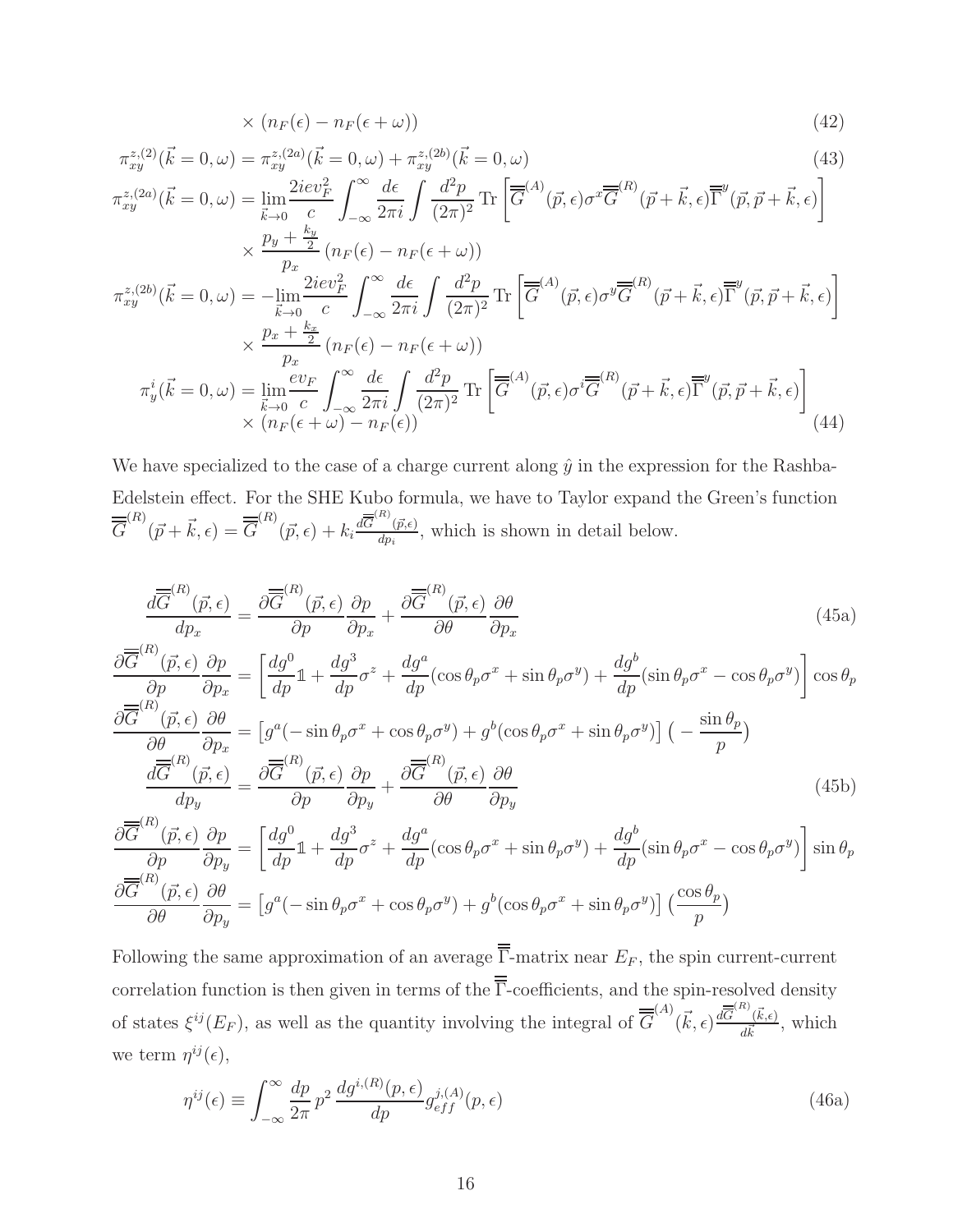$$\times \left(n_F(\epsilon) - n_F(\epsilon+\omega)\right) \tag{42}$$

$$\pi^{z,(2)}_{xy}(\vec{k}=0,\omega) = \pi^{z,(2a)}_{xy}(\vec{k}=0,\omega) + \pi^{z,(2b)}_{xy}(\vec{k}=0,\omega) \tag{43}$$

$$\begin{aligned}
\pi^{z,(2a)}_{xy}(\vec{k}=0,\omega) &= \lim_{\vec{k}\to 0}\frac{2iev_F^2}{c}\int_{-\infty}^{\infty}\frac{d\epsilon}{2\pi i}\int\frac{d^2p}{(2\pi)^2}\,\mathrm{Tr}\left[\overline{\overline{G}}^{(A)}(\vec{p},\epsilon)\sigma^x\overline{\overline{G}}^{(R)}(\vec{p}+\vec{k},\epsilon)\overline{\overline{\Gamma}}^y(\vec{p},\vec{p}+\vec{k},\epsilon)\right] \\
&\quad\times \frac{p_y+\frac{k_y}{2}}{p_x}\left(n_F(\epsilon)-n_F(\epsilon+\omega)\right) \\
\pi^{z,(2b)}_{xy}(\vec{k}=0,\omega) &= -\lim_{\vec{k}\to 0}\frac{2iev_F^2}{c}\int_{-\infty}^{\infty}\frac{d\epsilon}{2\pi i}\int\frac{d^2p}{(2\pi)^2}\,\mathrm{Tr}\left[\overline{\overline{G}}^{(A)}(\vec{p},\epsilon)\sigma^y\overline{\overline{G}}^{(R)}(\vec{p}+\vec{k},\epsilon)\overline{\overline{\Gamma}}^y(\vec{p},\vec{p}+\vec{k},\epsilon)\right] \\
&\quad\times \frac{p_x+\frac{k_x}{2}}{p_x}\left(n_F(\epsilon)-n_F(\epsilon+\omega)\right) \\
\pi^{i}_{y}(\vec{k}=0,\omega) &= \lim_{\vec{k}\to 0}\frac{ev_F}{c}\int_{-\infty}^{\infty}\frac{d\epsilon}{2\pi i}\int\frac{d^2p}{(2\pi)^2}\,\mathrm{Tr}\left[\overline{\overline{G}}^{(A)}(\vec{p},\epsilon)\sigma^i\overline{\overline{G}}^{(R)}(\vec{p}+\vec{k},\epsilon)\overline{\overline{\Gamma}}^y(\vec{p},\vec{p}+\vec{k},\epsilon)\right] \\
&\quad\times \left(n_F(\epsilon+\omega)-n_F(\epsilon)\right)
\end{aligned} \tag{44}$$

We have specialized to the case of a charge current along $\hat{y}$ in the expression for the Rashba-Edelstein effect. For the SHE Kubo formula, we have to Taylor expand the Green's function $\overline{\overline{G}}^{(R)}(\vec{p}+\vec{k},\epsilon) = \overline{\overline{G}}^{(R)}(\vec{p},\epsilon) + k_i\frac{d\overline{\overline{G}}^{(R)}(\vec{p},\epsilon)}{dp_i}$, which is shown in detail below.

$$\frac{d\overline{\overline{G}}^{(R)}(\vec{p},\epsilon)}{dp_x} = \frac{\partial\overline{\overline{G}}^{(R)}(\vec{p},\epsilon)}{\partial p}\frac{\partial p}{\partial p_x} + \frac{\partial\overline{\overline{G}}^{(R)}(\vec{p},\epsilon)}{\partial\theta}\frac{\partial\theta}{\partial p_x} \tag{45a}$$

$$\frac{\partial\overline{\overline{G}}^{(R)}(\vec{p},\epsilon)}{\partial p}\frac{\partial p}{\partial p_x} = \left[\frac{dg^0}{dp}\mathbb{1} + \frac{dg^3}{dp}\sigma^z + \frac{dg^a}{dp}(\cos\theta_p\sigma^x+\sin\theta_p\sigma^y) + \frac{dg^b}{dp}(\sin\theta_p\sigma^x-\cos\theta_p\sigma^y)\right]\cos\theta_p$$

$$\frac{\partial\overline{\overline{G}}^{(R)}(\vec{p},\epsilon)}{\partial\theta}\frac{\partial\theta}{\partial p_x} = \left[g^a(-\sin\theta_p\sigma^x+\cos\theta_p\sigma^y) + g^b(\cos\theta_p\sigma^x+\sin\theta_p\sigma^y)\right]\left(-\frac{\sin\theta_p}{p}\right)$$

$$\frac{d\overline{\overline{G}}^{(R)}(\vec{p},\epsilon)}{dp_y} = \frac{\partial\overline{\overline{G}}^{(R)}(\vec{p},\epsilon)}{\partial p}\frac{\partial p}{\partial p_y} + \frac{\partial\overline{\overline{G}}^{(R)}(\vec{p},\epsilon)}{\partial\theta}\frac{\partial\theta}{\partial p_y} \tag{45b}$$

$$\frac{\partial\overline{\overline{G}}^{(R)}(\vec{p},\epsilon)}{\partial p}\frac{\partial p}{\partial p_y} = \left[\frac{dg^0}{dp}\mathbb{1} + \frac{dg^3}{dp}\sigma^z + \frac{dg^a}{dp}(\cos\theta_p\sigma^x+\sin\theta_p\sigma^y) + \frac{dg^b}{dp}(\sin\theta_p\sigma^x-\cos\theta_p\sigma^y)\right]\sin\theta_p$$

$$\frac{\partial\overline{\overline{G}}^{(R)}(\vec{p},\epsilon)}{\partial\theta}\frac{\partial\theta}{\partial p_y} = \left[g^a(-\sin\theta_p\sigma^x+\cos\theta_p\sigma^y) + g^b(\cos\theta_p\sigma^x+\sin\theta_p\sigma^y)\right]\left(\frac{\cos\theta_p}{p}\right)$$

Following the same approximation of an average $\overline{\overline{\Gamma}}$-matrix near $E_F$, the spin current-current correlation function is then given in terms of the $\overline{\overline{\Gamma}}$-coefficients, and the spin-resolved density of states $\xi^{ij}(E_F)$, as well as the quantity involving the integral of $\overline{\overline{G}}^{(A)}(\vec{k},\epsilon)\frac{d\overline{\overline{G}}^{(R)}(\vec{k},\epsilon)}{d\vec{k}}$, which we term $\eta^{ij}(\epsilon)$,

$$\eta^{ij}(\epsilon) \equiv \int_{-\infty}^{\infty}\frac{dp}{2\pi}\,p^2\,\frac{dg^{i,(R)}(p,\epsilon)}{dp}g^{j,(A)}_{eff}(p,\epsilon) \tag{46a}$$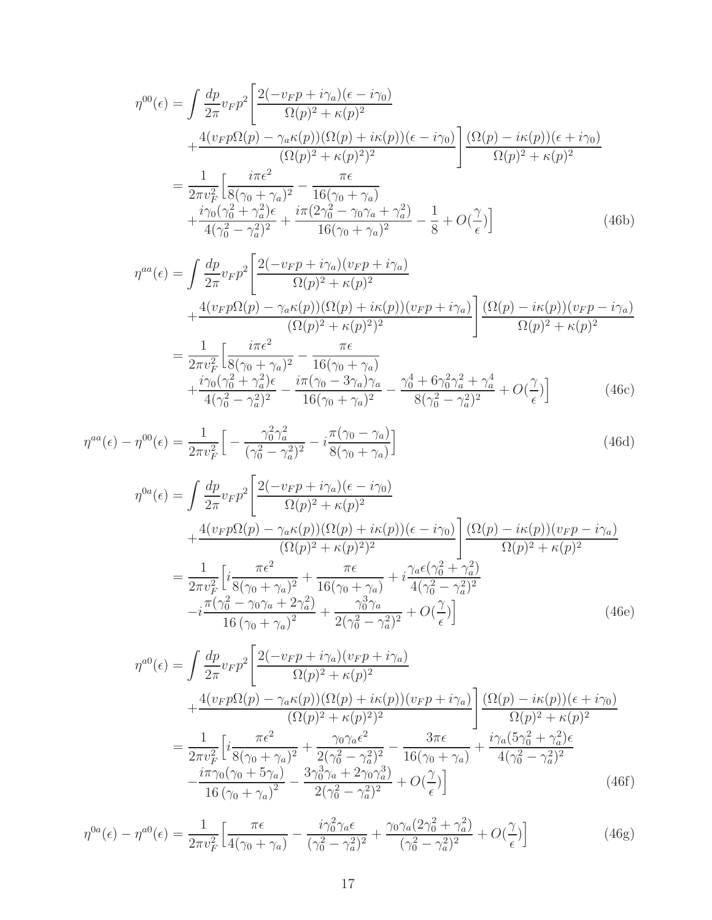$$
\begin{aligned}
\eta^{00}(\epsilon) &= \int \frac{dp}{2\pi} v_F p^2 \Bigg[ \frac{2(-v_F p + i\gamma_a)(\epsilon - i\gamma_0)}{\Omega(p)^2 + \kappa(p)^2} \\
&\quad + \frac{4(v_F p \Omega(p) - \gamma_a \kappa(p))(\Omega(p) + i\kappa(p))(\epsilon - i\gamma_0)}{(\Omega(p)^2 + \kappa(p)^2)^2} \Bigg] \frac{(\Omega(p) - i\kappa(p))(\epsilon + i\gamma_0)}{\Omega(p)^2 + \kappa(p)^2} \\
&= \frac{1}{2\pi v_F^2} \Big[ \frac{i\pi\epsilon^2}{8(\gamma_0 + \gamma_a)^2} - \frac{\pi\epsilon}{16(\gamma_0 + \gamma_a)} \\
&\quad + \frac{i\gamma_0(\gamma_0^2 + \gamma_a^2)\epsilon}{4(\gamma_0^2 - \gamma_a^2)^2} + \frac{i\pi(2\gamma_0^2 - \gamma_0\gamma_a + \gamma_a^2)}{16(\gamma_0 + \gamma_a)^2} - \frac{1}{8} + O(\frac{\gamma}{\epsilon}) \Big]
\end{aligned} \tag{46b}
$$

$$
\begin{aligned}
\eta^{aa}(\epsilon) &= \int \frac{dp}{2\pi} v_F p^2 \Bigg[ \frac{2(-v_F p + i\gamma_a)(v_F p + i\gamma_a)}{\Omega(p)^2 + \kappa(p)^2} \\
&\quad + \frac{4(v_F p \Omega(p) - \gamma_a \kappa(p))(\Omega(p) + i\kappa(p))(v_F p + i\gamma_a)}{(\Omega(p)^2 + \kappa(p)^2)^2} \Bigg] \frac{(\Omega(p) - i\kappa(p))(v_F p - i\gamma_a)}{\Omega(p)^2 + \kappa(p)^2} \\
&= \frac{1}{2\pi v_F^2} \Big[ \frac{i\pi\epsilon^2}{8(\gamma_0 + \gamma_a)^2} - \frac{\pi\epsilon}{16(\gamma_0 + \gamma_a)} \\
&\quad + \frac{i\gamma_0(\gamma_0^2 + \gamma_a^2)\epsilon}{4(\gamma_0^2 - \gamma_a^2)^2} - \frac{i\pi(\gamma_0 - 3\gamma_a)\gamma_a}{16(\gamma_0 + \gamma_a)^2} - \frac{\gamma_0^4 + 6\gamma_0^2\gamma_a^2 + \gamma_a^4}{8(\gamma_0^2 - \gamma_a^2)^2} + O(\frac{\gamma}{\epsilon}) \Big]
\end{aligned} \tag{46c}
$$

$$
\eta^{aa}(\epsilon) - \eta^{00}(\epsilon) = \frac{1}{2\pi v_F^2} \Big[ -\frac{\gamma_0^2\gamma_a^2}{(\gamma_0^2 - \gamma_a^2)^2} - i\frac{\pi(\gamma_0 - \gamma_a)}{8(\gamma_0 + \gamma_a)} \Big] \tag{46d}
$$

$$
\begin{aligned}
\eta^{0a}(\epsilon) &= \int \frac{dp}{2\pi} v_F p^2 \Bigg[ \frac{2(-v_F p + i\gamma_a)(\epsilon - i\gamma_0)}{\Omega(p)^2 + \kappa(p)^2} \\
&\quad + \frac{4(v_F p \Omega(p) - \gamma_a \kappa(p))(\Omega(p) + i\kappa(p))(\epsilon - i\gamma_0)}{(\Omega(p)^2 + \kappa(p)^2)^2} \Bigg] \frac{(\Omega(p) - i\kappa(p))(v_F p - i\gamma_a)}{\Omega(p)^2 + \kappa(p)^2} \\
&= \frac{1}{2\pi v_F^2} \Big[ i\frac{\pi\epsilon^2}{8(\gamma_0 + \gamma_a)^2} + \frac{\pi\epsilon}{16(\gamma_0 + \gamma_a)} + i\frac{\gamma_a\epsilon(\gamma_0^2 + \gamma_a^2)}{4(\gamma_0^2 - \gamma_a^2)^2} \\
&\quad - i\frac{\pi(\gamma_0^2 - \gamma_0\gamma_a + 2\gamma_a^2)}{16\,(\gamma_0 + \gamma_a)^2} + \frac{\gamma_0^3\gamma_a}{2(\gamma_0^2 - \gamma_a^2)^2} + O(\frac{\gamma}{\epsilon}) \Big]
\end{aligned} \tag{46e}
$$

$$
\begin{aligned}
\eta^{a0}(\epsilon) &= \int \frac{dp}{2\pi} v_F p^2 \Bigg[ \frac{2(-v_F p + i\gamma_a)(v_F p + i\gamma_a)}{\Omega(p)^2 + \kappa(p)^2} \\
&\quad + \frac{4(v_F p \Omega(p) - \gamma_a \kappa(p))(\Omega(p) + i\kappa(p))(v_F p + i\gamma_a)}{(\Omega(p)^2 + \kappa(p)^2)^2} \Bigg] \frac{(\Omega(p) - i\kappa(p))(\epsilon + i\gamma_0)}{\Omega(p)^2 + \kappa(p)^2} \\
&= \frac{1}{2\pi v_F^2} \Big[ i\frac{\pi\epsilon^2}{8(\gamma_0 + \gamma_a)^2} + \frac{\gamma_0\gamma_a\epsilon^2}{2(\gamma_0^2 - \gamma_a^2)^2} - \frac{3\pi\epsilon}{16(\gamma_0 + \gamma_a)} + \frac{i\gamma_a(5\gamma_0^2 + \gamma_a^2)\epsilon}{4(\gamma_0^2 - \gamma_a^2)^2} \\
&\quad - \frac{i\pi\gamma_0(\gamma_0 + 5\gamma_a)}{16\,(\gamma_0 + \gamma_a)^2} - \frac{3\gamma_0^3\gamma_a + 2\gamma_0\gamma_a^3)}{2(\gamma_0^2 - \gamma_a^2)^2} + O(\frac{\gamma}{\epsilon}) \Big]
\end{aligned} \tag{46f}
$$

$$
\eta^{0a}(\epsilon) - \eta^{a0}(\epsilon) = \frac{1}{2\pi v_F^2} \Big[ \frac{\pi\epsilon}{4(\gamma_0 + \gamma_a)} - \frac{i\gamma_0^2\gamma_a\epsilon}{(\gamma_0^2 - \gamma_a^2)^2} + \frac{\gamma_0\gamma_a(2\gamma_0^2 + \gamma_a^2)}{(\gamma_0^2 - \gamma_a^2)^2} + O(\frac{\gamma}{\epsilon}) \Big] \tag{46g}
$$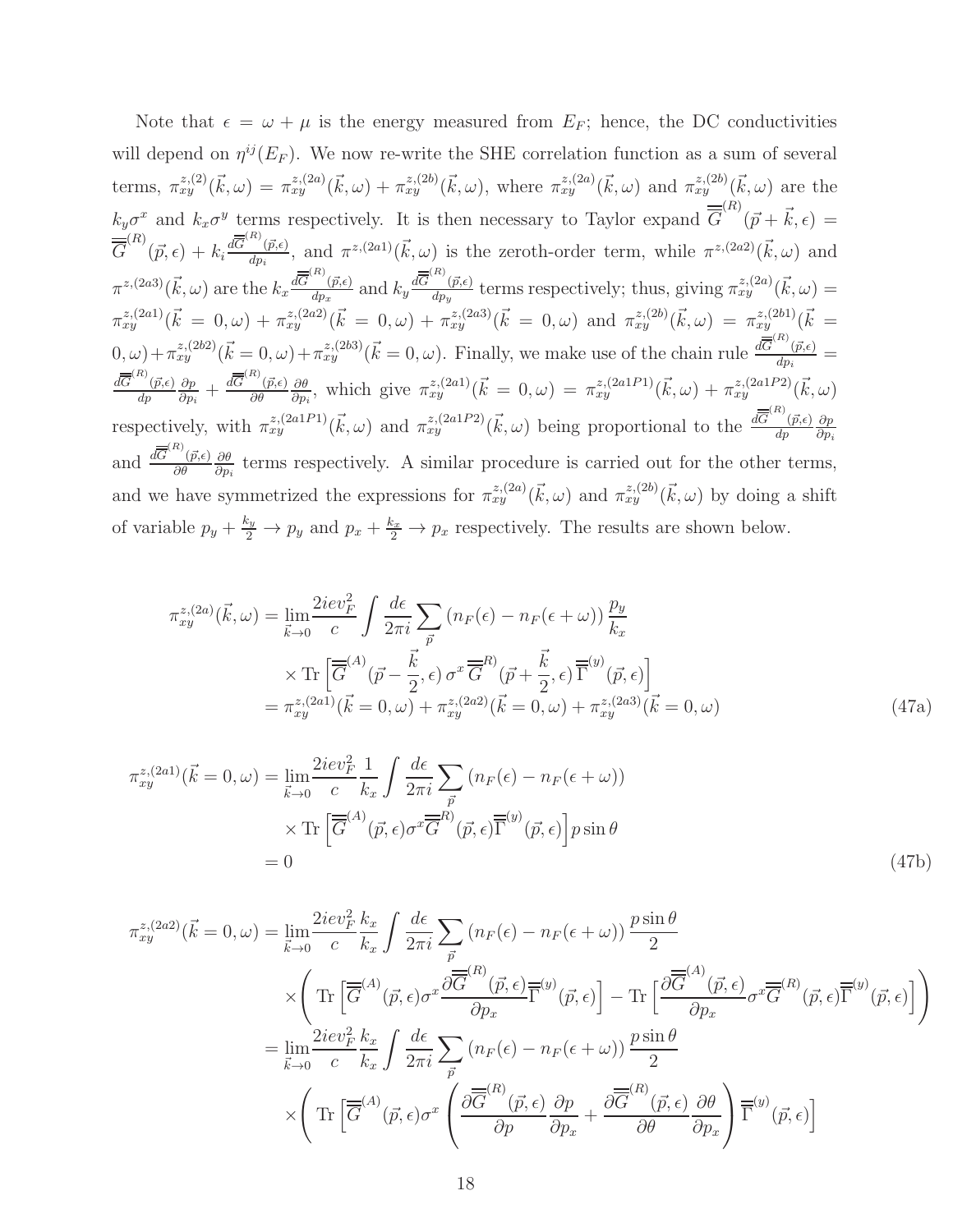Note that $\epsilon = \omega + \mu$ is the energy measured from $E_F$; hence, the DC conductivities will depend on $\eta^{ij}(E_F)$. We now re-write the SHE correlation function as a sum of several terms, $\pi^{z,(2)}_{xy}(\vec{k},\omega) = \pi^{z,(2a)}_{xy}(\vec{k},\omega) + \pi^{z,(2b)}_{xy}(\vec{k},\omega)$, where $\pi^{z,(2a)}_{xy}(\vec{k},\omega)$ and $\pi^{z,(2b)}_{xy}(\vec{k},\omega)$ are the $k_y\sigma^x$ and $k_x\sigma^y$ terms respectively. It is then necessary to Taylor expand $\overline{\overline{G}}^{(R)}(\vec{p}+\vec{k},\epsilon) = \overline{\overline{G}}^{(R)}(\vec{p},\epsilon) + k_i\frac{d\overline{\overline{G}}^{(R)}(\vec{p},\epsilon)}{dp_i}$, and $\pi^{z,(2a1)}(\vec{k},\omega)$ is the zeroth-order term, while $\pi^{z,(2a2)}(\vec{k},\omega)$ and $\pi^{z,(2a3)}(\vec{k},\omega)$ are the $k_x\frac{d\overline{\overline{G}}^{(R)}(\vec{p},\epsilon)}{dp_x}$ and $k_y\frac{d\overline{\overline{G}}^{(R)}(\vec{p},\epsilon)}{dp_y}$ terms respectively; thus, giving $\pi^{z,(2a)}_{xy}(\vec{k},\omega) = \pi^{z,(2a1)}_{xy}(\vec{k}=0,\omega) + \pi^{z,(2a2)}_{xy}(\vec{k}=0,\omega) + \pi^{z,(2a3)}_{xy}(\vec{k}=0,\omega)$ and $\pi^{z,(2b)}_{xy}(\vec{k},\omega) = \pi^{z,(2b1)}_{xy}(\vec{k}=0,\omega) + \pi^{z,(2b2)}_{xy}(\vec{k}=0,\omega) + \pi^{z,(2b3)}_{xy}(\vec{k}=0,\omega)$. Finally, we make use of the chain rule $\frac{d\overline{\overline{G}}^{(R)}(\vec{p},\epsilon)}{dp_i} = \frac{d\overline{\overline{G}}^{(R)}(\vec{p},\epsilon)}{dp}\frac{\partial p}{\partial p_i} + \frac{d\overline{\overline{G}}^{(R)}(\vec{p},\epsilon)}{\partial\theta}\frac{\partial\theta}{\partial p_i}$, which give $\pi^{z,(2a1)}_{xy}(\vec{k}=0,\omega) = \pi^{z,(2a1P1)}_{xy}(\vec{k},\omega) + \pi^{z,(2a1P2)}_{xy}(\vec{k},\omega)$ respectively, with $\pi^{z,(2a1P1)}_{xy}(\vec{k},\omega)$ and $\pi^{z,(2a1P2)}_{xy}(\vec{k},\omega)$ being proportional to the $\frac{d\overline{\overline{G}}^{(R)}(\vec{p},\epsilon)}{dp}\frac{\partial p}{\partial p_i}$ and $\frac{d\overline{\overline{G}}^{(R)}(\vec{p},\epsilon)}{\partial\theta}\frac{\partial\theta}{\partial p_i}$ terms respectively. A similar procedure is carried out for the other terms, and we have symmetrized the expressions for $\pi^{z,(2a)}_{xy}(\vec{k},\omega)$ and $\pi^{z,(2b)}_{xy}(\vec{k},\omega)$ by doing a shift of variable $p_y + \frac{k_y}{2} \to p_y$ and $p_x + \frac{k_x}{2} \to p_x$ respectively. The results are shown below.

$$
\begin{aligned}
\pi^{z,(2a)}_{xy}(\vec{k},\omega) &= \lim_{\vec{k}\to 0}\frac{2iev_F^2}{c}\int\frac{d\epsilon}{2\pi i}\sum_{\vec{p}}\left(n_F(\epsilon)-n_F(\epsilon+\omega)\right)\frac{p_y}{k_x} \\
&\quad\times \mathrm{Tr}\left[\overline{\overline{G}}^{(A)}(\vec{p}-\frac{\vec{k}}{2},\epsilon)\,\sigma^x\,\overline{\overline{G}}^{R)}(\vec{p}+\frac{\vec{k}}{2},\epsilon)\,\overline{\overline{\Gamma}}^{(y)}(\vec{p},\epsilon)\right] \\
&= \pi^{z,(2a1)}_{xy}(\vec{k}=0,\omega) + \pi^{z,(2a2)}_{xy}(\vec{k}=0,\omega) + \pi^{z,(2a3)}_{xy}(\vec{k}=0,\omega)
\end{aligned}
\tag{47a}
$$

$$
\begin{aligned}
\pi^{z,(2a1)}_{xy}(\vec{k}=0,\omega) &= \lim_{\vec{k}\to 0}\frac{2iev_F^2}{c}\frac{1}{k_x}\int\frac{d\epsilon}{2\pi i}\sum_{\vec{p}}\left(n_F(\epsilon)-n_F(\epsilon+\omega)\right) \\
&\quad\times \mathrm{Tr}\left[\overline{\overline{G}}^{(A)}(\vec{p},\epsilon)\sigma^x\overline{\overline{G}}^{R)}(\vec{p},\epsilon)\overline{\overline{\Gamma}}^{(y)}(\vec{p},\epsilon)\right]p\sin\theta \\
&= 0
\end{aligned}
\tag{47b}
$$

$$
\begin{aligned}
\pi^{z,(2a2)}_{xy}(\vec{k}=0,\omega) &= \lim_{\vec{k}\to 0}\frac{2iev_F^2}{c}\frac{k_x}{k_x}\int\frac{d\epsilon}{2\pi i}\sum_{\vec{p}}\left(n_F(\epsilon)-n_F(\epsilon+\omega)\right)\frac{p\sin\theta}{2} \\
&\quad\times\Bigg(\mathrm{Tr}\left[\overline{\overline{G}}^{(A)}(\vec{p},\epsilon)\sigma^x\frac{\partial\overline{\overline{G}}^{(R)}(\vec{p},\epsilon)}{\partial p_x}\overline{\overline{\Gamma}}^{(y)}(\vec{p},\epsilon)\right] - \mathrm{Tr}\left[\frac{\partial\overline{\overline{G}}^{(A)}(\vec{p},\epsilon)}{\partial p_x}\sigma^x\overline{\overline{G}}^{(R)}(\vec{p},\epsilon)\overline{\overline{\Gamma}}^{(y)}(\vec{p},\epsilon)\right]\Bigg) \\
&= \lim_{\vec{k}\to 0}\frac{2iev_F^2}{c}\frac{k_x}{k_x}\int\frac{d\epsilon}{2\pi i}\sum_{\vec{p}}\left(n_F(\epsilon)-n_F(\epsilon+\omega)\right)\frac{p\sin\theta}{2} \\
&\quad\times\Bigg(\mathrm{Tr}\left[\overline{\overline{G}}^{(A)}(\vec{p},\epsilon)\sigma^x\left(\frac{\partial\overline{\overline{G}}^{(R)}(\vec{p},\epsilon)}{\partial p}\frac{\partial p}{\partial p_x} + \frac{\partial\overline{\overline{G}}^{(R)}(\vec{p},\epsilon)}{\partial\theta}\frac{\partial\theta}{\partial p_x}\right)\overline{\overline{\Gamma}}^{(y)}(\vec{p},\epsilon)\right]
\end{aligned}
$$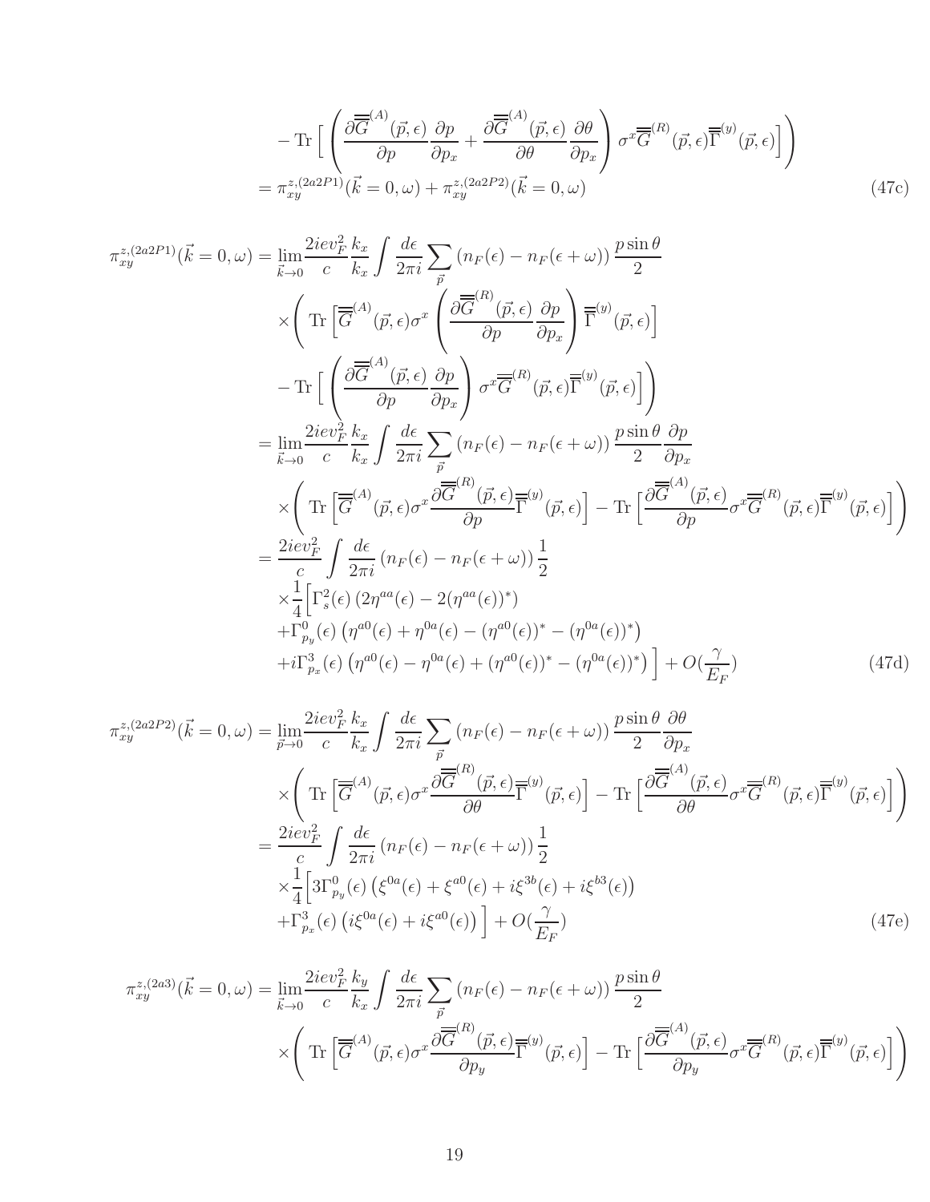$$
\begin{aligned}
&- \mathrm{Tr}\Big[ \left( \frac{\partial \overline{\overline{G}}^{(A)}(\vec{p},\epsilon)}{\partial p}\frac{\partial p}{\partial p_x} + \frac{\partial \overline{\overline{G}}^{(A)}(\vec{p},\epsilon)}{\partial \theta}\frac{\partial \theta}{\partial p_x} \right) \sigma^x \overline{\overline{G}}^{(R)}(\vec{p},\epsilon)\overline{\overline{\Gamma}}^{(y)}(\vec{p},\epsilon)\Big] \Bigg) \\
&= \pi_{xy}^{z,(2a2P1)}(\vec{k}=0,\omega) + \pi_{xy}^{z,(2a2P2)}(\vec{k}=0,\omega) \qquad (47c)
\end{aligned}
$$

$$
\begin{aligned}
\pi_{xy}^{z,(2a2P1)}(\vec{k}=0,\omega) &= \lim_{\vec{k}\to 0} \frac{2iev_F^2}{c}\frac{k_x}{k_x}\int \frac{d\epsilon}{2\pi i}\sum_{\vec{p}} \left(n_F(\epsilon)-n_F(\epsilon+\omega)\right)\frac{p\sin\theta}{2} \\
&\times\Bigg( \mathrm{Tr}\Big[\overline{\overline{G}}^{(A)}(\vec{p},\epsilon)\sigma^x \left(\frac{\partial \overline{\overline{G}}^{(R)}(\vec{p},\epsilon)}{\partial p}\frac{\partial p}{\partial p_x}\right)\overline{\overline{\Gamma}}^{(y)}(\vec{p},\epsilon)\Big] \\
&- \mathrm{Tr}\Big[ \left(\frac{\partial \overline{\overline{G}}^{(A)}(\vec{p},\epsilon)}{\partial p}\frac{\partial p}{\partial p_x}\right)\sigma^x \overline{\overline{G}}^{(R)}(\vec{p},\epsilon)\overline{\overline{\Gamma}}^{(y)}(\vec{p},\epsilon)\Big]\Bigg) \\
&= \lim_{\vec{k}\to 0} \frac{2iev_F^2}{c}\frac{k_x}{k_x}\int \frac{d\epsilon}{2\pi i}\sum_{\vec{p}} \left(n_F(\epsilon)-n_F(\epsilon+\omega)\right)\frac{p\sin\theta}{2}\frac{\partial p}{\partial p_x} \\
&\times\Bigg( \mathrm{Tr}\Big[\overline{\overline{G}}^{(A)}(\vec{p},\epsilon)\sigma^x \frac{\partial \overline{\overline{G}}^{(R)}(\vec{p},\epsilon)}{\partial p}\overline{\overline{\Gamma}}^{(y)}(\vec{p},\epsilon)\Big] - \mathrm{Tr}\Big[\frac{\partial \overline{\overline{G}}^{(A)}(\vec{p},\epsilon)}{\partial p}\sigma^x \overline{\overline{G}}^{(R)}(\vec{p},\epsilon)\overline{\overline{\Gamma}}^{(y)}(\vec{p},\epsilon)\Big]\Bigg) \\
&= \frac{2iev_F^2}{c}\int \frac{d\epsilon}{2\pi i}\left(n_F(\epsilon)-n_F(\epsilon+\omega)\right)\frac{1}{2} \\
&\times \frac{1}{4}\Big[\Gamma_s^2(\epsilon)\left(2\eta^{aa}(\epsilon)-2(\eta^{aa}(\epsilon))^*\right) \\
&+\Gamma^0_{p_y}(\epsilon)\left(\eta^{a0}(\epsilon)+\eta^{0a}(\epsilon)-(\eta^{a0}(\epsilon))^*-(\eta^{0a}(\epsilon))^*\right) \\
&+i\Gamma^3_{p_x}(\epsilon)\left(\eta^{a0}(\epsilon)-\eta^{0a}(\epsilon)+(\eta^{a0}(\epsilon))^*-(\eta^{0a}(\epsilon))^*\right)\Big] + O(\frac{\gamma}{E_F}) \qquad (47d)
\end{aligned}
$$

$$
\begin{aligned}
\pi_{xy}^{z,(2a2P2)}(\vec{k}=0,\omega) &= \lim_{\vec{p}\to 0} \frac{2iev_F^2}{c}\frac{k_x}{k_x}\int \frac{d\epsilon}{2\pi i}\sum_{\vec{p}} \left(n_F(\epsilon)-n_F(\epsilon+\omega)\right)\frac{p\sin\theta}{2}\frac{\partial \theta}{\partial p_x} \\
&\times\Bigg( \mathrm{Tr}\Big[\overline{\overline{G}}^{(A)}(\vec{p},\epsilon)\sigma^x \frac{\partial \overline{\overline{G}}^{(R)}(\vec{p},\epsilon)}{\partial \theta}\overline{\overline{\Gamma}}^{(y)}(\vec{p},\epsilon)\Big] - \mathrm{Tr}\Big[\frac{\partial \overline{\overline{G}}^{(A)}(\vec{p},\epsilon)}{\partial \theta}\sigma^x \overline{\overline{G}}^{(R)}(\vec{p},\epsilon)\overline{\overline{\Gamma}}^{(y)}(\vec{p},\epsilon)\Big]\Bigg) \\
&= \frac{2iev_F^2}{c}\int \frac{d\epsilon}{2\pi i}\left(n_F(\epsilon)-n_F(\epsilon+\omega)\right)\frac{1}{2} \\
&\times \frac{1}{4}\Big[3\Gamma^0_{p_y}(\epsilon)\left(\xi^{0a}(\epsilon)+\xi^{a0}(\epsilon)+i\xi^{3b}(\epsilon)+i\xi^{b3}(\epsilon)\right) \\
&+\Gamma^3_{p_x}(\epsilon)\left(i\xi^{0a}(\epsilon)+i\xi^{a0}(\epsilon)\right)\Big] + O(\frac{\gamma}{E_F}) \qquad (47e)
\end{aligned}
$$

$$
\begin{aligned}
\pi_{xy}^{z,(2a3)}(\vec{k}=0,\omega) &= \lim_{\vec{k}\to 0} \frac{2iev_F^2}{c}\frac{k_y}{k_x}\int \frac{d\epsilon}{2\pi i}\sum_{\vec{p}} \left(n_F(\epsilon)-n_F(\epsilon+\omega)\right)\frac{p\sin\theta}{2} \\
&\times\Bigg( \mathrm{Tr}\Big[\overline{\overline{G}}^{(A)}(\vec{p},\epsilon)\sigma^x \frac{\partial \overline{\overline{G}}^{(R)}(\vec{p},\epsilon)}{\partial p_y}\overline{\overline{\Gamma}}^{(y)}(\vec{p},\epsilon)\Big] - \mathrm{Tr}\Big[\frac{\partial \overline{\overline{G}}^{(A)}(\vec{p},\epsilon)}{\partial p_y}\sigma^x \overline{\overline{G}}^{(R)}(\vec{p},\epsilon)\overline{\overline{\Gamma}}^{(y)}(\vec{p},\epsilon)\Big]\Bigg)
\end{aligned}
$$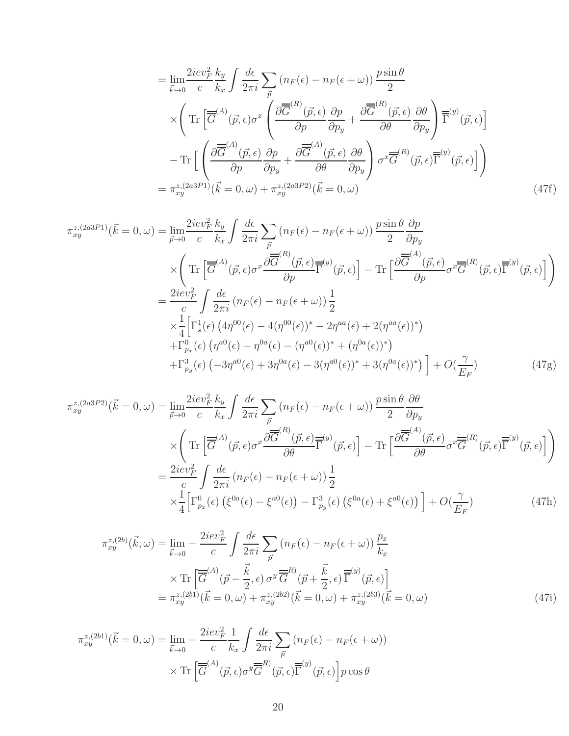$$
\begin{aligned}
&= \lim_{\vec{k}\to 0} \frac{2iev_F^2}{c} \frac{k_y}{k_x} \int \frac{d\epsilon}{2\pi i} \sum_{\vec{p}} \left(n_F(\epsilon) - n_F(\epsilon+\omega)\right) \frac{p\sin\theta}{2} \\
&\times \Bigg( \mathrm{Tr}\left[ \overline{\overline{G}}^{(A)}(\vec{p},\epsilon)\sigma^x \left( \frac{\partial \overline{\overline{G}}^{(R)}(\vec{p},\epsilon)}{\partial p}\frac{\partial p}{\partial p_y} + \frac{\partial \overline{\overline{G}}^{(R)}(\vec{p},\epsilon)}{\partial \theta}\frac{\partial \theta}{\partial p_y} \right) \overline{\overline{\Gamma}}^{(y)}(\vec{p},\epsilon) \right] \\
&- \mathrm{Tr}\Big[ \left( \frac{\partial \overline{\overline{G}}^{(A)}(\vec{p},\epsilon)}{\partial p}\frac{\partial p}{\partial p_y} + \frac{\partial \overline{\overline{G}}^{(A)}(\vec{p},\epsilon)}{\partial \theta}\frac{\partial \theta}{\partial p_y} \right) \sigma^x \overline{\overline{G}}^{(R)}(\vec{p},\epsilon)\overline{\overline{\Gamma}}^{(y)}(\vec{p},\epsilon) \Big] \Bigg) \\
&= \pi_{xy}^{z,(2a3P1)}(\vec{k}=0,\omega) + \pi_{xy}^{z,(2a3P2)}(\vec{k}=0,\omega)
\end{aligned} \tag{47f}
$$

$$
\begin{aligned}
\pi_{xy}^{z,(2a3P1)}(\vec{k}=0,\omega) &= \lim_{\vec{p}\to 0} \frac{2iev_F^2}{c} \frac{k_y}{k_x} \int \frac{d\epsilon}{2\pi i} \sum_{\vec{p}} \left(n_F(\epsilon) - n_F(\epsilon+\omega)\right) \frac{p\sin\theta}{2} \frac{\partial p}{\partial p_y} \\
&\times \Bigg( \mathrm{Tr}\left[ \overline{\overline{G}}^{(A)}(\vec{p},\epsilon)\sigma^x \frac{\partial \overline{\overline{G}}^{(R)}(\vec{p},\epsilon)}{\partial p} \overline{\overline{\Gamma}}^{(y)}(\vec{p},\epsilon) \right] - \mathrm{Tr}\left[ \frac{\partial \overline{\overline{G}}^{(A)}(\vec{p},\epsilon)}{\partial p} \sigma^x \overline{\overline{G}}^{(R)}(\vec{p},\epsilon)\overline{\overline{\Gamma}}^{(y)}(\vec{p},\epsilon) \right] \Bigg) \\
&= \frac{2iev_F^2}{c} \int \frac{d\epsilon}{2\pi i} \left(n_F(\epsilon) - n_F(\epsilon+\omega)\right) \frac{1}{2} \\
&\times \frac{1}{4}\Big[ \Gamma_s^1(\epsilon)\left(4\eta^{00}(\epsilon) - 4(\eta^{00}(\epsilon))^* - 2\eta^{aa}(\epsilon) + 2(\eta^{aa}(\epsilon))^*\right) \\
&+ \Gamma_{p_x}^0(\epsilon)\left(\eta^{a0}(\epsilon) + \eta^{0a}(\epsilon) - (\eta^{a0}(\epsilon))^* + (\eta^{0a}(\epsilon))^*\right) \\
&+ \Gamma_{p_y}^3(\epsilon)\left(-3\eta^{a0}(\epsilon) + 3\eta^{0a}(\epsilon) - 3(\eta^{a0}(\epsilon))^* + 3(\eta^{0a}(\epsilon))^*\right) \Big] + O\!\left(\frac{\gamma}{E_F}\right)
\end{aligned} \tag{47g}
$$

$$
\begin{aligned}
\pi_{xy}^{z,(2a3P2)}(\vec{k}=0,\omega) &= \lim_{\vec{p}\to 0} \frac{2iev_F^2}{c} \frac{k_y}{k_x} \int \frac{d\epsilon}{2\pi i} \sum_{\vec{p}} \left(n_F(\epsilon) - n_F(\epsilon+\omega)\right) \frac{p\sin\theta}{2} \frac{\partial \theta}{\partial p_y} \\
&\times \Bigg( \mathrm{Tr}\left[ \overline{\overline{G}}^{(A)}(\vec{p},\epsilon)\sigma^x \frac{\partial \overline{\overline{G}}^{(R)}(\vec{p},\epsilon)}{\partial \theta} \overline{\overline{\Gamma}}^{(y)}(\vec{p},\epsilon) \right] - \mathrm{Tr}\left[ \frac{\partial \overline{\overline{G}}^{(A)}(\vec{p},\epsilon)}{\partial \theta} \sigma^x \overline{\overline{G}}^{(R)}(\vec{p},\epsilon)\overline{\overline{\Gamma}}^{(y)}(\vec{p},\epsilon) \right] \Bigg) \\
&= \frac{2iev_F^2}{c} \int \frac{d\epsilon}{2\pi i} \left(n_F(\epsilon) - n_F(\epsilon+\omega)\right) \frac{1}{2} \\
&\times \frac{1}{4}\Big[ \Gamma_{p_x}^0(\epsilon)\left(\xi^{0a}(\epsilon) - \xi^{a0}(\epsilon)\right) - \Gamma_{p_y}^3(\epsilon)\left(\xi^{0a}(\epsilon) + \xi^{a0}(\epsilon)\right) \Big] + O\!\left(\frac{\gamma}{E_F}\right)
\end{aligned} \tag{47h}
$$

$$
\begin{aligned}
\pi_{xy}^{z,(2b)}(\vec{k},\omega) &= \lim_{\vec{k}\to 0} -\frac{2iev_F^2}{c} \int \frac{d\epsilon}{2\pi i} \sum_{\vec{p}} \left(n_F(\epsilon) - n_F(\epsilon+\omega)\right) \frac{p_x}{k_x} \\
&\times \mathrm{Tr}\left[ \overline{\overline{G}}^{(A)}(\vec{p}-\frac{\vec{k}}{2},\epsilon)\,\sigma^y\,\overline{\overline{G}}^{R)}(\vec{p}+\frac{\vec{k}}{2},\epsilon)\,\overline{\overline{\Gamma}}^{(y)}(\vec{p},\epsilon) \right] \\
&= \pi_{xy}^{z,(2b1)}(\vec{k}=0,\omega) + \pi_{xy}^{z,(2b2)}(\vec{k}=0,\omega) + \pi_{xy}^{z,(2b3)}(\vec{k}=0,\omega)
\end{aligned} \tag{47i}
$$

$$
\begin{aligned}
\pi_{xy}^{z,(2b1)}(\vec{k}=0,\omega) &= \lim_{\vec{k}\to 0} -\frac{2iev_F^2}{c} \frac{1}{k_x} \int \frac{d\epsilon}{2\pi i} \sum_{\vec{p}} \left(n_F(\epsilon) - n_F(\epsilon+\omega)\right) \\
&\times \mathrm{Tr}\left[ \overline{\overline{G}}^{(A)}(\vec{p},\epsilon)\sigma^y \overline{\overline{G}}^{R)}(\vec{p},\epsilon)\overline{\overline{\Gamma}}^{(y)}(\vec{p},\epsilon) \right] p\cos\theta
\end{aligned}
$$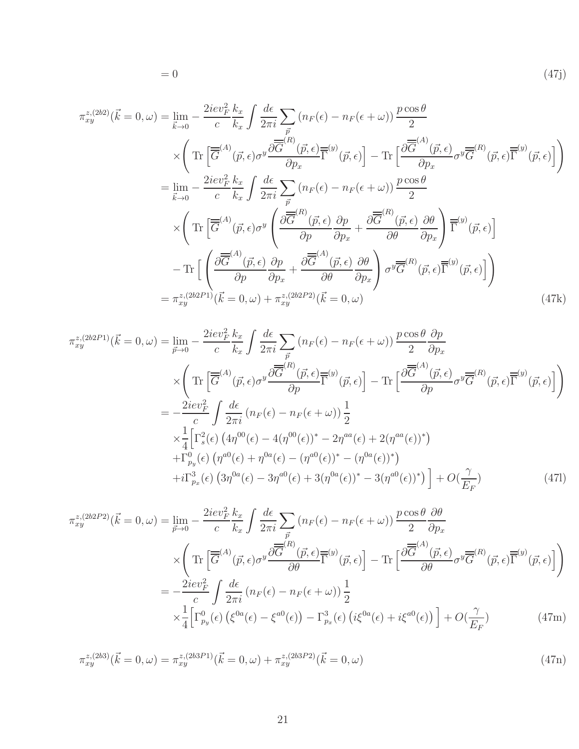$$= 0 \tag{47j}$$

$$\begin{aligned}
\pi^{z,(2b2)}_{xy}(\vec{k}=0,\omega) &= \lim_{\vec{k}\to 0} -\frac{2iev_F^2}{c}\frac{k_x}{k_x}\int \frac{d\epsilon}{2\pi i}\sum_{\vec{p}}\left(n_F(\epsilon)-n_F(\epsilon+\omega)\right)\frac{p\cos\theta}{2} \\
&\times\Bigg( \text{Tr}\left[\overline{\overline{G}}^{(A)}(\vec{p},\epsilon)\sigma^y \frac{\partial\overline{\overline{G}}^{(R)}(\vec{p},\epsilon)}{\partial p_x}\overline{\overline{\Gamma}}^{(y)}(\vec{p},\epsilon)\right] - \text{Tr}\left[\frac{\partial\overline{\overline{G}}^{(A)}(\vec{p},\epsilon)}{\partial p_x}\sigma^y \overline{\overline{G}}^{(R)}(\vec{p},\epsilon)\overline{\overline{\Gamma}}^{(y)}(\vec{p},\epsilon)\right]\Bigg) \\
&= \lim_{\vec{k}\to 0} -\frac{2iev_F^2}{c}\frac{k_x}{k_x}\int \frac{d\epsilon}{2\pi i}\sum_{\vec{p}}\left(n_F(\epsilon)-n_F(\epsilon+\omega)\right)\frac{p\cos\theta}{2} \\
&\times\Bigg( \text{Tr}\left[\overline{\overline{G}}^{(A)}(\vec{p},\epsilon)\sigma^y \left(\frac{\partial\overline{\overline{G}}^{(R)}(\vec{p},\epsilon)}{\partial p}\frac{\partial p}{\partial p_x}+\frac{\partial\overline{\overline{G}}^{(R)}(\vec{p},\epsilon)}{\partial \theta}\frac{\partial \theta}{\partial p_x}\right)\overline{\overline{\Gamma}}^{(y)}(\vec{p},\epsilon)\right] \\
&- \text{Tr}\Bigg[\left(\frac{\partial\overline{\overline{G}}^{(A)}(\vec{p},\epsilon)}{\partial p}\frac{\partial p}{\partial p_x}+\frac{\partial\overline{\overline{G}}^{(A)}(\vec{p},\epsilon)}{\partial \theta}\frac{\partial \theta}{\partial p_x}\right)\sigma^y \overline{\overline{G}}^{(R)}(\vec{p},\epsilon)\overline{\overline{\Gamma}}^{(y)}(\vec{p},\epsilon)\Bigg]\Bigg) \\
&= \pi^{z,(2b2P1)}_{xy}(\vec{k}=0,\omega) + \pi^{z,(2b2P2)}_{xy}(\vec{k}=0,\omega)
\end{aligned} \tag{47k}$$

$$\begin{aligned}
\pi^{z,(2b2P1)}_{xy}(\vec{k}=0,\omega) &= \lim_{\vec{p}\to 0} -\frac{2iev_F^2}{c}\frac{k_x}{k_x}\int \frac{d\epsilon}{2\pi i}\sum_{\vec{p}}\left(n_F(\epsilon)-n_F(\epsilon+\omega)\right)\frac{p\cos\theta}{2}\frac{\partial p}{\partial p_x} \\
&\times\Bigg( \text{Tr}\left[\overline{\overline{G}}^{(A)}(\vec{p},\epsilon)\sigma^y \frac{\partial\overline{\overline{G}}^{(R)}(\vec{p},\epsilon)}{\partial p}\overline{\overline{\Gamma}}^{(y)}(\vec{p},\epsilon)\right] - \text{Tr}\left[\frac{\partial\overline{\overline{G}}^{(A)}(\vec{p},\epsilon)}{\partial p}\sigma^y \overline{\overline{G}}^{(R)}(\vec{p},\epsilon)\overline{\overline{\Gamma}}^{(y)}(\vec{p},\epsilon)\right]\Bigg) \\
&= -\frac{2iev_F^2}{c}\int \frac{d\epsilon}{2\pi i}\left(n_F(\epsilon)-n_F(\epsilon+\omega)\right)\frac{1}{2} \\
&\times\frac{1}{4}\Big[\Gamma_s^2(\epsilon)\left(4\eta^{00}(\epsilon)-4(\eta^{00}(\epsilon))^*-2\eta^{aa}(\epsilon)+2(\eta^{aa}(\epsilon))^*\right) \\
&+\Gamma^0_{p_y}(\epsilon)\left(\eta^{a0}(\epsilon)+\eta^{0a}(\epsilon)-(\eta^{a0}(\epsilon))^*-(\eta^{0a}(\epsilon))^*\right) \\
&+i\Gamma^3_{p_x}(\epsilon)\left(3\eta^{0a}(\epsilon)-3\eta^{a0}(\epsilon)+3(\eta^{0a}(\epsilon))^*-3(\eta^{a0}(\epsilon))^*\right)\Big] + O(\frac{\gamma}{E_F})
\end{aligned} \tag{47l}$$

$$\begin{aligned}
\pi^{z,(2b2P2)}_{xy}(\vec{k}=0,\omega) &= \lim_{\vec{p}\to 0} -\frac{2iev_F^2}{c}\frac{k_x}{k_x}\int \frac{d\epsilon}{2\pi i}\sum_{\vec{p}}\left(n_F(\epsilon)-n_F(\epsilon+\omega)\right)\frac{p\cos\theta}{2}\frac{\partial \theta}{\partial p_x} \\
&\times\Bigg( \text{Tr}\left[\overline{\overline{G}}^{(A)}(\vec{p},\epsilon)\sigma^y \frac{\partial\overline{\overline{G}}^{(R)}(\vec{p},\epsilon)}{\partial \theta}\overline{\overline{\Gamma}}^{(y)}(\vec{p},\epsilon)\right] - \text{Tr}\left[\frac{\partial\overline{\overline{G}}^{(A)}(\vec{p},\epsilon)}{\partial \theta}\sigma^y \overline{\overline{G}}^{(R)}(\vec{p},\epsilon)\overline{\overline{\Gamma}}^{(y)}(\vec{p},\epsilon)\right]\Bigg) \\
&= -\frac{2iev_F^2}{c}\int \frac{d\epsilon}{2\pi i}\left(n_F(\epsilon)-n_F(\epsilon+\omega)\right)\frac{1}{2} \\
&\times\frac{1}{4}\Big[\Gamma^0_{p_y}(\epsilon)\left(\xi^{0a}(\epsilon)-\xi^{a0}(\epsilon)\right)-\Gamma^3_{p_x}(\epsilon)\left(i\xi^{0a}(\epsilon)+i\xi^{a0}(\epsilon)\right)\Big] + O(\frac{\gamma}{E_F})
\end{aligned} \tag{47m}$$

$$\pi^{z,(2b3)}_{xy}(\vec{k}=0,\omega) = \pi^{z,(2b3P1)}_{xy}(\vec{k}=0,\omega) + \pi^{z,(2b3P2)}_{xy}(\vec{k}=0,\omega) \tag{47n}$$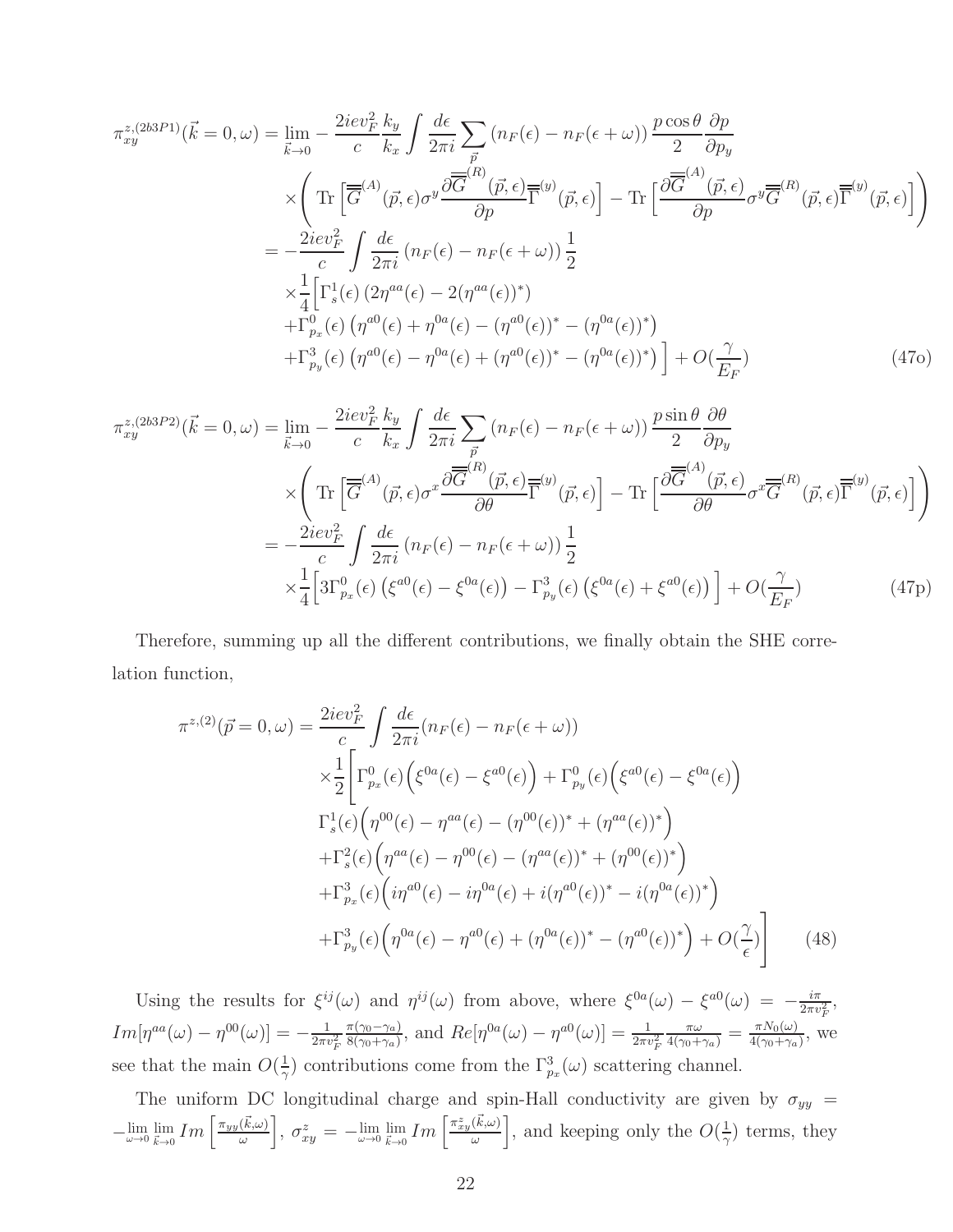$$
\begin{aligned}
\pi_{xy}^{z,(2b3P1)}(\vec{k}=0,\omega) &= \lim_{\vec{k}\to 0} -\frac{2iev_F^2}{c}\frac{k_y}{k_x}\int\frac{d\epsilon}{2\pi i}\sum_{\vec{p}}\left(n_F(\epsilon)-n_F(\epsilon+\omega)\right)\frac{p\cos\theta}{2}\frac{\partial p}{\partial p_y} \\
&\times\Bigg(\mathrm{Tr}\left[\overline{\overline{G}}^{(A)}(\vec{p},\epsilon)\sigma^y\frac{\partial\overline{\overline{G}}^{(R)}(\vec{p},\epsilon)}{\partial p}\overline{\overline{\Gamma}}^{(y)}(\vec{p},\epsilon)\right]-\mathrm{Tr}\left[\frac{\partial\overline{\overline{G}}^{(A)}(\vec{p},\epsilon)}{\partial p}\sigma^y\overline{\overline{G}}^{(R)}(\vec{p},\epsilon)\overline{\overline{\Gamma}}^{(y)}(\vec{p},\epsilon)\right]\Bigg) \\
&= -\frac{2iev_F^2}{c}\int\frac{d\epsilon}{2\pi i}\left(n_F(\epsilon)-n_F(\epsilon+\omega)\right)\frac{1}{2} \\
&\times\frac{1}{4}\Big[\Gamma_s^1(\epsilon)\left(2\eta^{aa}(\epsilon)-2(\eta^{aa}(\epsilon))^*\right) \\
&+\Gamma_{p_x}^0(\epsilon)\left(\eta^{a0}(\epsilon)+\eta^{0a}(\epsilon)-(\eta^{a0}(\epsilon))^*-(\eta^{0a}(\epsilon))^*\right) \\
&+\Gamma_{p_y}^3(\epsilon)\left(\eta^{a0}(\epsilon)-\eta^{0a}(\epsilon)+(\eta^{a0}(\epsilon))^*-(\eta^{0a}(\epsilon))^*\right)\Big]+O(\frac{\gamma}{E_F})
\end{aligned}
\tag{47o}
$$

$$
\begin{aligned}
\pi_{xy}^{z,(2b3P2)}(\vec{k}=0,\omega) &= \lim_{\vec{k}\to 0} -\frac{2iev_F^2}{c}\frac{k_y}{k_x}\int\frac{d\epsilon}{2\pi i}\sum_{\vec{p}}\left(n_F(\epsilon)-n_F(\epsilon+\omega)\right)\frac{p\sin\theta}{2}\frac{\partial \theta}{\partial p_y} \\
&\times\Bigg(\mathrm{Tr}\left[\overline{\overline{G}}^{(A)}(\vec{p},\epsilon)\sigma^x\frac{\partial\overline{\overline{G}}^{(R)}(\vec{p},\epsilon)}{\partial \theta}\overline{\overline{\Gamma}}^{(y)}(\vec{p},\epsilon)\right]-\mathrm{Tr}\left[\frac{\partial\overline{\overline{G}}^{(A)}(\vec{p},\epsilon)}{\partial \theta}\sigma^x\overline{\overline{G}}^{(R)}(\vec{p},\epsilon)\overline{\overline{\Gamma}}^{(y)}(\vec{p},\epsilon)\right]\Bigg) \\
&= -\frac{2iev_F^2}{c}\int\frac{d\epsilon}{2\pi i}\left(n_F(\epsilon)-n_F(\epsilon+\omega)\right)\frac{1}{2} \\
&\times\frac{1}{4}\Big[3\Gamma_{p_x}^0(\epsilon)\left(\xi^{a0}(\epsilon)-\xi^{0a}(\epsilon)\right)-\Gamma_{p_y}^3(\epsilon)\left(\xi^{0a}(\epsilon)+\xi^{a0}(\epsilon)\right)\Big]+O(\frac{\gamma}{E_F})
\end{aligned}
\tag{47p}
$$

Therefore, summing up all the different contributions, we finally obtain the SHE correlation function,

$$
\begin{aligned}
\pi^{z,(2)}(\vec{p}=0,\omega) &= \frac{2iev_F^2}{c}\int\frac{d\epsilon}{2\pi i}(n_F(\epsilon)-n_F(\epsilon+\omega)) \\
&\times\frac{1}{2}\Bigg[\Gamma_{p_x}^0(\epsilon)\Big(\xi^{0a}(\epsilon)-\xi^{a0}(\epsilon)\Big)+\Gamma_{p_y}^0(\epsilon)\Big(\xi^{a0}(\epsilon)-\xi^{0a}(\epsilon)\Big) \\
&\Gamma_s^1(\epsilon)\Big(\eta^{00}(\epsilon)-\eta^{aa}(\epsilon)-(\eta^{00}(\epsilon))^*+(\eta^{aa}(\epsilon))^*\Big) \\
&+\Gamma_s^2(\epsilon)\Big(\eta^{aa}(\epsilon)-\eta^{00}(\epsilon)-(\eta^{aa}(\epsilon))^*+(\eta^{00}(\epsilon))^*\Big) \\
&+\Gamma_{p_x}^3(\epsilon)\Big(i\eta^{a0}(\epsilon)-i\eta^{0a}(\epsilon)+i(\eta^{a0}(\epsilon))^*-i(\eta^{0a}(\epsilon))^*\Big) \\
&+\Gamma_{p_y}^3(\epsilon)\Big(\eta^{0a}(\epsilon)-\eta^{a0}(\epsilon)+(\eta^{0a}(\epsilon))^*-(\eta^{a0}(\epsilon))^*\Big)+O(\frac{\gamma}{\epsilon})\Bigg]
\end{aligned}
\tag{48}
$$

Using the results for $\xi^{ij}(\omega)$ and $\eta^{ij}(\omega)$ from above, where $\xi^{0a}(\omega)-\xi^{a0}(\omega)=-\frac{i\pi}{2\pi v_F^2}$, $Im[\eta^{aa}(\omega)-\eta^{00}(\omega)]=-\frac{1}{2\pi v_F^2}\frac{\pi(\gamma_0-\gamma_a)}{8(\gamma_0+\gamma_a)}$, and $Re[\eta^{0a}(\omega)-\eta^{a0}(\omega)]=\frac{1}{2\pi v_F^2}\frac{\pi\omega}{4(\gamma_0+\gamma_a)}=\frac{\pi N_0(\omega)}{4(\gamma_0+\gamma_a)}$, we see that the main $O(\frac{1}{\gamma})$ contributions come from the $\Gamma_{p_x}^3(\omega)$ scattering channel.

The uniform DC longitudinal charge and spin-Hall conductivity are given by $\sigma_{yy}=-\lim_{\omega\to 0}\lim_{\vec{k}\to 0}Im\left[\frac{\pi_{yy}(\vec{k},\omega)}{\omega}\right]$, $\sigma_{xy}^z=-\lim_{\omega\to 0}\lim_{\vec{k}\to 0}Im\left[\frac{\pi_{xy}^z(\vec{k},\omega)}{\omega}\right]$, and keeping only the $O(\frac{1}{\gamma})$ terms, they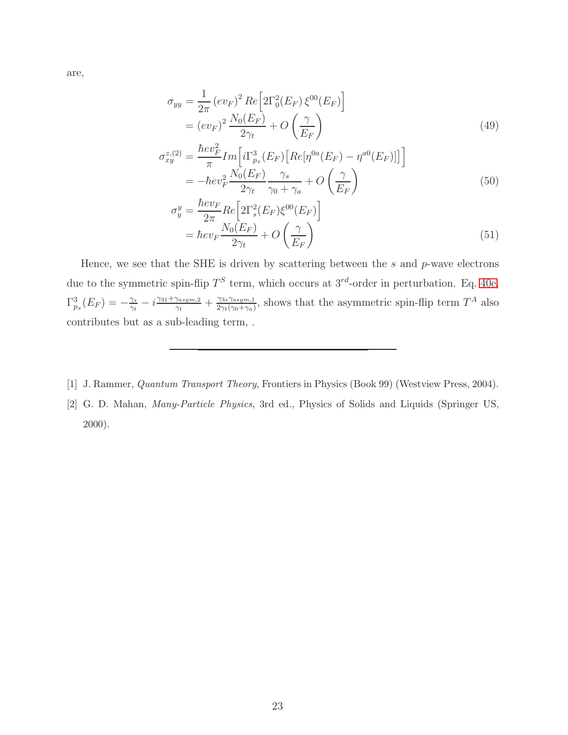are,

$$
\begin{aligned}
\sigma_{yy} &= \frac{1}{2\pi}\,(ev_F)^2\, Re\Big[2\Gamma_0^2(E_F)\,\xi^{00}(E_F)\Big] \\
&= (ev_F)^2\,\frac{N_0(E_F)}{2\gamma_t} + O\left(\frac{\gamma}{E_F}\right)
\end{aligned}
\tag{49}
$$

$$
\begin{aligned}
\sigma_{xy}^{z,(2)} &= \frac{\hbar e v_F^2}{\pi} Im\Big[i\Gamma_{p_x}^3(E_F)\big[Re[\eta^{0a}(E_F) - \eta^{a0}(E_F)]\big]\Big] \\
&= -\hbar e v_F^2 \frac{N_0(E_F)}{2\gamma_t}\frac{\gamma_s}{\gamma_0+\gamma_a} + O\left(\frac{\gamma}{E_F}\right)
\end{aligned}
\tag{50}
$$

$$
\begin{aligned}
\sigma_y^y &= \frac{\hbar e v_F}{2\pi} Re\Big[2\Gamma_s^2(E_F)\xi^{00}(E_F)\Big] \\
&= \hbar e v_F \frac{N_0(E_F)}{2\gamma_t} + O\left(\frac{\gamma}{E_F}\right)
\end{aligned}
\tag{51}
$$

Hence, we see that the SHE is driven by scattering between the $s$ and $p$-wave electrons due to the symmetric spin-flip $T^S$ term, which occurs at $3^{rd}$-order in perturbation. Eq. 40e, $\Gamma_{p_x}^3(E_F) = -\frac{\gamma_s}{\gamma_t} - i\frac{\gamma_{31}+\gamma_{asym,2}}{\gamma_t} + \frac{\gamma_{3s}\gamma_{asym,1}}{2\gamma_t(\gamma_0+\gamma_a)}$, shows that the asymmetric spin-flip term $T^A$ also contributes but as a sub-leading term, .

---

[1] J. Rammer, *Quantum Transport Theory*, Frontiers in Physics (Book 99) (Westview Press, 2004).

[2] G. D. Mahan, *Many-Particle Physics*, 3rd ed., Physics of Solids and Liquids (Springer US, 2000).